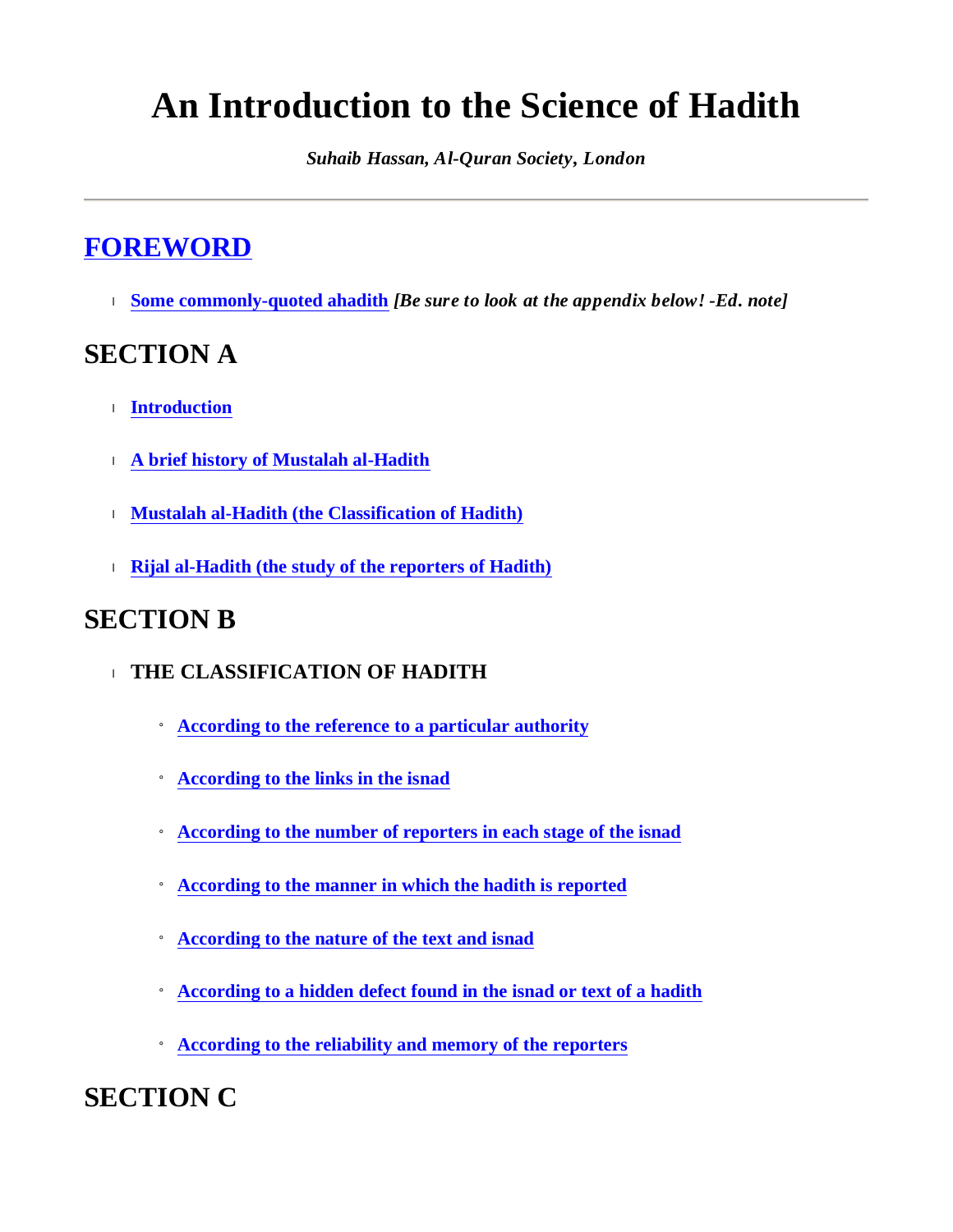# An Introduction to the Science of Hadith

***Suhaib Hassan, Al-Quran Society, London***

---

## FOREWORD

- **Some commonly-quoted ahadith** ***[Be sure to look at the appendix below! -Ed. note]***

## SECTION A

- **Introduction**
- **A brief history of Mustalah al-Hadith**
- **Mustalah al-Hadith (the Classification of Hadith)**
- **Rijal al-Hadith (the study of the reporters of Hadith)**

## SECTION B

- **THE CLASSIFICATION OF HADITH**
  - **According to the reference to a particular authority**
  - **According to the links in the isnad**
  - **According to the number of reporters in each stage of the isnad**
  - **According to the manner in which the hadith is reported**
  - **According to the nature of the text and isnad**
  - **According to a hidden defect found in the isnad or text of a hadith**
  - **According to the reliability and memory of the reporters**

## SECTION C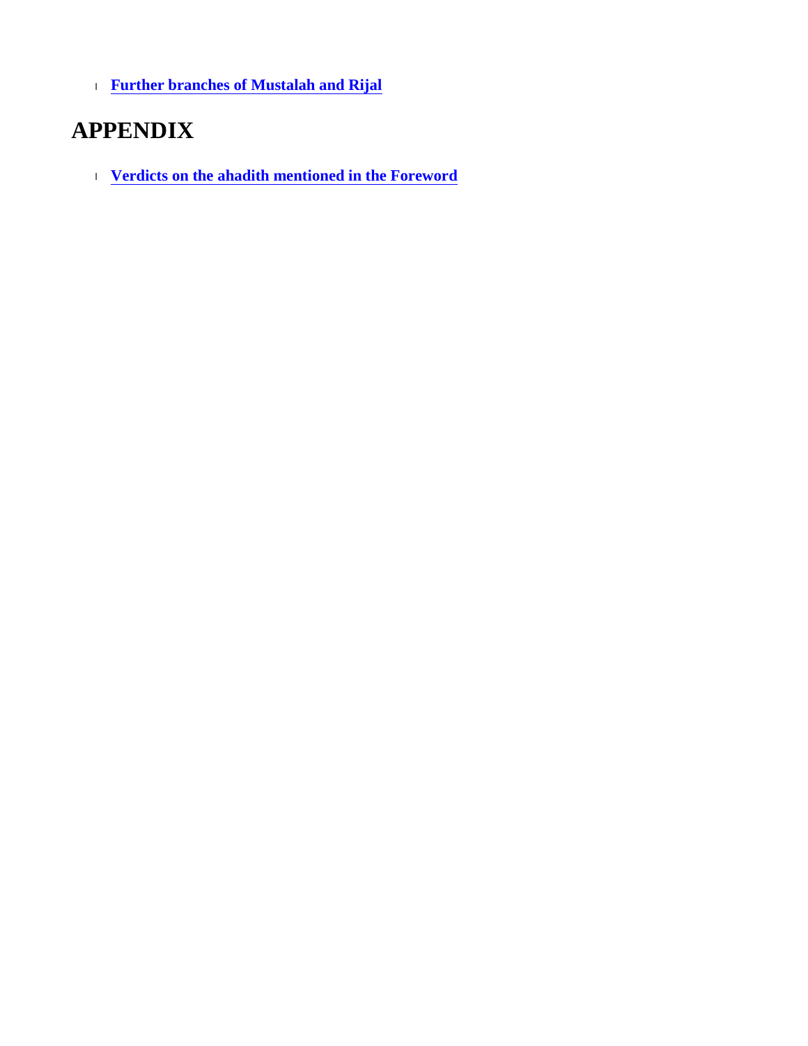- **Further branches of Mustalah and Rijal**

# APPENDIX

- **Verdicts on the ahadith mentioned in the Foreword**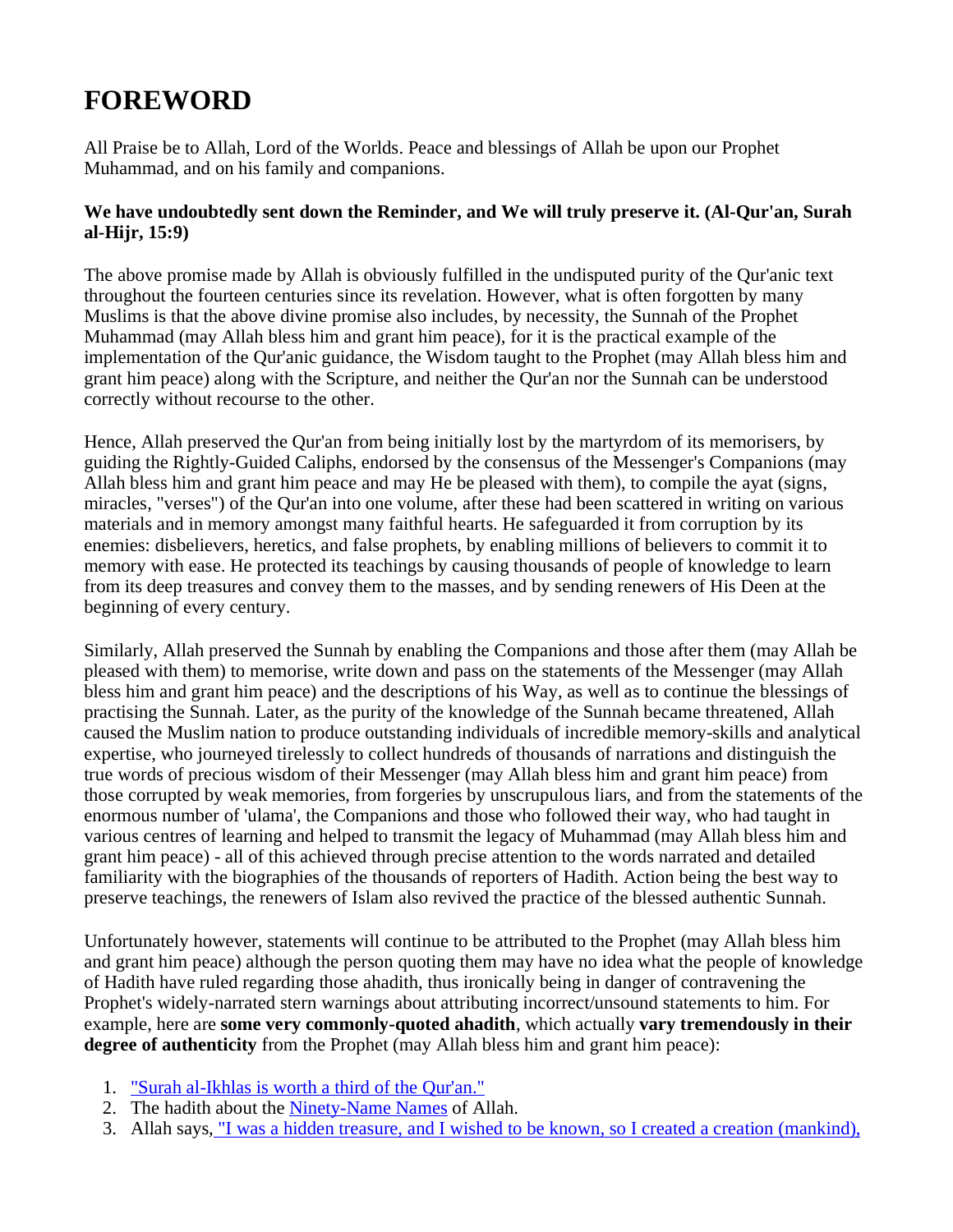# FOREWORD

All Praise be to Allah, Lord of the Worlds. Peace and blessings of Allah be upon our Prophet Muhammad, and on his family and companions.

**We have undoubtedly sent down the Reminder, and We will truly preserve it. (Al-Qur'an, Surah al-Hijr, 15:9)**

The above promise made by Allah is obviously fulfilled in the undisputed purity of the Qur'anic text throughout the fourteen centuries since its revelation. However, what is often forgotten by many Muslims is that the above divine promise also includes, by necessity, the Sunnah of the Prophet Muhammad (may Allah bless him and grant him peace), for it is the practical example of the implementation of the Qur'anic guidance, the Wisdom taught to the Prophet (may Allah bless him and grant him peace) along with the Scripture, and neither the Qur'an nor the Sunnah can be understood correctly without recourse to the other.

Hence, Allah preserved the Qur'an from being initially lost by the martyrdom of its memorisers, by guiding the Rightly-Guided Caliphs, endorsed by the consensus of the Messenger's Companions (may Allah bless him and grant him peace and may He be pleased with them), to compile the ayat (signs, miracles, "verses") of the Qur'an into one volume, after these had been scattered in writing on various materials and in memory amongst many faithful hearts. He safeguarded it from corruption by its enemies: disbelievers, heretics, and false prophets, by enabling millions of believers to commit it to memory with ease. He protected its teachings by causing thousands of people of knowledge to learn from its deep treasures and convey them to the masses, and by sending renewers of His Deen at the beginning of every century.

Similarly, Allah preserved the Sunnah by enabling the Companions and those after them (may Allah be pleased with them) to memorise, write down and pass on the statements of the Messenger (may Allah bless him and grant him peace) and the descriptions of his Way, as well as to continue the blessings of practising the Sunnah. Later, as the purity of the knowledge of the Sunnah became threatened, Allah caused the Muslim nation to produce outstanding individuals of incredible memory-skills and analytical expertise, who journeyed tirelessly to collect hundreds of thousands of narrations and distinguish the true words of precious wisdom of their Messenger (may Allah bless him and grant him peace) from those corrupted by weak memories, from forgeries by unscrupulous liars, and from the statements of the enormous number of 'ulama', the Companions and those who followed their way, who had taught in various centres of learning and helped to transmit the legacy of Muhammad (may Allah bless him and grant him peace) - all of this achieved through precise attention to the words narrated and detailed familiarity with the biographies of the thousands of reporters of Hadith. Action being the best way to preserve teachings, the renewers of Islam also revived the practice of the blessed authentic Sunnah.

Unfortunately however, statements will continue to be attributed to the Prophet (may Allah bless him and grant him peace) although the person quoting them may have no idea what the people of knowledge of Hadith have ruled regarding those ahadith, thus ironically being in danger of contravening the Prophet's widely-narrated stern warnings about attributing incorrect/unsound statements to him. For example, here are **some very commonly-quoted ahadith**, which actually **vary tremendously in their degree of authenticity** from the Prophet (may Allah bless him and grant him peace):

1. "Surah al-Ikhlas is worth a third of the Qur'an."
2. The hadith about the Ninety-Name Names of Allah.
3. Allah says, "I was a hidden treasure, and I wished to be known, so I created a creation (mankind),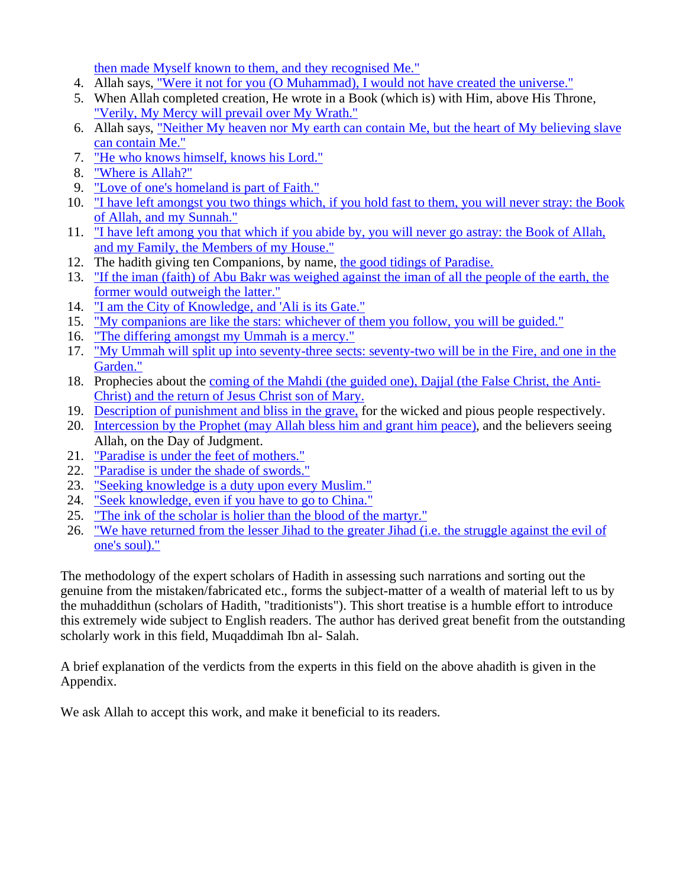then made Myself known to them, and they recognised Me."

4. Allah says, "Were it not for you (O Muhammad), I would not have created the universe."
5. When Allah completed creation, He wrote in a Book (which is) with Him, above His Throne, "Verily, My Mercy will prevail over My Wrath."
6. Allah says, "Neither My heaven nor My earth can contain Me, but the heart of My believing slave can contain Me."
7. "He who knows himself, knows his Lord."
8. "Where is Allah?"
9. "Love of one's homeland is part of Faith."
10. "I have left amongst you two things which, if you hold fast to them, you will never stray: the Book of Allah, and my Sunnah."
11. "I have left among you that which if you abide by, you will never go astray: the Book of Allah, and my Family, the Members of my House."
12. The hadith giving ten Companions, by name, the good tidings of Paradise.
13. "If the iman (faith) of Abu Bakr was weighed against the iman of all the people of the earth, the former would outweigh the latter."
14. "I am the City of Knowledge, and 'Ali is its Gate."
15. "My companions are like the stars: whichever of them you follow, you will be guided."
16. "The differing amongst my Ummah is a mercy."
17. "My Ummah will split up into seventy-three sects: seventy-two will be in the Fire, and one in the Garden."
18. Prophecies about the coming of the Mahdi (the guided one), Dajjal (the False Christ, the Anti-Christ) and the return of Jesus Christ son of Mary.
19. Description of punishment and bliss in the grave, for the wicked and pious people respectively.
20. Intercession by the Prophet (may Allah bless him and grant him peace), and the believers seeing Allah, on the Day of Judgment.
21. "Paradise is under the feet of mothers."
22. "Paradise is under the shade of swords."
23. "Seeking knowledge is a duty upon every Muslim."
24. "Seek knowledge, even if you have to go to China."
25. "The ink of the scholar is holier than the blood of the martyr."
26. "We have returned from the lesser Jihad to the greater Jihad (i.e. the struggle against the evil of one's soul)."

The methodology of the expert scholars of Hadith in assessing such narrations and sorting out the genuine from the mistaken/fabricated etc., forms the subject-matter of a wealth of material left to us by the muhaddithun (scholars of Hadith, "traditionists"). This short treatise is a humble effort to introduce this extremely wide subject to English readers. The author has derived great benefit from the outstanding scholarly work in this field, Muqaddimah Ibn al- Salah.

A brief explanation of the verdicts from the experts in this field on the above ahadith is given in the Appendix.

We ask Allah to accept this work, and make it beneficial to its readers.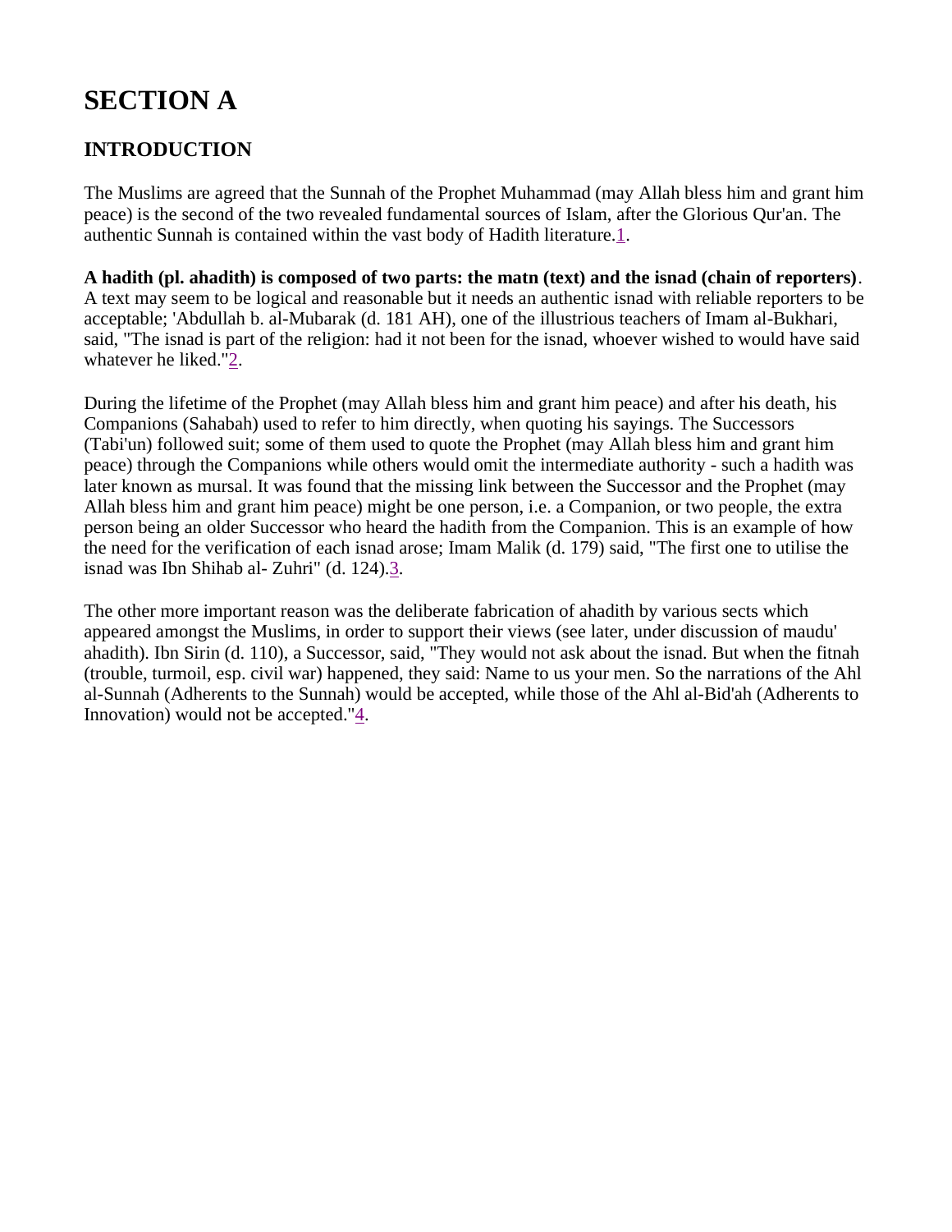# SECTION A

## INTRODUCTION

The Muslims are agreed that the Sunnah of the Prophet Muhammad (may Allah bless him and grant him peace) is the second of the two revealed fundamental sources of Islam, after the Glorious Qur'an. The authentic Sunnah is contained within the vast body of Hadith literature.[1].

**A hadith (pl. ahadith) is composed of two parts: the matn (text) and the isnad (chain of reporters)**. A text may seem to be logical and reasonable but it needs an authentic isnad with reliable reporters to be acceptable; 'Abdullah b. al-Mubarak (d. 181 AH), one of the illustrious teachers of Imam al-Bukhari, said, "The isnad is part of the religion: had it not been for the isnad, whoever wished to would have said whatever he liked."[2].

During the lifetime of the Prophet (may Allah bless him and grant him peace) and after his death, his Companions (Sahabah) used to refer to him directly, when quoting his sayings. The Successors (Tabi'un) followed suit; some of them used to quote the Prophet (may Allah bless him and grant him peace) through the Companions while others would omit the intermediate authority - such a hadith was later known as mursal. It was found that the missing link between the Successor and the Prophet (may Allah bless him and grant him peace) might be one person, i.e. a Companion, or two people, the extra person being an older Successor who heard the hadith from the Companion. This is an example of how the need for the verification of each isnad arose; Imam Malik (d. 179) said, "The first one to utilise the isnad was Ibn Shihab al- Zuhri" (d. 124).[3].

The other more important reason was the deliberate fabrication of ahadith by various sects which appeared amongst the Muslims, in order to support their views (see later, under discussion of maudu' ahadith). Ibn Sirin (d. 110), a Successor, said, "They would not ask about the isnad. But when the fitnah (trouble, turmoil, esp. civil war) happened, they said: Name to us your men. So the narrations of the Ahl al-Sunnah (Adherents to the Sunnah) would be accepted, while those of the Ahl al-Bid'ah (Adherents to Innovation) would not be accepted."[4].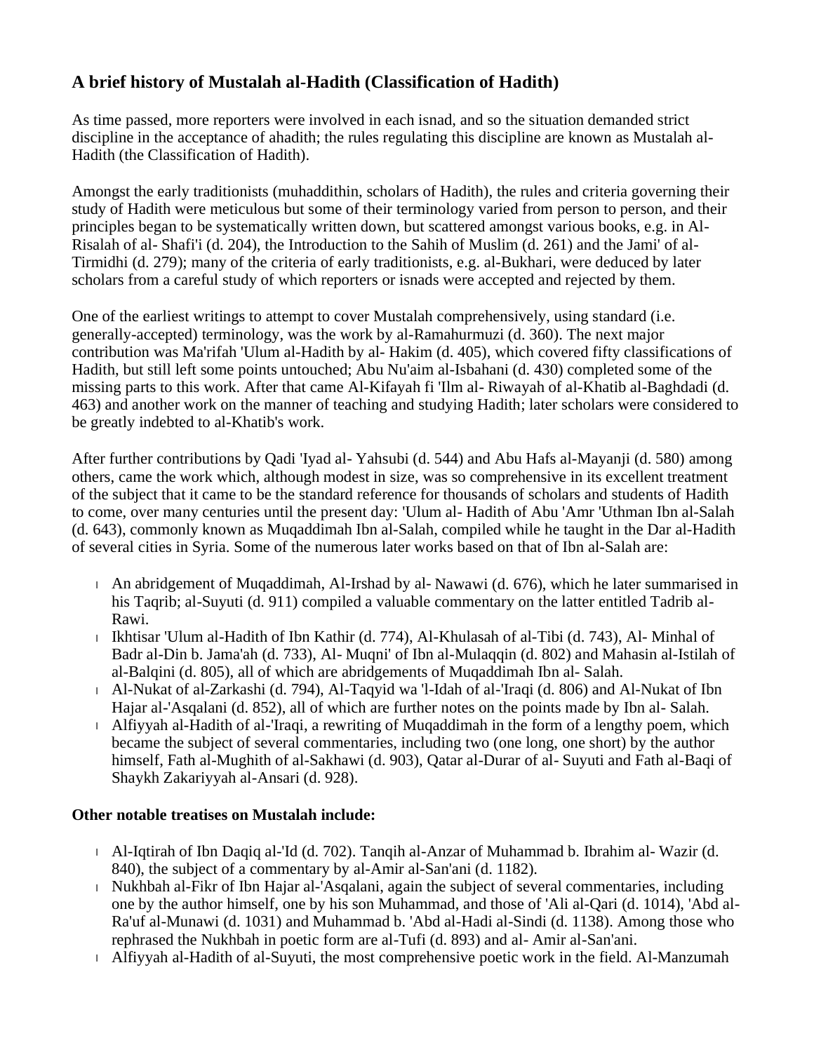## A brief history of Mustalah al-Hadith (Classification of Hadith)

As time passed, more reporters were involved in each isnad, and so the situation demanded strict discipline in the acceptance of ahadith; the rules regulating this discipline are known as Mustalah al-Hadith (the Classification of Hadith).

Amongst the early traditionists (muhaddithin, scholars of Hadith), the rules and criteria governing their study of Hadith were meticulous but some of their terminology varied from person to person, and their principles began to be systematically written down, but scattered amongst various books, e.g. in Al-Risalah of al- Shafi'i (d. 204), the Introduction to the Sahih of Muslim (d. 261) and the Jami' of al-Tirmidhi (d. 279); many of the criteria of early traditionists, e.g. al-Bukhari, were deduced by later scholars from a careful study of which reporters or isnads were accepted and rejected by them.

One of the earliest writings to attempt to cover Mustalah comprehensively, using standard (i.e. generally-accepted) terminology, was the work by al-Ramahurmuzi (d. 360). The next major contribution was Ma'rifah 'Ulum al-Hadith by al- Hakim (d. 405), which covered fifty classifications of Hadith, but still left some points untouched; Abu Nu'aim al-Isbahani (d. 430) completed some of the missing parts to this work. After that came Al-Kifayah fi 'Ilm al- Riwayah of al-Khatib al-Baghdadi (d. 463) and another work on the manner of teaching and studying Hadith; later scholars were considered to be greatly indebted to al-Khatib's work.

After further contributions by Qadi 'Iyad al- Yahsubi (d. 544) and Abu Hafs al-Mayanji (d. 580) among others, came the work which, although modest in size, was so comprehensive in its excellent treatment of the subject that it came to be the standard reference for thousands of scholars and students of Hadith to come, over many centuries until the present day: 'Ulum al- Hadith of Abu 'Amr 'Uthman Ibn al-Salah (d. 643), commonly known as Muqaddimah Ibn al-Salah, compiled while he taught in the Dar al-Hadith of several cities in Syria. Some of the numerous later works based on that of Ibn al-Salah are:

- An abridgement of Muqaddimah, Al-Irshad by al- Nawawi (d. 676), which he later summarised in his Taqrib; al-Suyuti (d. 911) compiled a valuable commentary on the latter entitled Tadrib al-Rawi.
- Ikhtisar 'Ulum al-Hadith of Ibn Kathir (d. 774), Al-Khulasah of al-Tibi (d. 743), Al- Minhal of Badr al-Din b. Jama'ah (d. 733), Al- Muqni' of Ibn al-Mulaqqin (d. 802) and Mahasin al-Istilah of al-Balqini (d. 805), all of which are abridgements of Muqaddimah Ibn al- Salah.
- Al-Nukat of al-Zarkashi (d. 794), Al-Taqyid wa 'l-Idah of al-'Iraqi (d. 806) and Al-Nukat of Ibn Hajar al-'Asqalani (d. 852), all of which are further notes on the points made by Ibn al- Salah.
- Alfiyyah al-Hadith of al-'Iraqi, a rewriting of Muqaddimah in the form of a lengthy poem, which became the subject of several commentaries, including two (one long, one short) by the author himself, Fath al-Mughith of al-Sakhawi (d. 903), Qatar al-Durar of al- Suyuti and Fath al-Baqi of Shaykh Zakariyyah al-Ansari (d. 928).

**Other notable treatises on Mustalah include:**

- Al-Iqtirah of Ibn Daqiq al-'Id (d. 702). Tanqih al-Anzar of Muhammad b. Ibrahim al- Wazir (d. 840), the subject of a commentary by al-Amir al-San'ani (d. 1182).
- Nukhbah al-Fikr of Ibn Hajar al-'Asqalani, again the subject of several commentaries, including one by the author himself, one by his son Muhammad, and those of 'Ali al-Qari (d. 1014), 'Abd al-Ra'uf al-Munawi (d. 1031) and Muhammad b. 'Abd al-Hadi al-Sindi (d. 1138). Among those who rephrased the Nukhbah in poetic form are al-Tufi (d. 893) and al- Amir al-San'ani.
- Alfiyyah al-Hadith of al-Suyuti, the most comprehensive poetic work in the field. Al-Manzumah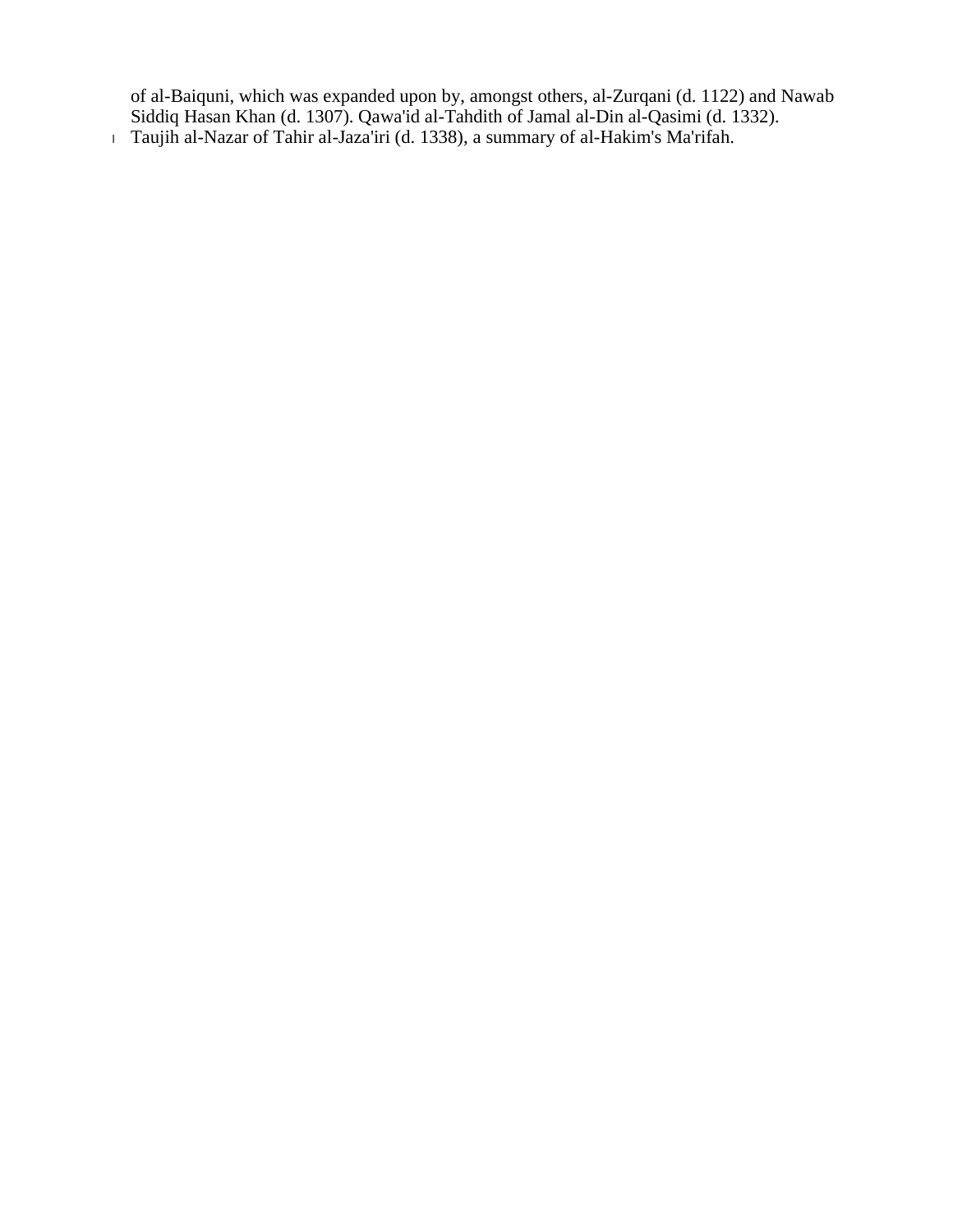of al-Baiquni, which was expanded upon by, amongst others, al-Zurqani (d. 1122) and Nawab Siddiq Hasan Khan (d. 1307). Qawa'id al-Tahdith of Jamal al-Din al-Qasimi (d. 1332).

- Taujih al-Nazar of Tahir al-Jaza'iri (d. 1338), a summary of al-Hakim's Ma'rifah.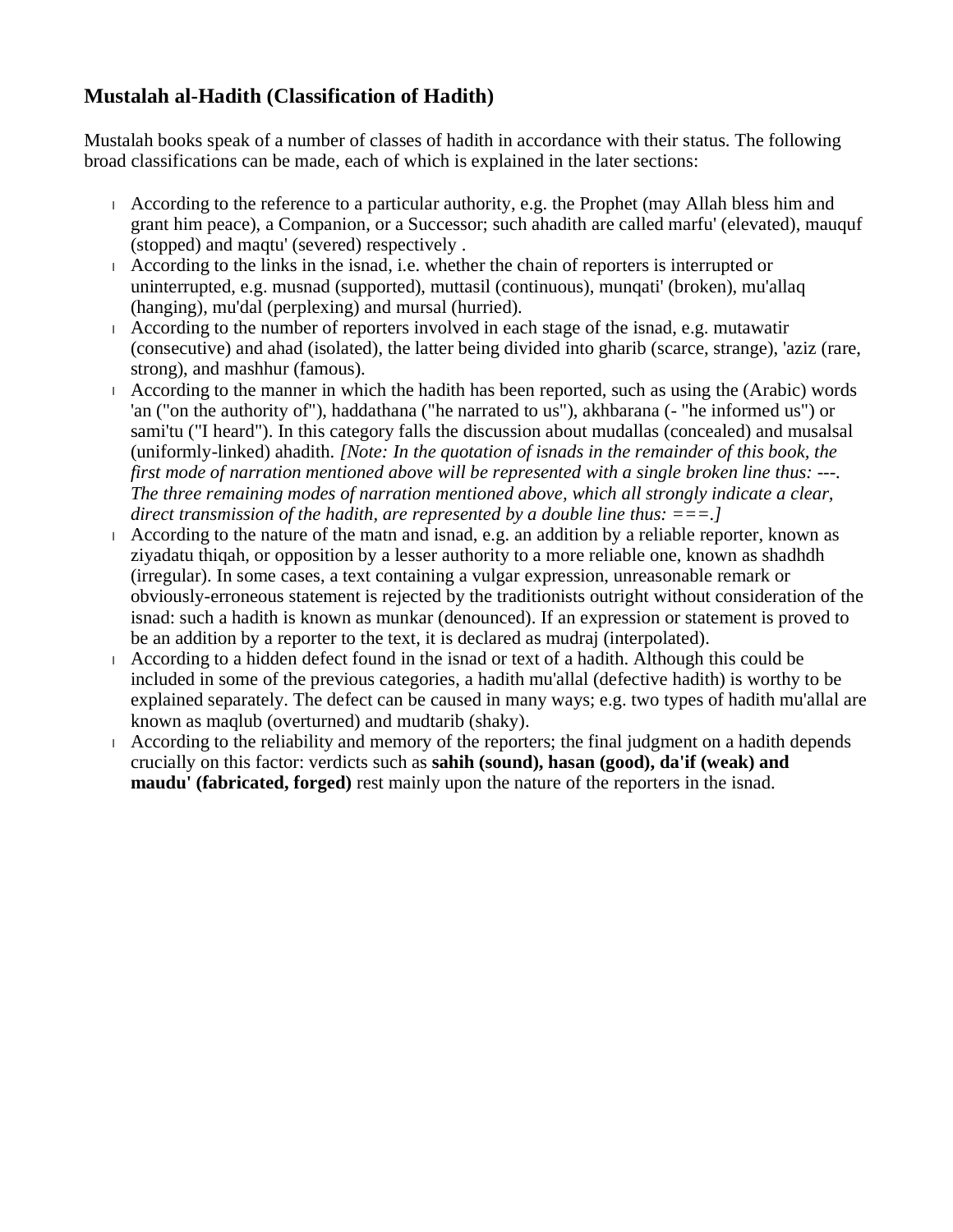## Mustalah al-Hadith (Classification of Hadith)

Mustalah books speak of a number of classes of hadith in accordance with their status. The following broad classifications can be made, each of which is explained in the later sections:

- According to the reference to a particular authority, e.g. the Prophet (may Allah bless him and grant him peace), a Companion, or a Successor; such ahadith are called marfu' (elevated), mauquf (stopped) and maqtu' (severed) respectively .
- According to the links in the isnad, i.e. whether the chain of reporters is interrupted or uninterrupted, e.g. musnad (supported), muttasil (continuous), munqati' (broken), mu'allaq (hanging), mu'dal (perplexing) and mursal (hurried).
- According to the number of reporters involved in each stage of the isnad, e.g. mutawatir (consecutive) and ahad (isolated), the latter being divided into gharib (scarce, strange), 'aziz (rare, strong), and mashhur (famous).
- According to the manner in which the hadith has been reported, such as using the (Arabic) words 'an ("on the authority of"), haddathana ("he narrated to us"), akhbarana (- "he informed us") or sami'tu ("I heard"). In this category falls the discussion about mudallas (concealed) and musalsal (uniformly-linked) ahadith. *[Note: In the quotation of isnads in the remainder of this book, the first mode of narration mentioned above will be represented with a single broken line thus: ---. The three remaining modes of narration mentioned above, which all strongly indicate a clear, direct transmission of the hadith, are represented by a double line thus: ===.]*
- According to the nature of the matn and isnad, e.g. an addition by a reliable reporter, known as ziyadatu thiqah, or opposition by a lesser authority to a more reliable one, known as shadhdh (irregular). In some cases, a text containing a vulgar expression, unreasonable remark or obviously-erroneous statement is rejected by the traditionists outright without consideration of the isnad: such a hadith is known as munkar (denounced). If an expression or statement is proved to be an addition by a reporter to the text, it is declared as mudraj (interpolated).
- According to a hidden defect found in the isnad or text of a hadith. Although this could be included in some of the previous categories, a hadith mu'allal (defective hadith) is worthy to be explained separately. The defect can be caused in many ways; e.g. two types of hadith mu'allal are known as maqlub (overturned) and mudtarib (shaky).
- According to the reliability and memory of the reporters; the final judgment on a hadith depends crucially on this factor: verdicts such as **sahih (sound), hasan (good), da'if (weak) and maudu' (fabricated, forged)** rest mainly upon the nature of the reporters in the isnad.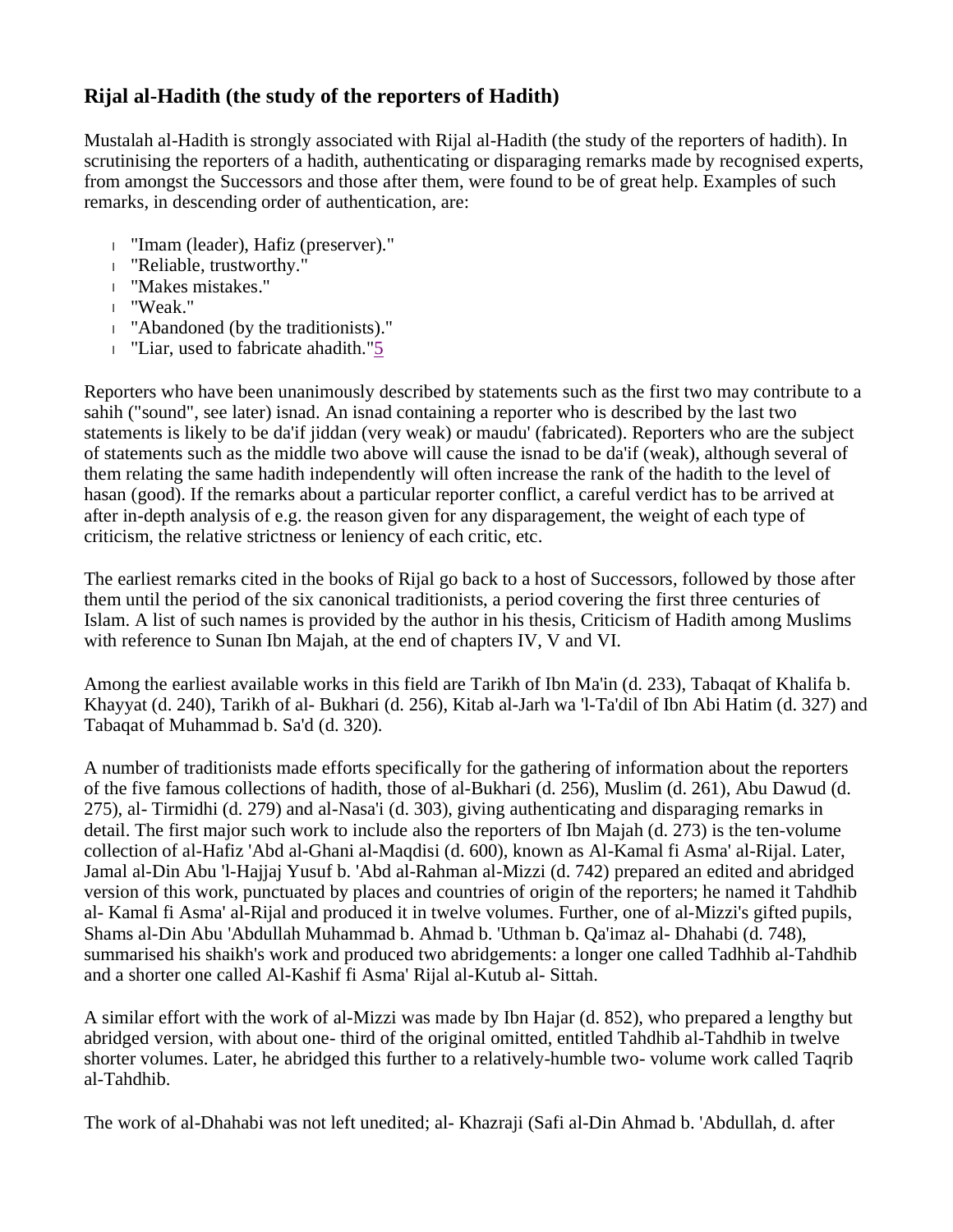## Rijal al-Hadith (the study of the reporters of Hadith)

Mustalah al-Hadith is strongly associated with Rijal al-Hadith (the study of the reporters of hadith). In scrutinising the reporters of a hadith, authenticating or disparaging remarks made by recognised experts, from amongst the Successors and those after them, were found to be of great help. Examples of such remarks, in descending order of authentication, are:

- "Imam (leader), Hafiz (preserver)."
- "Reliable, trustworthy."
- "Makes mistakes."
- "Weak."
- "Abandoned (by the traditionists)."
- "Liar, used to fabricate ahadith."[5]

Reporters who have been unanimously described by statements such as the first two may contribute to a sahih ("sound", see later) isnad. An isnad containing a reporter who is described by the last two statements is likely to be da'if jiddan (very weak) or maudu' (fabricated). Reporters who are the subject of statements such as the middle two above will cause the isnad to be da'if (weak), although several of them relating the same hadith independently will often increase the rank of the hadith to the level of hasan (good). If the remarks about a particular reporter conflict, a careful verdict has to be arrived at after in-depth analysis of e.g. the reason given for any disparagement, the weight of each type of criticism, the relative strictness or leniency of each critic, etc.

The earliest remarks cited in the books of Rijal go back to a host of Successors, followed by those after them until the period of the six canonical traditionists, a period covering the first three centuries of Islam. A list of such names is provided by the author in his thesis, Criticism of Hadith among Muslims with reference to Sunan Ibn Majah, at the end of chapters IV, V and VI.

Among the earliest available works in this field are Tarikh of Ibn Ma'in (d. 233), Tabaqat of Khalifa b. Khayyat (d. 240), Tarikh of al- Bukhari (d. 256), Kitab al-Jarh wa 'l-Ta'dil of Ibn Abi Hatim (d. 327) and Tabaqat of Muhammad b. Sa'd (d. 320).

A number of traditionists made efforts specifically for the gathering of information about the reporters of the five famous collections of hadith, those of al-Bukhari (d. 256), Muslim (d. 261), Abu Dawud (d. 275), al- Tirmidhi (d. 279) and al-Nasa'i (d. 303), giving authenticating and disparaging remarks in detail. The first major such work to include also the reporters of Ibn Majah (d. 273) is the ten-volume collection of al-Hafiz 'Abd al-Ghani al-Maqdisi (d. 600), known as Al-Kamal fi Asma' al-Rijal. Later, Jamal al-Din Abu 'l-Hajjaj Yusuf b. 'Abd al-Rahman al-Mizzi (d. 742) prepared an edited and abridged version of this work, punctuated by places and countries of origin of the reporters; he named it Tahdhib al- Kamal fi Asma' al-Rijal and produced it in twelve volumes. Further, one of al-Mizzi's gifted pupils, Shams al-Din Abu 'Abdullah Muhammad b. Ahmad b. 'Uthman b. Qa'imaz al- Dhahabi (d. 748), summarised his shaikh's work and produced two abridgements: a longer one called Tadhhib al-Tahdhib and a shorter one called Al-Kashif fi Asma' Rijal al-Kutub al- Sittah.

A similar effort with the work of al-Mizzi was made by Ibn Hajar (d. 852), who prepared a lengthy but abridged version, with about one- third of the original omitted, entitled Tahdhib al-Tahdhib in twelve shorter volumes. Later, he abridged this further to a relatively-humble two- volume work called Taqrib al-Tahdhib.

The work of al-Dhahabi was not left unedited; al- Khazraji (Safi al-Din Ahmad b. 'Abdullah, d. after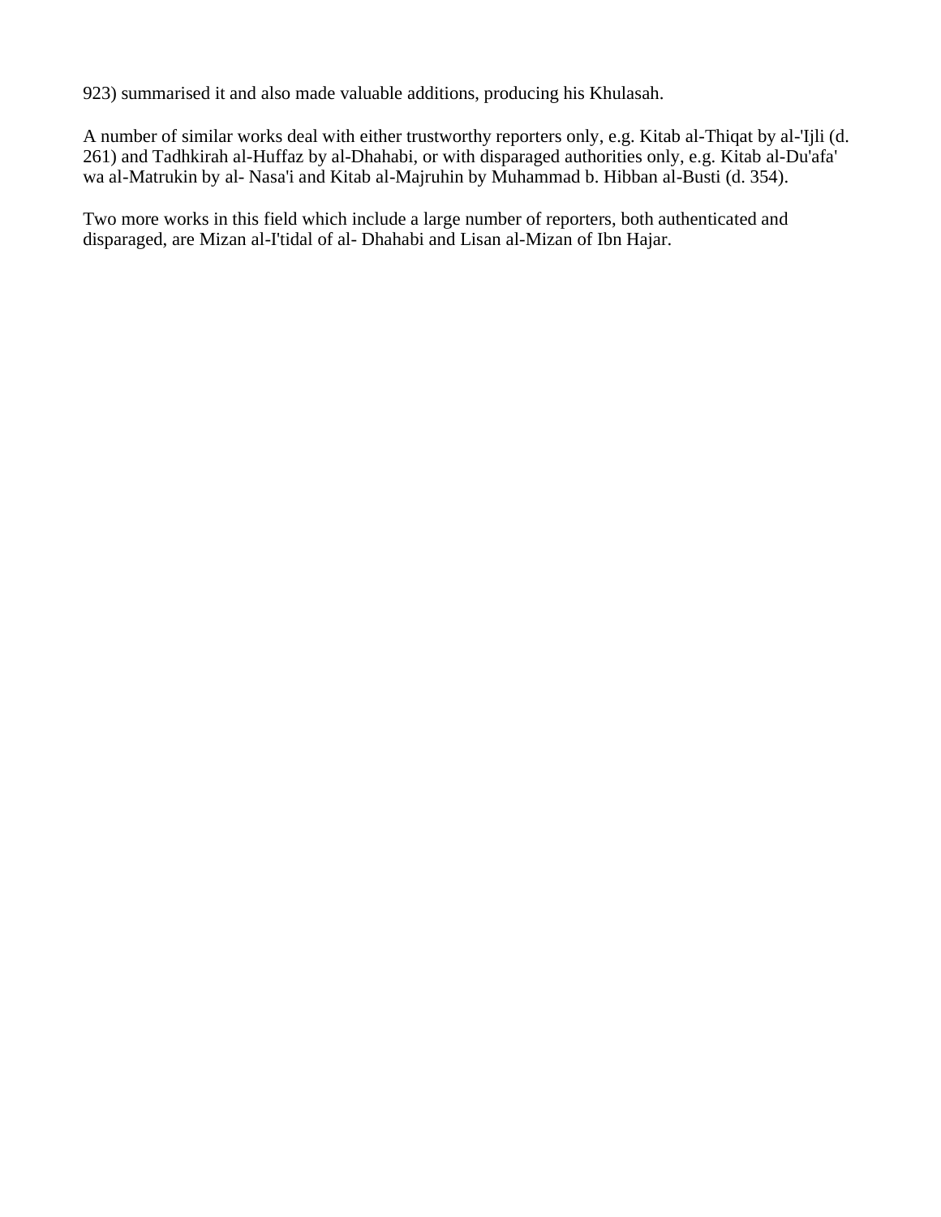923) summarised it and also made valuable additions, producing his Khulasah.

A number of similar works deal with either trustworthy reporters only, e.g. Kitab al-Thiqat by al-'Ijli (d. 261) and Tadhkirah al-Huffaz by al-Dhahabi, or with disparaged authorities only, e.g. Kitab al-Du'afa' wa al-Matrukin by al- Nasa'i and Kitab al-Majruhin by Muhammad b. Hibban al-Busti (d. 354).

Two more works in this field which include a large number of reporters, both authenticated and disparaged, are Mizan al-I'tidal of al- Dhahabi and Lisan al-Mizan of Ibn Hajar.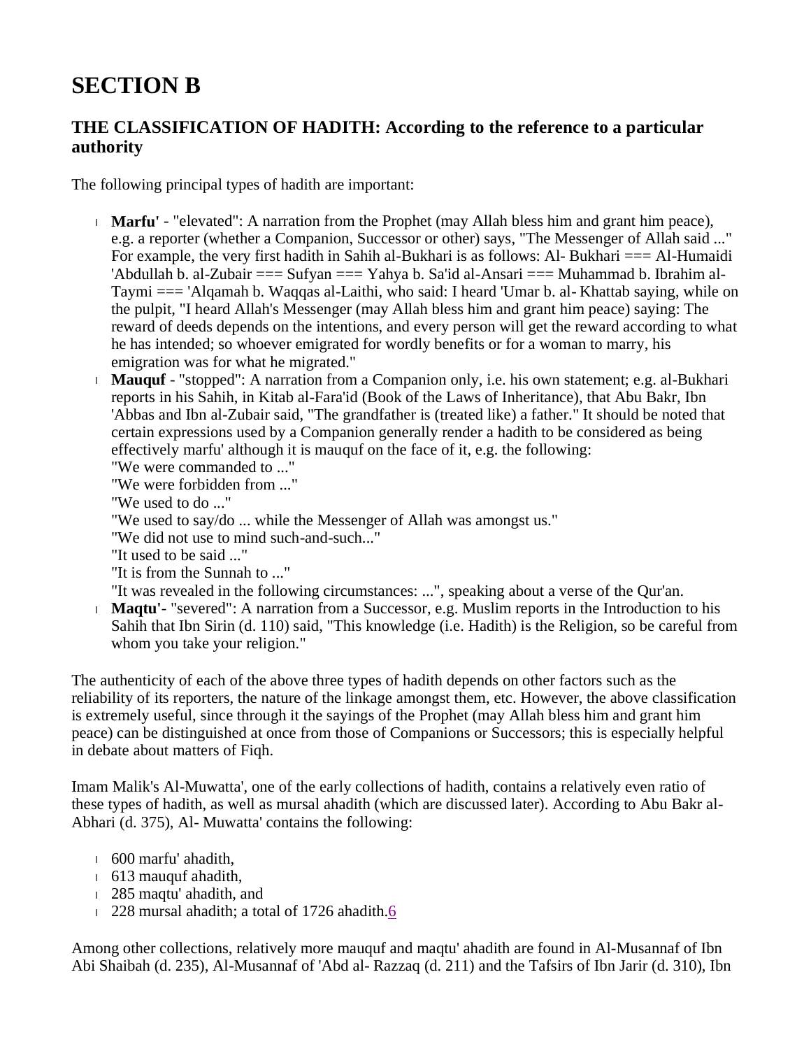# SECTION B

## THE CLASSIFICATION OF HADITH: According to the reference to a particular authority

The following principal types of hadith are important:

- **Marfu'** - "elevated": A narration from the Prophet (may Allah bless him and grant him peace), e.g. a reporter (whether a Companion, Successor or other) says, "The Messenger of Allah said ..." For example, the very first hadith in Sahih al-Bukhari is as follows: Al- Bukhari === Al-Humaidi 'Abdullah b. al-Zubair === Sufyan === Yahya b. Sa'id al-Ansari === Muhammad b. Ibrahim al-Taymi === 'Alqamah b. Waqqas al-Laithi, who said: I heard 'Umar b. al- Khattab saying, while on the pulpit, "I heard Allah's Messenger (may Allah bless him and grant him peace) saying: The reward of deeds depends on the intentions, and every person will get the reward according to what he has intended; so whoever emigrated for wordly benefits or for a woman to marry, his emigration was for what he migrated."
- **Mauquf** - "stopped": A narration from a Companion only, i.e. his own statement; e.g. al-Bukhari reports in his Sahih, in Kitab al-Fara'id (Book of the Laws of Inheritance), that Abu Bakr, Ibn 'Abbas and Ibn al-Zubair said, "The grandfather is (treated like) a father." It should be noted that certain expressions used by a Companion generally render a hadith to be considered as being effectively marfu' although it is mauquf on the face of it, e.g. the following:
  "We were commanded to ..."
  "We were forbidden from ..."
  "We used to do ..."
  "We used to say/do ... while the Messenger of Allah was amongst us."
  "We did not use to mind such-and-such..."
  "It used to be said ..."
  "It is from the Sunnah to ..."
  "It was revealed in the following circumstances: ...", speaking about a verse of the Qur'an.
- **Maqtu'**- "severed": A narration from a Successor, e.g. Muslim reports in the Introduction to his Sahih that Ibn Sirin (d. 110) said, "This knowledge (i.e. Hadith) is the Religion, so be careful from whom you take your religion."

The authenticity of each of the above three types of hadith depends on other factors such as the reliability of its reporters, the nature of the linkage amongst them, etc. However, the above classification is extremely useful, since through it the sayings of the Prophet (may Allah bless him and grant him peace) can be distinguished at once from those of Companions or Successors; this is especially helpful in debate about matters of Fiqh.

Imam Malik's Al-Muwatta', one of the early collections of hadith, contains a relatively even ratio of these types of hadith, as well as mursal ahadith (which are discussed later). According to Abu Bakr al-Abhari (d. 375), Al- Muwatta' contains the following:

- 600 marfu' ahadith,
- 613 mauquf ahadith,
- 285 maqtu' ahadith, and
- 228 mursal ahadith; a total of 1726 ahadith.[6]

Among other collections, relatively more mauquf and maqtu' ahadith are found in Al-Musannaf of Ibn Abi Shaibah (d. 235), Al-Musannaf of 'Abd al- Razzaq (d. 211) and the Tafsirs of Ibn Jarir (d. 310), Ibn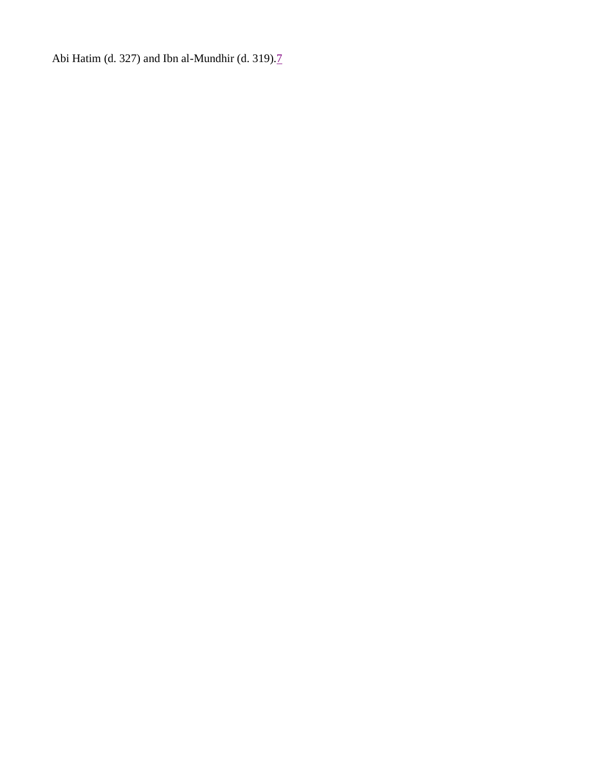Abi Hatim (d. 327) and Ibn al-Mundhir (d. 319).[7]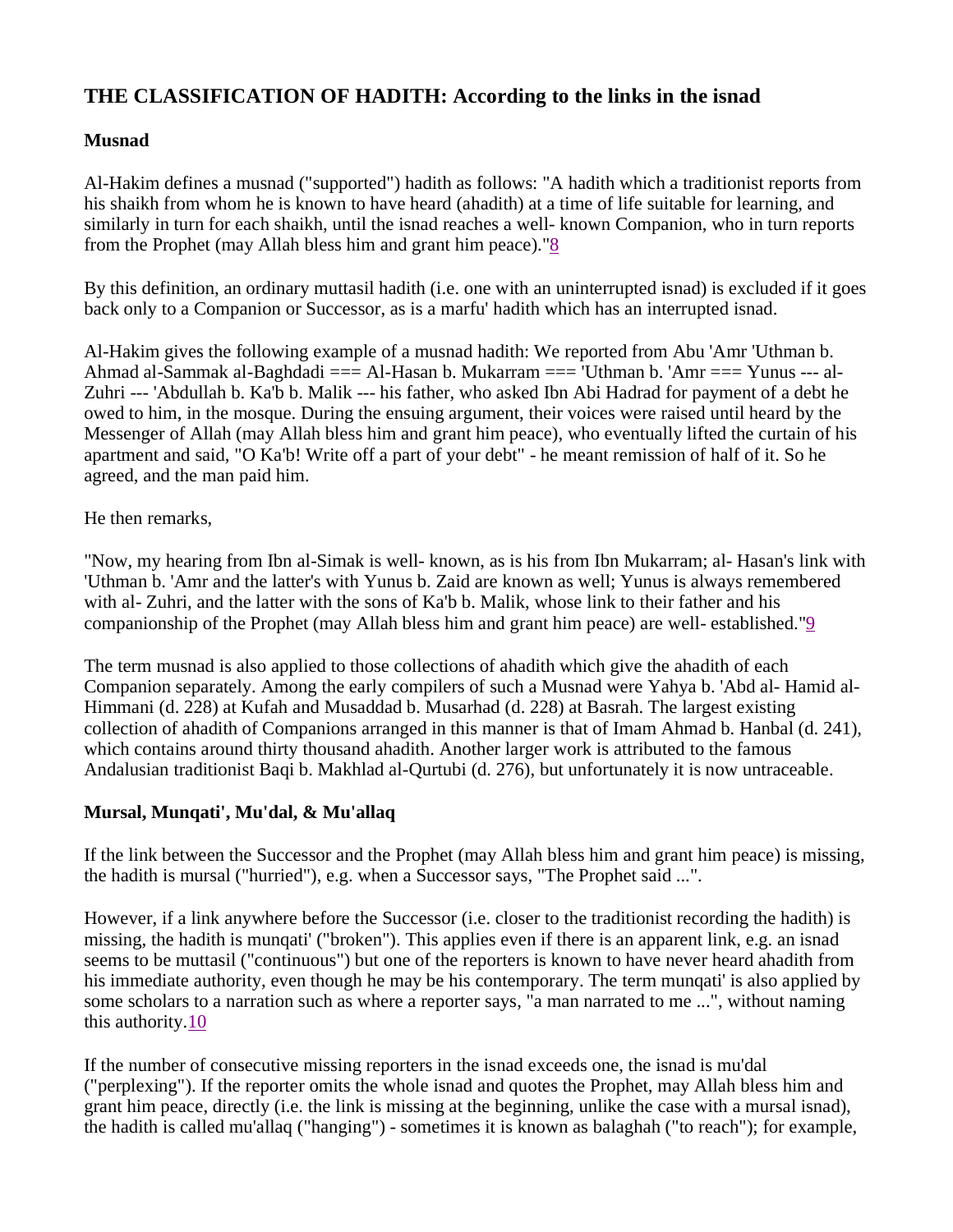## THE CLASSIFICATION OF HADITH: According to the links in the isnad

### Musnad

Al-Hakim defines a musnad ("supported") hadith as follows: "A hadith which a traditionist reports from his shaikh from whom he is known to have heard (ahadith) at a time of life suitable for learning, and similarly in turn for each shaikh, until the isnad reaches a well- known Companion, who in turn reports from the Prophet (may Allah bless him and grant him peace)."[8]

By this definition, an ordinary muttasil hadith (i.e. one with an uninterrupted isnad) is excluded if it goes back only to a Companion or Successor, as is a marfu' hadith which has an interrupted isnad.

Al-Hakim gives the following example of a musnad hadith: We reported from Abu 'Amr 'Uthman b. Ahmad al-Sammak al-Baghdadi === Al-Hasan b. Mukarram === 'Uthman b. 'Amr === Yunus --- al-Zuhri --- 'Abdullah b. Ka'b b. Malik --- his father, who asked Ibn Abi Hadrad for payment of a debt he owed to him, in the mosque. During the ensuing argument, their voices were raised until heard by the Messenger of Allah (may Allah bless him and grant him peace), who eventually lifted the curtain of his apartment and said, "O Ka'b! Write off a part of your debt" - he meant remission of half of it. So he agreed, and the man paid him.

He then remarks,

"Now, my hearing from Ibn al-Simak is well- known, as is his from Ibn Mukarram; al- Hasan's link with 'Uthman b. 'Amr and the latter's with Yunus b. Zaid are known as well; Yunus is always remembered with al- Zuhri, and the latter with the sons of Ka'b b. Malik, whose link to their father and his companionship of the Prophet (may Allah bless him and grant him peace) are well- established."[9]

The term musnad is also applied to those collections of ahadith which give the ahadith of each Companion separately. Among the early compilers of such a Musnad were Yahya b. 'Abd al- Hamid al-Himmani (d. 228) at Kufah and Musaddad b. Musarhad (d. 228) at Basrah. The largest existing collection of ahadith of Companions arranged in this manner is that of Imam Ahmad b. Hanbal (d. 241), which contains around thirty thousand ahadith. Another larger work is attributed to the famous Andalusian traditionist Baqi b. Makhlad al-Qurtubi (d. 276), but unfortunately it is now untraceable.

### Mursal, Munqati', Mu'dal, & Mu'allaq

If the link between the Successor and the Prophet (may Allah bless him and grant him peace) is missing, the hadith is mursal ("hurried"), e.g. when a Successor says, "The Prophet said ...".

However, if a link anywhere before the Successor (i.e. closer to the traditionist recording the hadith) is missing, the hadith is munqati' ("broken"). This applies even if there is an apparent link, e.g. an isnad seems to be muttasil ("continuous") but one of the reporters is known to have never heard ahadith from his immediate authority, even though he may be his contemporary. The term munqati' is also applied by some scholars to a narration such as where a reporter says, "a man narrated to me ...", without naming this authority.[10]

If the number of consecutive missing reporters in the isnad exceeds one, the isnad is mu'dal ("perplexing"). If the reporter omits the whole isnad and quotes the Prophet, may Allah bless him and grant him peace, directly (i.e. the link is missing at the beginning, unlike the case with a mursal isnad), the hadith is called mu'allaq ("hanging") - sometimes it is known as balaghah ("to reach"); for example,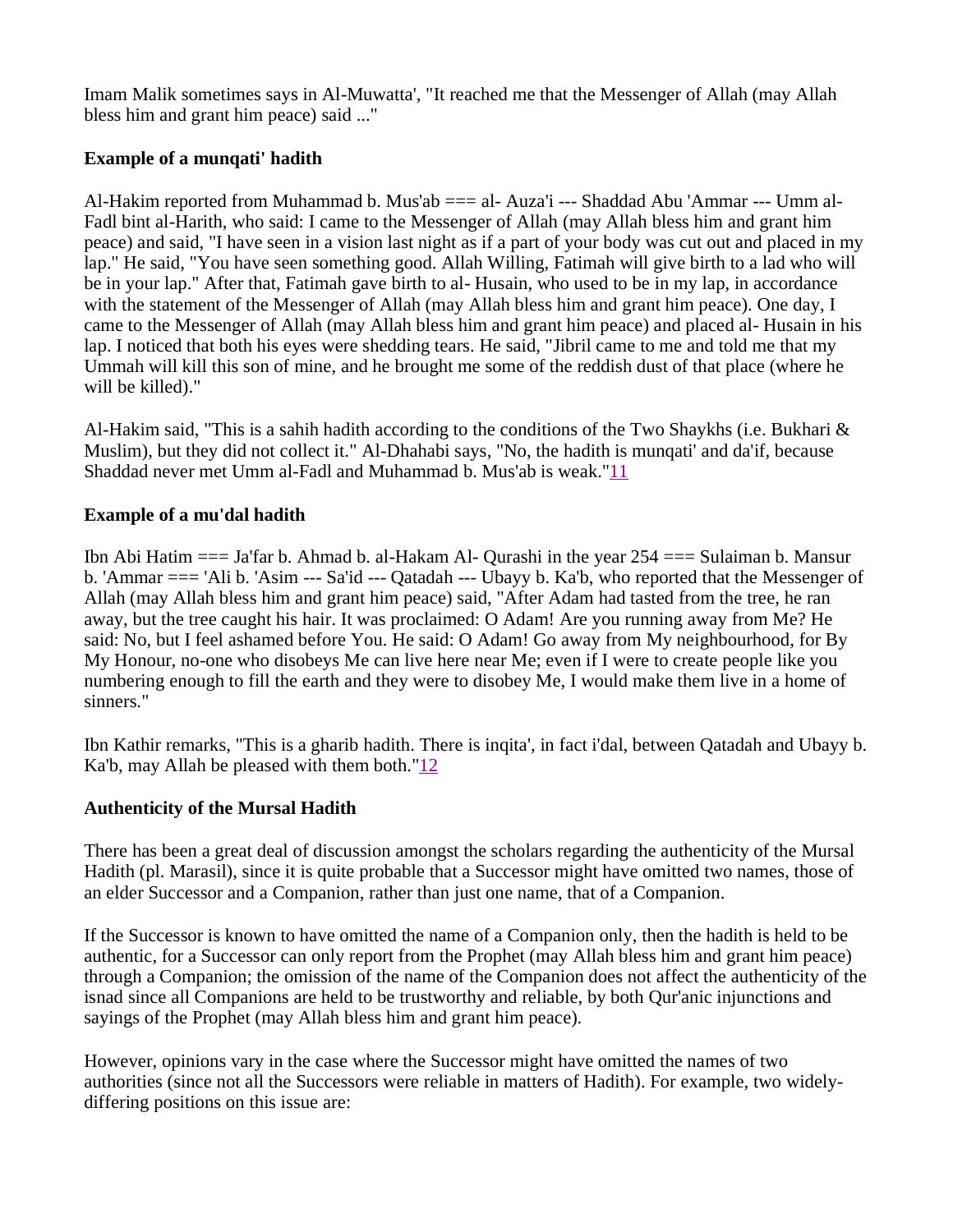Imam Malik sometimes says in Al-Muwatta', "It reached me that the Messenger of Allah (may Allah bless him and grant him peace) said ..."

**Example of a munqati' hadith**

Al-Hakim reported from Muhammad b. Mus'ab === al- Auza'i --- Shaddad Abu 'Ammar --- Umm al-Fadl bint al-Harith, who said: I came to the Messenger of Allah (may Allah bless him and grant him peace) and said, "I have seen in a vision last night as if a part of your body was cut out and placed in my lap." He said, "You have seen something good. Allah Willing, Fatimah will give birth to a lad who will be in your lap." After that, Fatimah gave birth to al- Husain, who used to be in my lap, in accordance with the statement of the Messenger of Allah (may Allah bless him and grant him peace). One day, I came to the Messenger of Allah (may Allah bless him and grant him peace) and placed al- Husain in his lap. I noticed that both his eyes were shedding tears. He said, "Jibril came to me and told me that my Ummah will kill this son of mine, and he brought me some of the reddish dust of that place (where he will be killed)."

Al-Hakim said, "This is a sahih hadith according to the conditions of the Two Shaykhs (i.e. Bukhari & Muslim), but they did not collect it." Al-Dhahabi says, "No, the hadith is munqati' and da'if, because Shaddad never met Umm al-Fadl and Muhammad b. Mus'ab is weak."[11]

**Example of a mu'dal hadith**

Ibn Abi Hatim === Ja'far b. Ahmad b. al-Hakam Al- Qurashi in the year 254 === Sulaiman b. Mansur b. 'Ammar === 'Ali b. 'Asim --- Sa'id --- Qatadah --- Ubayy b. Ka'b, who reported that the Messenger of Allah (may Allah bless him and grant him peace) said, "After Adam had tasted from the tree, he ran away, but the tree caught his hair. It was proclaimed: O Adam! Are you running away from Me? He said: No, but I feel ashamed before You. He said: O Adam! Go away from My neighbourhood, for By My Honour, no-one who disobeys Me can live here near Me; even if I were to create people like you numbering enough to fill the earth and they were to disobey Me, I would make them live in a home of sinners."

Ibn Kathir remarks, "This is a gharib hadith. There is inqita', in fact i'dal, between Qatadah and Ubayy b. Ka'b, may Allah be pleased with them both."[12]

**Authenticity of the Mursal Hadith**

There has been a great deal of discussion amongst the scholars regarding the authenticity of the Mursal Hadith (pl. Marasil), since it is quite probable that a Successor might have omitted two names, those of an elder Successor and a Companion, rather than just one name, that of a Companion.

If the Successor is known to have omitted the name of a Companion only, then the hadith is held to be authentic, for a Successor can only report from the Prophet (may Allah bless him and grant him peace) through a Companion; the omission of the name of the Companion does not affect the authenticity of the isnad since all Companions are held to be trustworthy and reliable, by both Qur'anic injunctions and sayings of the Prophet (may Allah bless him and grant him peace).

However, opinions vary in the case where the Successor might have omitted the names of two authorities (since not all the Successors were reliable in matters of Hadith). For example, two widely-differing positions on this issue are: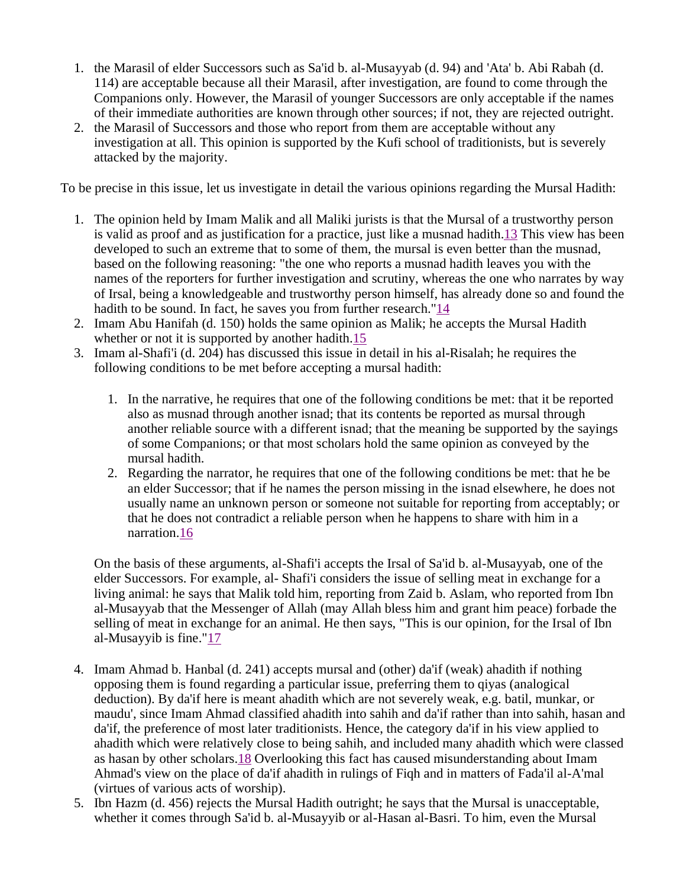1. the Marasil of elder Successors such as Sa'id b. al-Musayyab (d. 94) and 'Ata' b. Abi Rabah (d. 114) are acceptable because all their Marasil, after investigation, are found to come through the Companions only. However, the Marasil of younger Successors are only acceptable if the names of their immediate authorities are known through other sources; if not, they are rejected outright.
2. the Marasil of Successors and those who report from them are acceptable without any investigation at all. This opinion is supported by the Kufi school of traditionists, but is severely attacked by the majority.

To be precise in this issue, let us investigate in detail the various opinions regarding the Mursal Hadith:

1. The opinion held by Imam Malik and all Maliki jurists is that the Mursal of a trustworthy person is valid as proof and as justification for a practice, just like a musnad hadith.[13] This view has been developed to such an extreme that to some of them, the mursal is even better than the musnad, based on the following reasoning: "the one who reports a musnad hadith leaves you with the names of the reporters for further investigation and scrutiny, whereas the one who narrates by way of Irsal, being a knowledgeable and trustworthy person himself, has already done so and found the hadith to be sound. In fact, he saves you from further research."[14]
2. Imam Abu Hanifah (d. 150) holds the same opinion as Malik; he accepts the Mursal Hadith whether or not it is supported by another hadith.[15]
3. Imam al-Shafi'i (d. 204) has discussed this issue in detail in his al-Risalah; he requires the following conditions to be met before accepting a mursal hadith:

    1. In the narrative, he requires that one of the following conditions be met: that it be reported also as musnad through another isnad; that its contents be reported as mursal through another reliable source with a different isnad; that the meaning be supported by the sayings of some Companions; or that most scholars hold the same opinion as conveyed by the mursal hadith.
    2. Regarding the narrator, he requires that one of the following conditions be met: that he be an elder Successor; that if he names the person missing in the isnad elsewhere, he does not usually name an unknown person or someone not suitable for reporting from acceptably; or that he does not contradict a reliable person when he happens to share with him in a narration.[16]

    On the basis of these arguments, al-Shafi'i accepts the Irsal of Sa'id b. al-Musayyab, one of the elder Successors. For example, al- Shafi'i considers the issue of selling meat in exchange for a living animal: he says that Malik told him, reporting from Zaid b. Aslam, who reported from Ibn al-Musayyab that the Messenger of Allah (may Allah bless him and grant him peace) forbade the selling of meat in exchange for an animal. He then says, "This is our opinion, for the Irsal of Ibn al-Musayyib is fine."[17]

4. Imam Ahmad b. Hanbal (d. 241) accepts mursal and (other) da'if (weak) ahadith if nothing opposing them is found regarding a particular issue, preferring them to qiyas (analogical deduction). By da'if here is meant ahadith which are not severely weak, e.g. batil, munkar, or maudu', since Imam Ahmad classified ahadith into sahih and da'if rather than into sahih, hasan and da'if, the preference of most later traditionists. Hence, the category da'if in his view applied to ahadith which were relatively close to being sahih, and included many ahadith which were classed as hasan by other scholars.[18] Overlooking this fact has caused misunderstanding about Imam Ahmad's view on the place of da'if ahadith in rulings of Fiqh and in matters of Fada'il al-A'mal (virtues of various acts of worship).
5. Ibn Hazm (d. 456) rejects the Mursal Hadith outright; he says that the Mursal is unacceptable, whether it comes through Sa'id b. al-Musayyib or al-Hasan al-Basri. To him, even the Mursal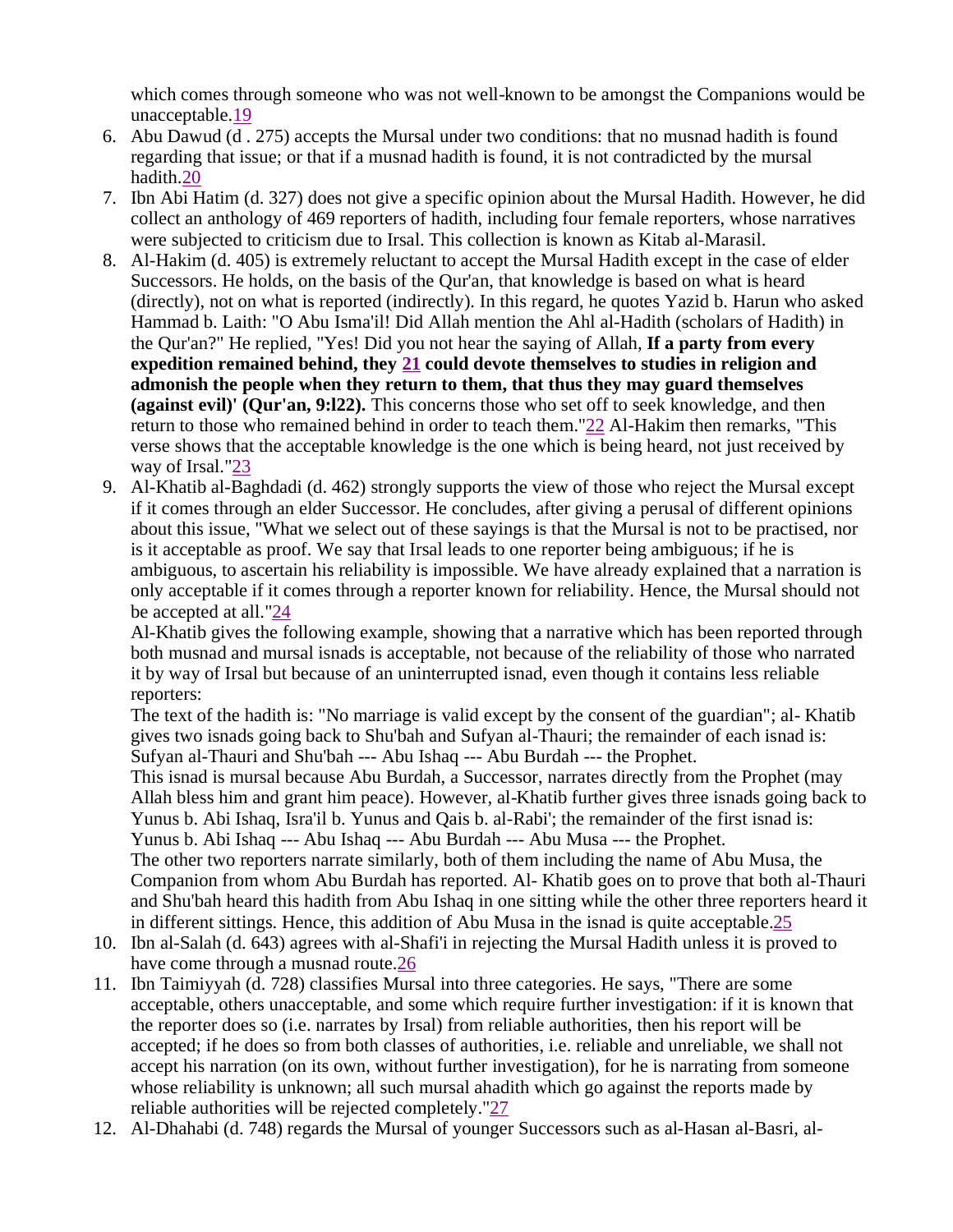which comes through someone who was not well-known to be amongst the Companions would be unacceptable.[19]

6. Abu Dawud (d . 275) accepts the Mursal under two conditions: that no musnad hadith is found regarding that issue; or that if a musnad hadith is found, it is not contradicted by the mursal hadith.[20]
7. Ibn Abi Hatim (d. 327) does not give a specific opinion about the Mursal Hadith. However, he did collect an anthology of 469 reporters of hadith, including four female reporters, whose narratives were subjected to criticism due to Irsal. This collection is known as Kitab al-Marasil.
8. Al-Hakim (d. 405) is extremely reluctant to accept the Mursal Hadith except in the case of elder Successors. He holds, on the basis of the Qur'an, that knowledge is based on what is heard (directly), not on what is reported (indirectly). In this regard, he quotes Yazid b. Harun who asked Hammad b. Laith: "O Abu Isma'il! Did Allah mention the Ahl al-Hadith (scholars of Hadith) in the Qur'an?" He replied, "Yes! Did you not hear the saying of Allah, **If a party from every expedition remained behind, they [21] could devote themselves to studies in religion and admonish the people when they return to them, that thus they may guard themselves (against evil)' (Qur'an, 9:l22).** This concerns those who set off to seek knowledge, and then return to those who remained behind in order to teach them."[22] Al-Hakim then remarks, "This verse shows that the acceptable knowledge is the one which is being heard, not just received by way of Irsal."[23]
9. Al-Khatib al-Baghdadi (d. 462) strongly supports the view of those who reject the Mursal except if it comes through an elder Successor. He concludes, after giving a perusal of different opinions about this issue, "What we select out of these sayings is that the Mursal is not to be practised, nor is it acceptable as proof. We say that Irsal leads to one reporter being ambiguous; if he is ambiguous, to ascertain his reliability is impossible. We have already explained that a narration is only acceptable if it comes through a reporter known for reliability. Hence, the Mursal should not be accepted at all."[24]
   Al-Khatib gives the following example, showing that a narrative which has been reported through both musnad and mursal isnads is acceptable, not because of the reliability of those who narrated it by way of Irsal but because of an uninterrupted isnad, even though it contains less reliable reporters:
   The text of the hadith is: "No marriage is valid except by the consent of the guardian"; al- Khatib gives two isnads going back to Shu'bah and Sufyan al-Thauri; the remainder of each isnad is: Sufyan al-Thauri and Shu'bah --- Abu Ishaq --- Abu Burdah --- the Prophet.
   This isnad is mursal because Abu Burdah, a Successor, narrates directly from the Prophet (may Allah bless him and grant him peace). However, al-Khatib further gives three isnads going back to Yunus b. Abi Ishaq, Isra'il b. Yunus and Qais b. al-Rabi'; the remainder of the first isnad is: Yunus b. Abi Ishaq --- Abu Ishaq --- Abu Burdah --- Abu Musa --- the Prophet.
   The other two reporters narrate similarly, both of them including the name of Abu Musa, the Companion from whom Abu Burdah has reported. Al- Khatib goes on to prove that both al-Thauri and Shu'bah heard this hadith from Abu Ishaq in one sitting while the other three reporters heard it in different sittings. Hence, this addition of Abu Musa in the isnad is quite acceptable.[25]
10. Ibn al-Salah (d. 643) agrees with al-Shafi'i in rejecting the Mursal Hadith unless it is proved to have come through a musnad route.[26]
11. Ibn Taimiyyah (d. 728) classifies Mursal into three categories. He says, "There are some acceptable, others unacceptable, and some which require further investigation: if it is known that the reporter does so (i.e. narrates by Irsal) from reliable authorities, then his report will be accepted; if he does so from both classes of authorities, i.e. reliable and unreliable, we shall not accept his narration (on its own, without further investigation), for he is narrating from someone whose reliability is unknown; all such mursal ahadith which go against the reports made by reliable authorities will be rejected completely."[27]
12. Al-Dhahabi (d. 748) regards the Mursal of younger Successors such as al-Hasan al-Basri, al-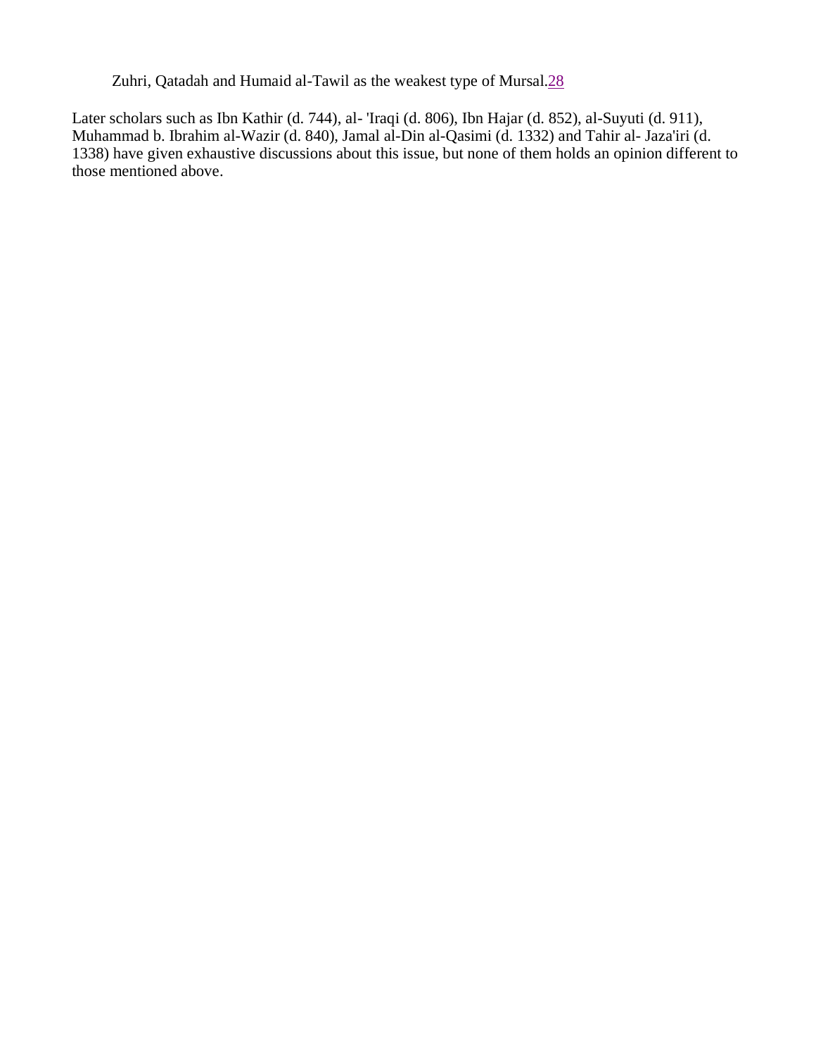Zuhri, Qatadah and Humaid al-Tawil as the weakest type of Mursal.[28]

Later scholars such as Ibn Kathir (d. 744), al- 'Iraqi (d. 806), Ibn Hajar (d. 852), al-Suyuti (d. 911), Muhammad b. Ibrahim al-Wazir (d. 840), Jamal al-Din al-Qasimi (d. 1332) and Tahir al- Jaza'iri (d. 1338) have given exhaustive discussions about this issue, but none of them holds an opinion different to those mentioned above.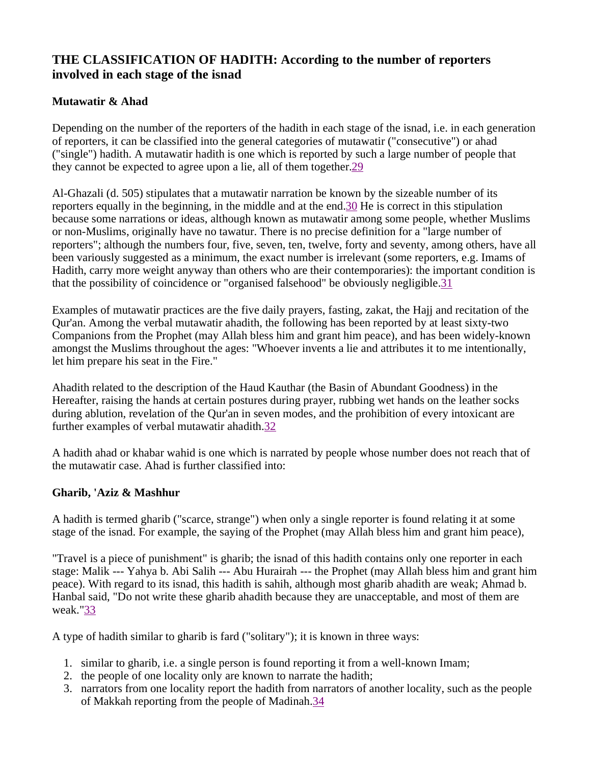## THE CLASSIFICATION OF HADITH: According to the number of reporters involved in each stage of the isnad

### Mutawatir & Ahad

Depending on the number of the reporters of the hadith in each stage of the isnad, i.e. in each generation of reporters, it can be classified into the general categories of mutawatir ("consecutive") or ahad ("single") hadith. A mutawatir hadith is one which is reported by such a large number of people that they cannot be expected to agree upon a lie, all of them together.[29]

Al-Ghazali (d. 505) stipulates that a mutawatir narration be known by the sizeable number of its reporters equally in the beginning, in the middle and at the end.[30] He is correct in this stipulation because some narrations or ideas, although known as mutawatir among some people, whether Muslims or non-Muslims, originally have no tawatur. There is no precise definition for a "large number of reporters"; although the numbers four, five, seven, ten, twelve, forty and seventy, among others, have all been variously suggested as a minimum, the exact number is irrelevant (some reporters, e.g. Imams of Hadith, carry more weight anyway than others who are their contemporaries): the important condition is that the possibility of coincidence or "organised falsehood" be obviously negligible.[31]

Examples of mutawatir practices are the five daily prayers, fasting, zakat, the Hajj and recitation of the Qur'an. Among the verbal mutawatir ahadith, the following has been reported by at least sixty-two Companions from the Prophet (may Allah bless him and grant him peace), and has been widely-known amongst the Muslims throughout the ages: "Whoever invents a lie and attributes it to me intentionally, let him prepare his seat in the Fire."

Ahadith related to the description of the Haud Kauthar (the Basin of Abundant Goodness) in the Hereafter, raising the hands at certain postures during prayer, rubbing wet hands on the leather socks during ablution, revelation of the Qur'an in seven modes, and the prohibition of every intoxicant are further examples of verbal mutawatir ahadith.[32]

A hadith ahad or khabar wahid is one which is narrated by people whose number does not reach that of the mutawatir case. Ahad is further classified into:

### Gharib, 'Aziz & Mashhur

A hadith is termed gharib ("scarce, strange") when only a single reporter is found relating it at some stage of the isnad. For example, the saying of the Prophet (may Allah bless him and grant him peace),

"Travel is a piece of punishment" is gharib; the isnad of this hadith contains only one reporter in each stage: Malik --- Yahya b. Abi Salih --- Abu Hurairah --- the Prophet (may Allah bless him and grant him peace). With regard to its isnad, this hadith is sahih, although most gharib ahadith are weak; Ahmad b. Hanbal said, "Do not write these gharib ahadith because they are unacceptable, and most of them are weak."[33]

A type of hadith similar to gharib is fard ("solitary"); it is known in three ways:

1. similar to gharib, i.e. a single person is found reporting it from a well-known Imam;
2. the people of one locality only are known to narrate the hadith;
3. narrators from one locality report the hadith from narrators of another locality, such as the people of Makkah reporting from the people of Madinah.[34]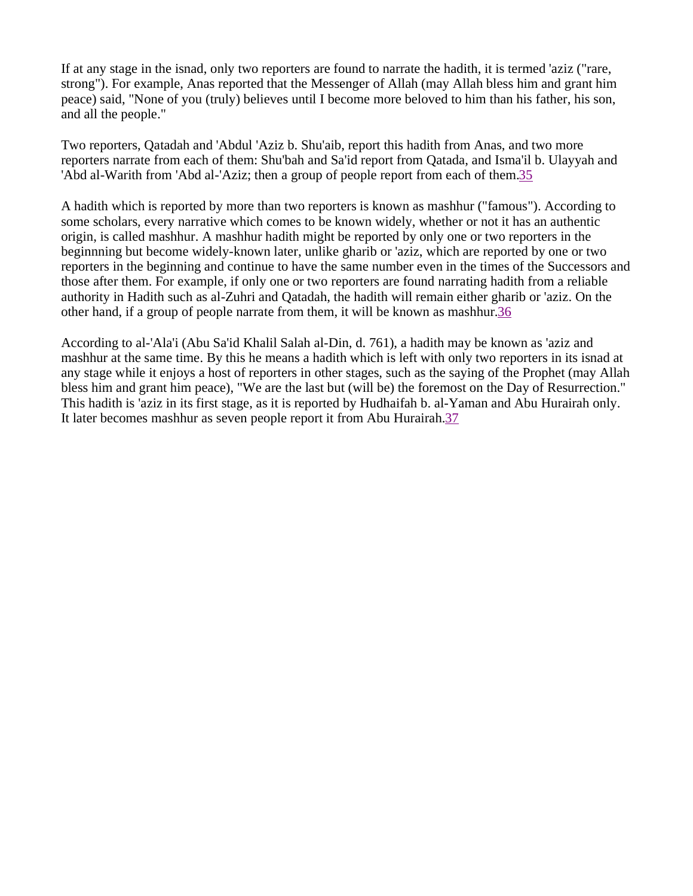If at any stage in the isnad, only two reporters are found to narrate the hadith, it is termed 'aziz ("rare, strong"). For example, Anas reported that the Messenger of Allah (may Allah bless him and grant him peace) said, "None of you (truly) believes until I become more beloved to him than his father, his son, and all the people."

Two reporters, Qatadah and 'Abdul 'Aziz b. Shu'aib, report this hadith from Anas, and two more reporters narrate from each of them: Shu'bah and Sa'id report from Qatada, and Isma'il b. Ulayyah and 'Abd al-Warith from 'Abd al-'Aziz; then a group of people report from each of them.[35]

A hadith which is reported by more than two reporters is known as mashhur ("famous"). According to some scholars, every narrative which comes to be known widely, whether or not it has an authentic origin, is called mashhur. A mashhur hadith might be reported by only one or two reporters in the beginnning but become widely-known later, unlike gharib or 'aziz, which are reported by one or two reporters in the beginning and continue to have the same number even in the times of the Successors and those after them. For example, if only one or two reporters are found narrating hadith from a reliable authority in Hadith such as al-Zuhri and Qatadah, the hadith will remain either gharib or 'aziz. On the other hand, if a group of people narrate from them, it will be known as mashhur.[36]

According to al-'Ala'i (Abu Sa'id Khalil Salah al-Din, d. 761), a hadith may be known as 'aziz and mashhur at the same time. By this he means a hadith which is left with only two reporters in its isnad at any stage while it enjoys a host of reporters in other stages, such as the saying of the Prophet (may Allah bless him and grant him peace), "We are the last but (will be) the foremost on the Day of Resurrection." This hadith is 'aziz in its first stage, as it is reported by Hudhaifah b. al-Yaman and Abu Hurairah only. It later becomes mashhur as seven people report it from Abu Hurairah.[37]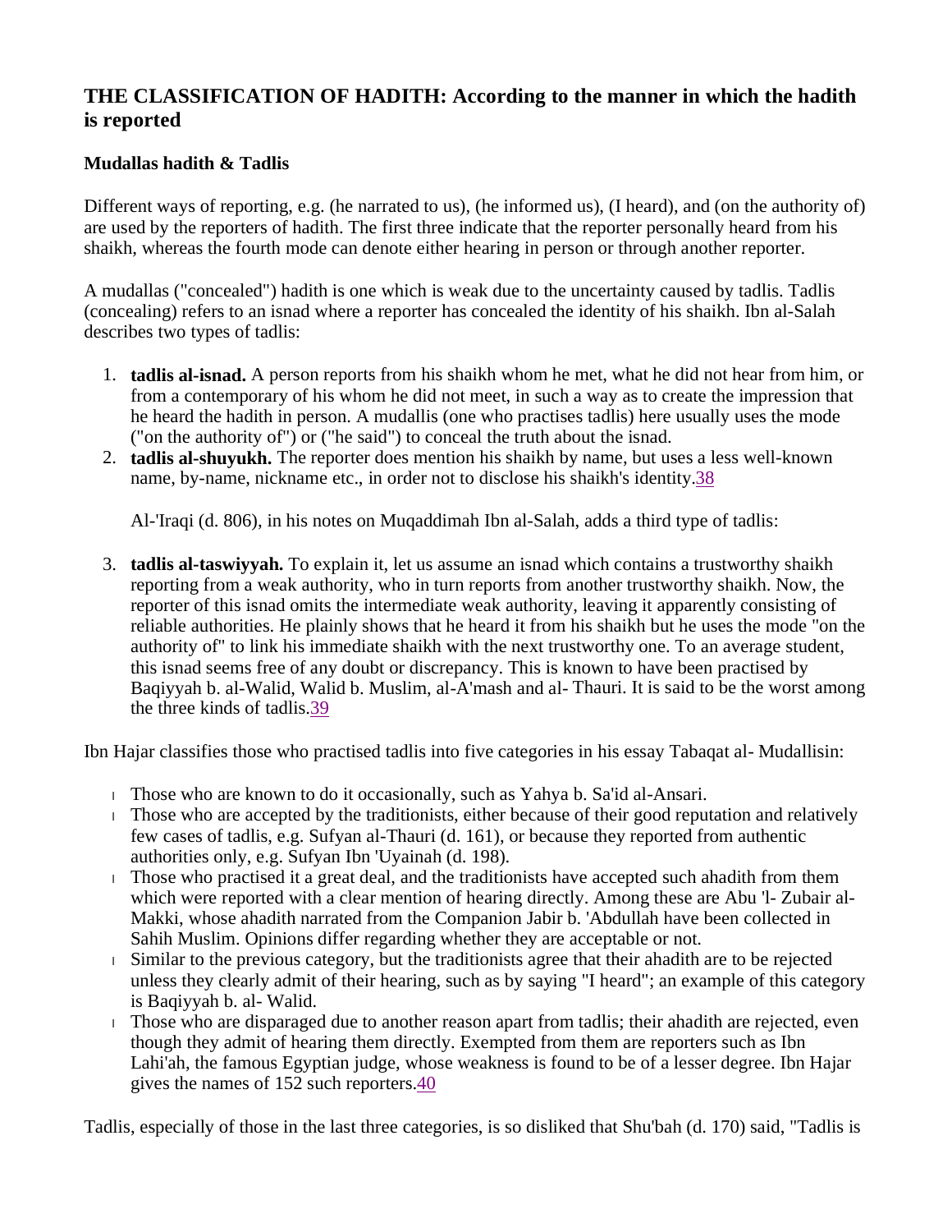## THE CLASSIFICATION OF HADITH: According to the manner in which the hadith is reported

### Mudallas hadith & Tadlis

Different ways of reporting, e.g. (he narrated to us), (he informed us), (I heard), and (on the authority of) are used by the reporters of hadith. The first three indicate that the reporter personally heard from his shaikh, whereas the fourth mode can denote either hearing in person or through another reporter.

A mudallas ("concealed") hadith is one which is weak due to the uncertainty caused by tadlis. Tadlis (concealing) refers to an isnad where a reporter has concealed the identity of his shaikh. Ibn al-Salah describes two types of tadlis:

1. **tadlis al-isnad.** A person reports from his shaikh whom he met, what he did not hear from him, or from a contemporary of his whom he did not meet, in such a way as to create the impression that he heard the hadith in person. A mudallis (one who practises tadlis) here usually uses the mode ("on the authority of") or ("he said") to conceal the truth about the isnad.
2. **tadlis al-shuyukh.** The reporter does mention his shaikh by name, but uses a less well-known name, by-name, nickname etc., in order not to disclose his shaikh's identity.38

   Al-'Iraqi (d. 806), in his notes on Muqaddimah Ibn al-Salah, adds a third type of tadlis:

3. **tadlis al-taswiyyah.** To explain it, let us assume an isnad which contains a trustworthy shaikh reporting from a weak authority, who in turn reports from another trustworthy shaikh. Now, the reporter of this isnad omits the intermediate weak authority, leaving it apparently consisting of reliable authorities. He plainly shows that he heard it from his shaikh but he uses the mode "on the authority of" to link his immediate shaikh with the next trustworthy one. To an average student, this isnad seems free of any doubt or discrepancy. This is known to have been practised by Baqiyyah b. al-Walid, Walid b. Muslim, al-A'mash and al- Thauri. It is said to be the worst among the three kinds of tadlis.39

Ibn Hajar classifies those who practised tadlis into five categories in his essay Tabaqat al- Mudallisin:

- Those who are known to do it occasionally, such as Yahya b. Sa'id al-Ansari.
- Those who are accepted by the traditionists, either because of their good reputation and relatively few cases of tadlis, e.g. Sufyan al-Thauri (d. 161), or because they reported from authentic authorities only, e.g. Sufyan Ibn 'Uyainah (d. 198).
- Those who practised it a great deal, and the traditionists have accepted such ahadith from them which were reported with a clear mention of hearing directly. Among these are Abu 'l- Zubair al-Makki, whose ahadith narrated from the Companion Jabir b. 'Abdullah have been collected in Sahih Muslim. Opinions differ regarding whether they are acceptable or not.
- Similar to the previous category, but the traditionists agree that their ahadith are to be rejected unless they clearly admit of their hearing, such as by saying "I heard"; an example of this category is Baqiyyah b. al- Walid.
- Those who are disparaged due to another reason apart from tadlis; their ahadith are rejected, even though they admit of hearing them directly. Exempted from them are reporters such as Ibn Lahi'ah, the famous Egyptian judge, whose weakness is found to be of a lesser degree. Ibn Hajar gives the names of 152 such reporters.40

Tadlis, especially of those in the last three categories, is so disliked that Shu'bah (d. 170) said, "Tadlis is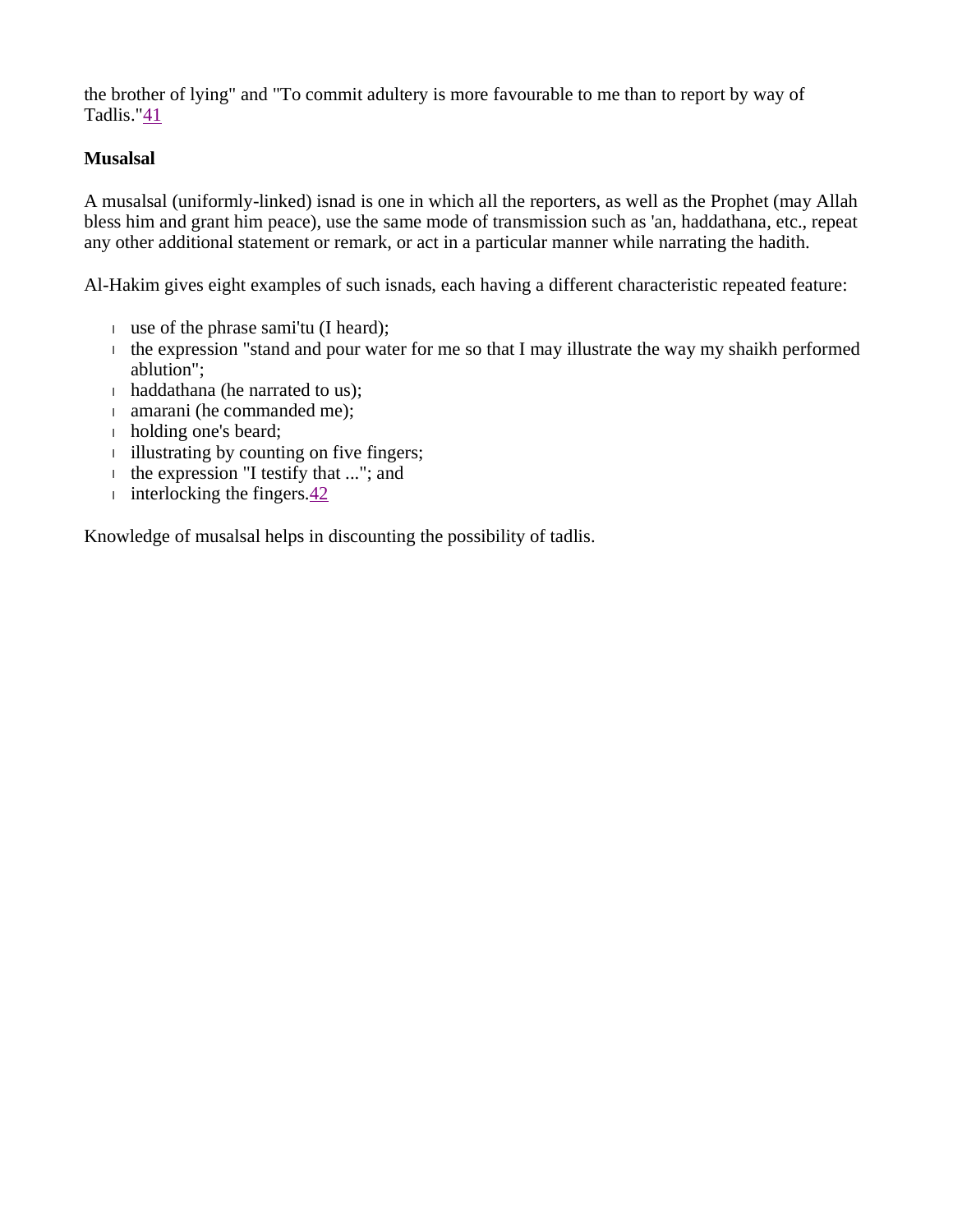the brother of lying" and "To commit adultery is more favourable to me than to report by way of Tadlis."[41]

**Musalsal**

A musalsal (uniformly-linked) isnad is one in which all the reporters, as well as the Prophet (may Allah bless him and grant him peace), use the same mode of transmission such as 'an, haddathana, etc., repeat any other additional statement or remark, or act in a particular manner while narrating the hadith.

Al-Hakim gives eight examples of such isnads, each having a different characteristic repeated feature:

- use of the phrase sami'tu (I heard);
- the expression "stand and pour water for me so that I may illustrate the way my shaikh performed ablution";
- haddathana (he narrated to us);
- amarani (he commanded me);
- holding one's beard;
- illustrating by counting on five fingers;
- the expression "I testify that ..."; and
- interlocking the fingers.[42]

Knowledge of musalsal helps in discounting the possibility of tadlis.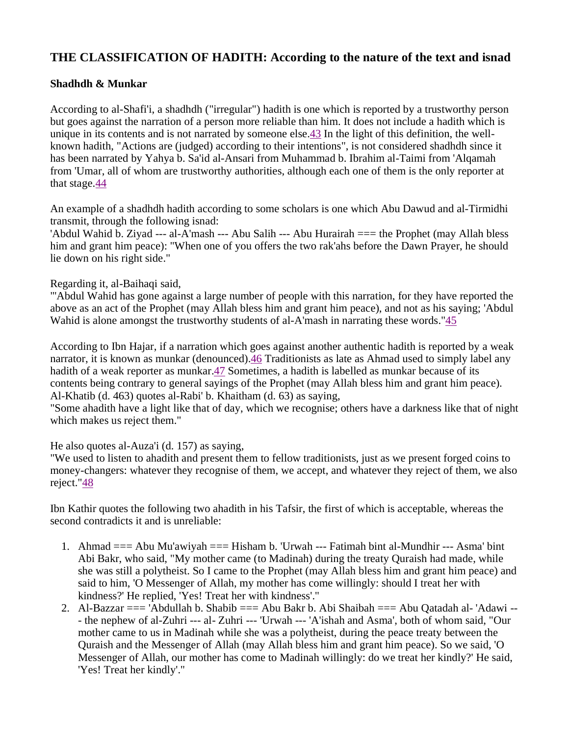## THE CLASSIFICATION OF HADITH: According to the nature of the text and isnad

### Shadhdh & Munkar

According to al-Shafi'i, a shadhdh ("irregular") hadith is one which is reported by a trustworthy person but goes against the narration of a person more reliable than him. It does not include a hadith which is unique in its contents and is not narrated by someone else.[43] In the light of this definition, the well-known hadith, "Actions are (judged) according to their intentions", is not considered shadhdh since it has been narrated by Yahya b. Sa'id al-Ansari from Muhammad b. Ibrahim al-Taimi from 'Alqamah from 'Umar, all of whom are trustworthy authorities, although each one of them is the only reporter at that stage.[44]

An example of a shadhdh hadith according to some scholars is one which Abu Dawud and al-Tirmidhi transmit, through the following isnad:
'Abdul Wahid b. Ziyad --- al-A'mash --- Abu Salih --- Abu Hurairah === the Prophet (may Allah bless him and grant him peace): "When one of you offers the two rak'ahs before the Dawn Prayer, he should lie down on his right side."

Regarding it, al-Baihaqi said,
"'Abdul Wahid has gone against a large number of people with this narration, for they have reported the above as an act of the Prophet (may Allah bless him and grant him peace), and not as his saying; 'Abdul Wahid is alone amongst the trustworthy students of al-A'mash in narrating these words."[45]

According to Ibn Hajar, if a narration which goes against another authentic hadith is reported by a weak narrator, it is known as munkar (denounced).[46] Traditionists as late as Ahmad used to simply label any hadith of a weak reporter as munkar.[47] Sometimes, a hadith is labelled as munkar because of its contents being contrary to general sayings of the Prophet (may Allah bless him and grant him peace). Al-Khatib (d. 463) quotes al-Rabi' b. Khaitham (d. 63) as saying,
"Some ahadith have a light like that of day, which we recognise; others have a darkness like that of night which makes us reject them."

He also quotes al-Auza'i (d. 157) as saying,
"We used to listen to ahadith and present them to fellow traditionists, just as we present forged coins to money-changers: whatever they recognise of them, we accept, and whatever they reject of them, we also reject."[48]

Ibn Kathir quotes the following two ahadith in his Tafsir, the first of which is acceptable, whereas the second contradicts it and is unreliable:

1. Ahmad === Abu Mu'awiyah === Hisham b. 'Urwah --- Fatimah bint al-Mundhir --- Asma' bint Abi Bakr, who said, "My mother came (to Madinah) during the treaty Quraish had made, while she was still a polytheist. So I came to the Prophet (may Allah bless him and grant him peace) and said to him, 'O Messenger of Allah, my mother has come willingly: should I treat her with kindness?' He replied, 'Yes! Treat her with kindness'."
2. Al-Bazzar === 'Abdullah b. Shabib === Abu Bakr b. Abi Shaibah === Abu Qatadah al- 'Adawi --- the nephew of al-Zuhri --- al- Zuhri --- 'Urwah --- 'A'ishah and Asma', both of whom said, "Our mother came to us in Madinah while she was a polytheist, during the peace treaty between the Quraish and the Messenger of Allah (may Allah bless him and grant him peace). So we said, 'O Messenger of Allah, our mother has come to Madinah willingly: do we treat her kindly?' He said, 'Yes! Treat her kindly'."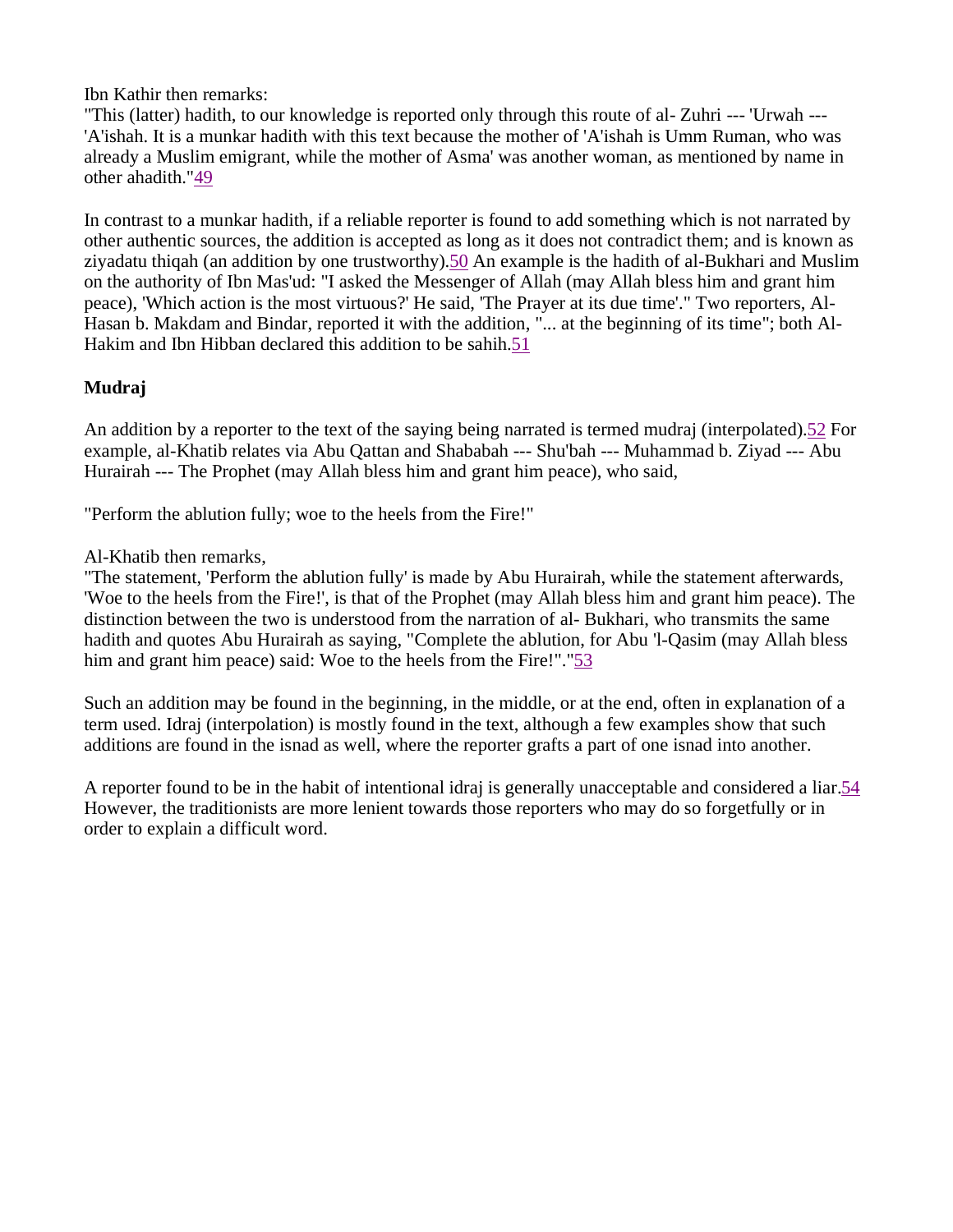Ibn Kathir then remarks:
"This (latter) hadith, to our knowledge is reported only through this route of al- Zuhri --- 'Urwah --- 'A'ishah. It is a munkar hadith with this text because the mother of 'A'ishah is Umm Ruman, who was already a Muslim emigrant, while the mother of Asma' was another woman, as mentioned by name in other ahadith."[49]

In contrast to a munkar hadith, if a reliable reporter is found to add something which is not narrated by other authentic sources, the addition is accepted as long as it does not contradict them; and is known as ziyadatu thiqah (an addition by one trustworthy).[50] An example is the hadith of al-Bukhari and Muslim on the authority of Ibn Mas'ud: "I asked the Messenger of Allah (may Allah bless him and grant him peace), 'Which action is the most virtuous?' He said, 'The Prayer at its due time'." Two reporters, Al-Hasan b. Makdam and Bindar, reported it with the addition, "... at the beginning of its time"; both Al-Hakim and Ibn Hibban declared this addition to be sahih.[51]

**Mudraj**

An addition by a reporter to the text of the saying being narrated is termed mudraj (interpolated).[52] For example, al-Khatib relates via Abu Qattan and Shababah --- Shu'bah --- Muhammad b. Ziyad --- Abu Hurairah --- The Prophet (may Allah bless him and grant him peace), who said,

"Perform the ablution fully; woe to the heels from the Fire!"

Al-Khatib then remarks,
"The statement, 'Perform the ablution fully' is made by Abu Hurairah, while the statement afterwards, 'Woe to the heels from the Fire!', is that of the Prophet (may Allah bless him and grant him peace). The distinction between the two is understood from the narration of al- Bukhari, who transmits the same hadith and quotes Abu Hurairah as saying, "Complete the ablution, for Abu 'l-Qasim (may Allah bless him and grant him peace) said: Woe to the heels from the Fire!"."[53]

Such an addition may be found in the beginning, in the middle, or at the end, often in explanation of a term used. Idraj (interpolation) is mostly found in the text, although a few examples show that such additions are found in the isnad as well, where the reporter grafts a part of one isnad into another.

A reporter found to be in the habit of intentional idraj is generally unacceptable and considered a liar.[54] However, the traditionists are more lenient towards those reporters who may do so forgetfully or in order to explain a difficult word.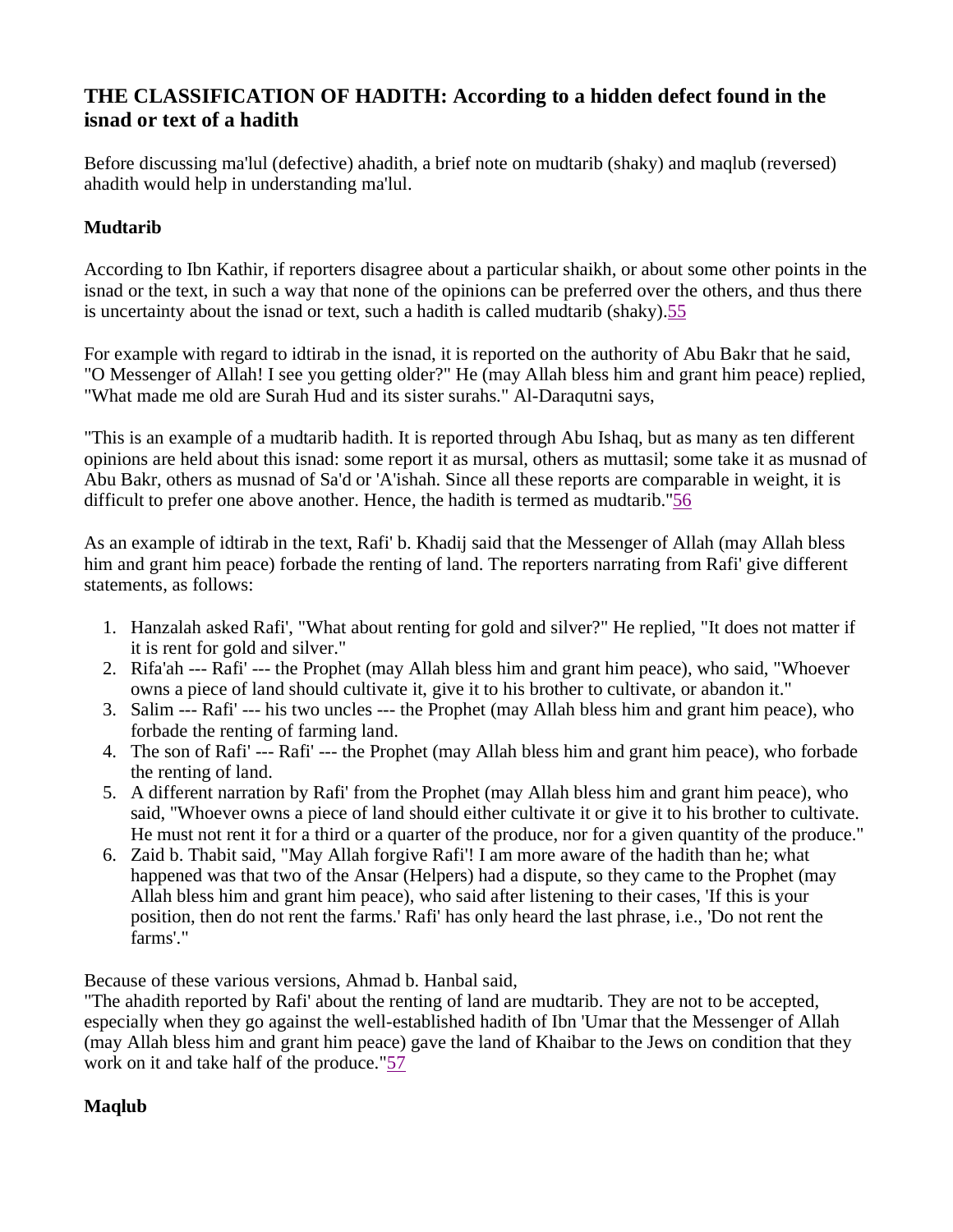## THE CLASSIFICATION OF HADITH: According to a hidden defect found in the isnad or text of a hadith

Before discussing ma'lul (defective) ahadith, a brief note on mudtarib (shaky) and maqlub (reversed) ahadith would help in understanding ma'lul.

### Mudtarib

According to Ibn Kathir, if reporters disagree about a particular shaikh, or about some other points in the isnad or the text, in such a way that none of the opinions can be preferred over the others, and thus there is uncertainty about the isnad or text, such a hadith is called mudtarib (shaky).[55]

For example with regard to idtirab in the isnad, it is reported on the authority of Abu Bakr that he said, "O Messenger of Allah! I see you getting older?" He (may Allah bless him and grant him peace) replied, "What made me old are Surah Hud and its sister surahs." Al-Daraqutni says,

"This is an example of a mudtarib hadith. It is reported through Abu Ishaq, but as many as ten different opinions are held about this isnad: some report it as mursal, others as muttasil; some take it as musnad of Abu Bakr, others as musnad of Sa'd or 'A'ishah. Since all these reports are comparable in weight, it is difficult to prefer one above another. Hence, the hadith is termed as mudtarib."[56]

As an example of idtirab in the text, Rafi' b. Khadij said that the Messenger of Allah (may Allah bless him and grant him peace) forbade the renting of land. The reporters narrating from Rafi' give different statements, as follows:

1. Hanzalah asked Rafi', "What about renting for gold and silver?" He replied, "It does not matter if it is rent for gold and silver."
2. Rifa'ah --- Rafi' --- the Prophet (may Allah bless him and grant him peace), who said, "Whoever owns a piece of land should cultivate it, give it to his brother to cultivate, or abandon it."
3. Salim --- Rafi' --- his two uncles --- the Prophet (may Allah bless him and grant him peace), who forbade the renting of farming land.
4. The son of Rafi' --- Rafi' --- the Prophet (may Allah bless him and grant him peace), who forbade the renting of land.
5. A different narration by Rafi' from the Prophet (may Allah bless him and grant him peace), who said, "Whoever owns a piece of land should either cultivate it or give it to his brother to cultivate. He must not rent it for a third or a quarter of the produce, nor for a given quantity of the produce."
6. Zaid b. Thabit said, "May Allah forgive Rafi'! I am more aware of the hadith than he; what happened was that two of the Ansar (Helpers) had a dispute, so they came to the Prophet (may Allah bless him and grant him peace), who said after listening to their cases, 'If this is your position, then do not rent the farms.' Rafi' has only heard the last phrase, i.e., 'Do not rent the farms'."

Because of these various versions, Ahmad b. Hanbal said,
"The ahadith reported by Rafi' about the renting of land are mudtarib. They are not to be accepted, especially when they go against the well-established hadith of Ibn 'Umar that the Messenger of Allah (may Allah bless him and grant him peace) gave the land of Khaibar to the Jews on condition that they work on it and take half of the produce."[57]

### Maqlub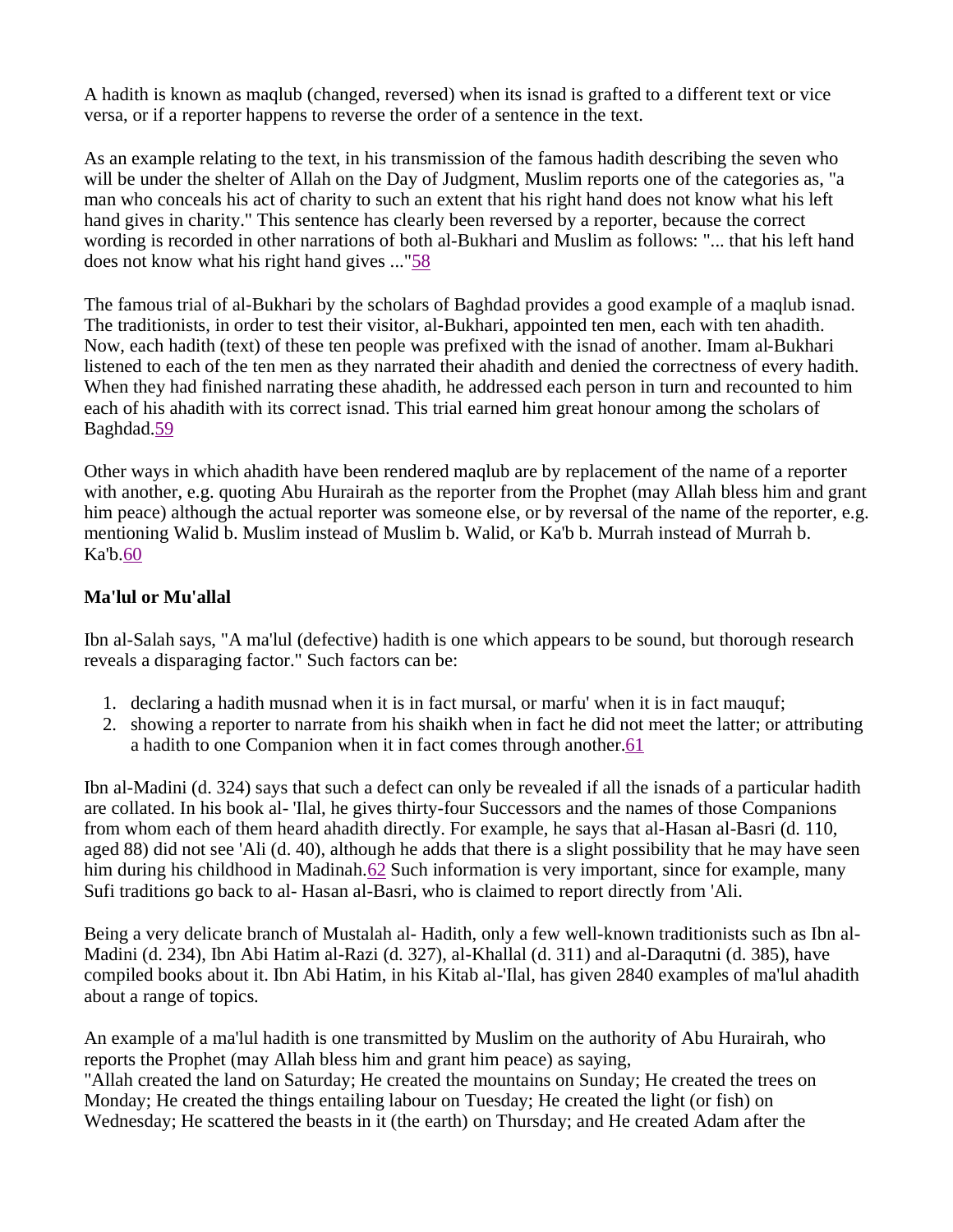A hadith is known as maqlub (changed, reversed) when its isnad is grafted to a different text or vice versa, or if a reporter happens to reverse the order of a sentence in the text.

As an example relating to the text, in his transmission of the famous hadith describing the seven who will be under the shelter of Allah on the Day of Judgment, Muslim reports one of the categories as, "a man who conceals his act of charity to such an extent that his right hand does not know what his left hand gives in charity." This sentence has clearly been reversed by a reporter, because the correct wording is recorded in other narrations of both al-Bukhari and Muslim as follows: "... that his left hand does not know what his right hand gives ..."[58]

The famous trial of al-Bukhari by the scholars of Baghdad provides a good example of a maqlub isnad. The traditionists, in order to test their visitor, al-Bukhari, appointed ten men, each with ten ahadith. Now, each hadith (text) of these ten people was prefixed with the isnad of another. Imam al-Bukhari listened to each of the ten men as they narrated their ahadith and denied the correctness of every hadith. When they had finished narrating these ahadith, he addressed each person in turn and recounted to him each of his ahadith with its correct isnad. This trial earned him great honour among the scholars of Baghdad.[59]

Other ways in which ahadith have been rendered maqlub are by replacement of the name of a reporter with another, e.g. quoting Abu Hurairah as the reporter from the Prophet (may Allah bless him and grant him peace) although the actual reporter was someone else, or by reversal of the name of the reporter, e.g. mentioning Walid b. Muslim instead of Muslim b. Walid, or Ka'b b. Murrah instead of Murrah b. Ka'b.[60]

### Ma'lul or Mu'allal

Ibn al-Salah says, "A ma'lul (defective) hadith is one which appears to be sound, but thorough research reveals a disparaging factor." Such factors can be:

1. declaring a hadith musnad when it is in fact mursal, or marfu' when it is in fact mauquf;
2. showing a reporter to narrate from his shaikh when in fact he did not meet the latter; or attributing a hadith to one Companion when it in fact comes through another.[61]

Ibn al-Madini (d. 324) says that such a defect can only be revealed if all the isnads of a particular hadith are collated. In his book al- 'Ilal, he gives thirty-four Successors and the names of those Companions from whom each of them heard ahadith directly. For example, he says that al-Hasan al-Basri (d. 110, aged 88) did not see 'Ali (d. 40), although he adds that there is a slight possibility that he may have seen him during his childhood in Madinah.[62] Such information is very important, since for example, many Sufi traditions go back to al- Hasan al-Basri, who is claimed to report directly from 'Ali.

Being a very delicate branch of Mustalah al- Hadith, only a few well-known traditionists such as Ibn al-Madini (d. 234), Ibn Abi Hatim al-Razi (d. 327), al-Khallal (d. 311) and al-Daraqutni (d. 385), have compiled books about it. Ibn Abi Hatim, in his Kitab al-'Ilal, has given 2840 examples of ma'lul ahadith about a range of topics.

An example of a ma'lul hadith is one transmitted by Muslim on the authority of Abu Hurairah, who reports the Prophet (may Allah bless him and grant him peace) as saying,
"Allah created the land on Saturday; He created the mountains on Sunday; He created the trees on Monday; He created the things entailing labour on Tuesday; He created the light (or fish) on Wednesday; He scattered the beasts in it (the earth) on Thursday; and He created Adam after the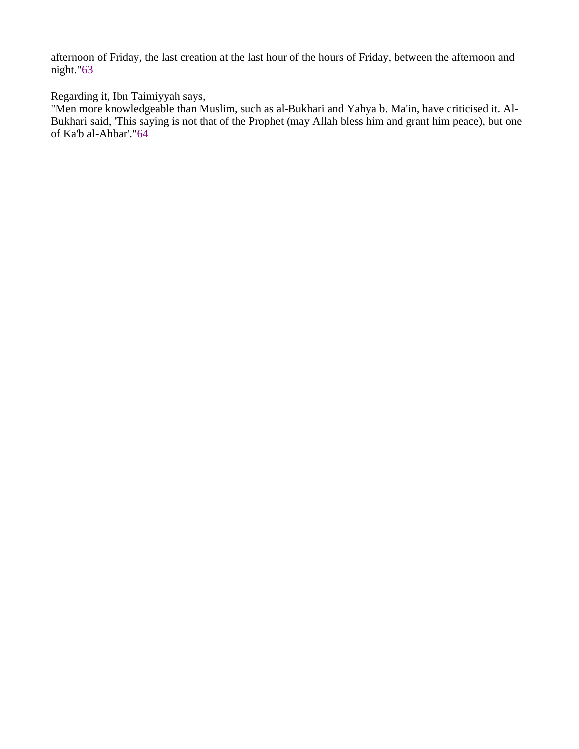afternoon of Friday, the last creation at the last hour of the hours of Friday, between the afternoon and night."[63]

Regarding it, Ibn Taimiyyah says,
"Men more knowledgeable than Muslim, such as al-Bukhari and Yahya b. Ma'in, have criticised it. Al-Bukhari said, 'This saying is not that of the Prophet (may Allah bless him and grant him peace), but one of Ka'b al-Ahbar'."[64]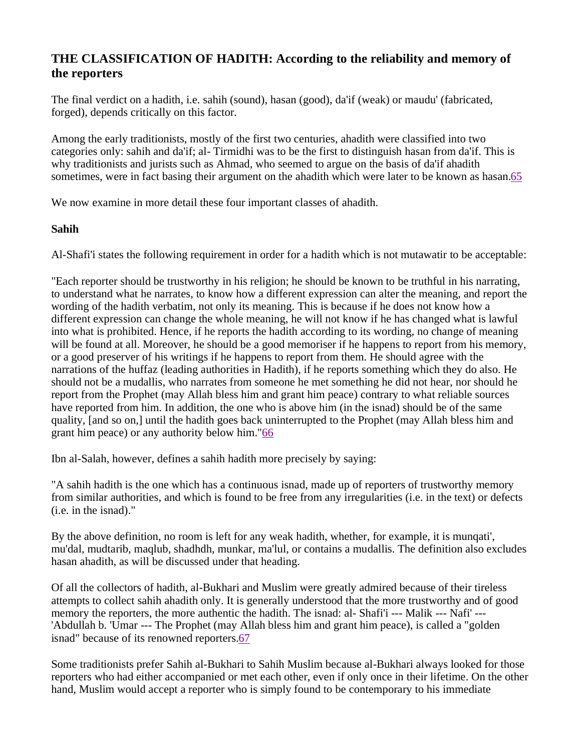## THE CLASSIFICATION OF HADITH: According to the reliability and memory of the reporters

The final verdict on a hadith, i.e. sahih (sound), hasan (good), da'if (weak) or maudu' (fabricated, forged), depends critically on this factor.

Among the early traditionists, mostly of the first two centuries, ahadith were classified into two categories only: sahih and da'if; al- Tirmidhi was to be the first to distinguish hasan from da'if. This is why traditionists and jurists such as Ahmad, who seemed to argue on the basis of da'if ahadith sometimes, were in fact basing their argument on the ahadith which were later to be known as hasan.[65]

We now examine in more detail these four important classes of ahadith.

### Sahih

Al-Shafi'i states the following requirement in order for a hadith which is not mutawatir to be acceptable:

"Each reporter should be trustworthy in his religion; he should be known to be truthful in his narrating, to understand what he narrates, to know how a different expression can alter the meaning, and report the wording of the hadith verbatim, not only its meaning. This is because if he does not know how a different expression can change the whole meaning, he will not know if he has changed what is lawful into what is prohibited. Hence, if he reports the hadith according to its wording, no change of meaning will be found at all. Moreover, he should be a good memoriser if he happens to report from his memory, or a good preserver of his writings if he happens to report from them. He should agree with the narrations of the huffaz (leading authorities in Hadith), if he reports something which they do also. He should not be a mudallis, who narrates from someone he met something he did not hear, nor should he report from the Prophet (may Allah bless him and grant him peace) contrary to what reliable sources have reported from him. In addition, the one who is above him (in the isnad) should be of the same quality, [and so on,] until the hadith goes back uninterrupted to the Prophet (may Allah bless him and grant him peace) or any authority below him."[66]

Ibn al-Salah, however, defines a sahih hadith more precisely by saying:

"A sahih hadith is the one which has a continuous isnad, made up of reporters of trustworthy memory from similar authorities, and which is found to be free from any irregularities (i.e. in the text) or defects (i.e. in the isnad)."

By the above definition, no room is left for any weak hadith, whether, for example, it is munqati', mu'dal, mudtarib, maqlub, shadhdh, munkar, ma'lul, or contains a mudallis. The definition also excludes hasan ahadith, as will be discussed under that heading.

Of all the collectors of hadith, al-Bukhari and Muslim were greatly admired because of their tireless attempts to collect sahih ahadith only. It is generally understood that the more trustworthy and of good memory the reporters, the more authentic the hadith. The isnad: al- Shafi'i --- Malik --- Nafi' --- 'Abdullah b. 'Umar --- The Prophet (may Allah bless him and grant him peace), is called a "golden isnad" because of its renowned reporters.[67]

Some traditionists prefer Sahih al-Bukhari to Sahih Muslim because al-Bukhari always looked for those reporters who had either accompanied or met each other, even if only once in their lifetime. On the other hand, Muslim would accept a reporter who is simply found to be contemporary to his immediate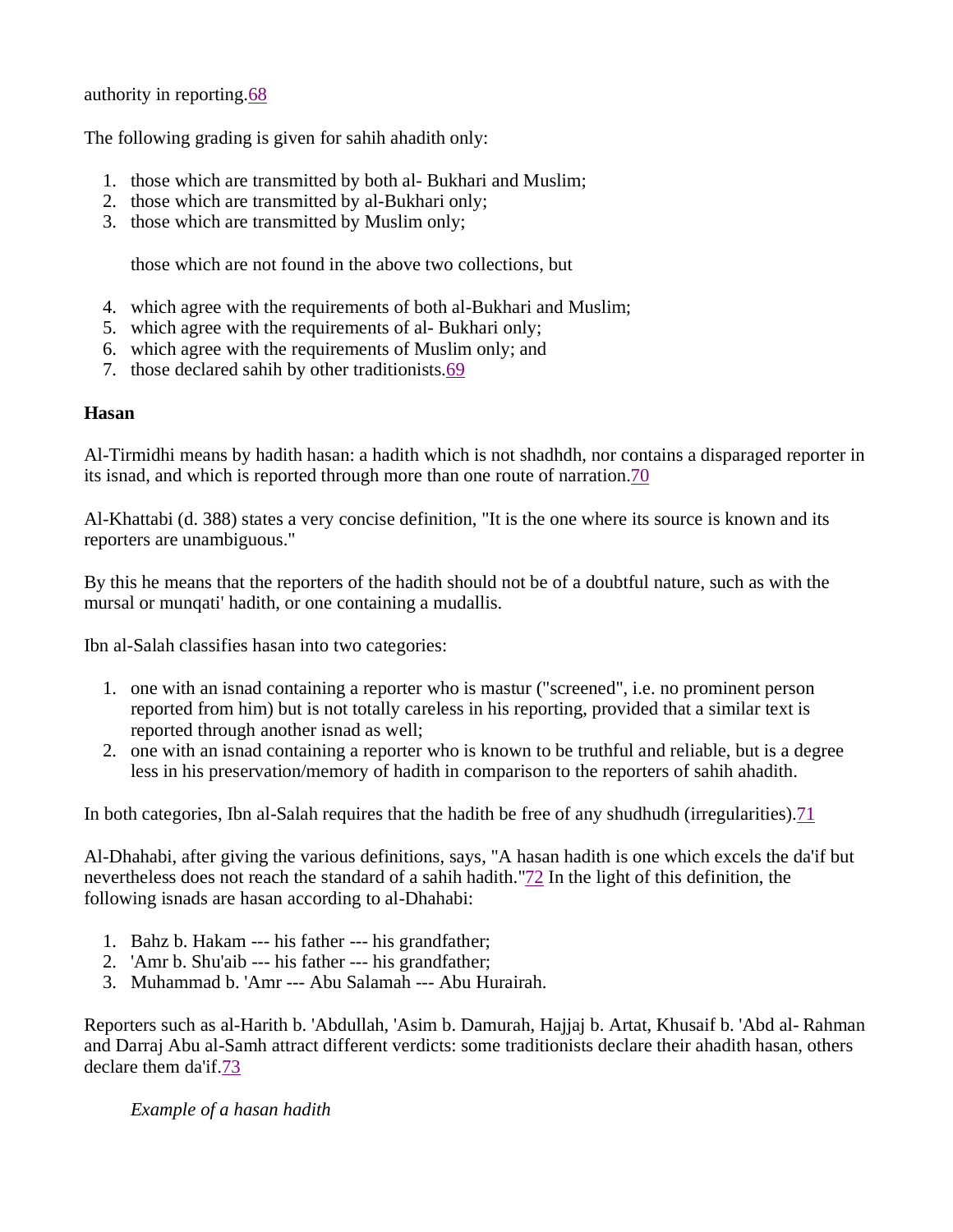authority in reporting.[68]

The following grading is given for sahih ahadith only:

1. those which are transmitted by both al- Bukhari and Muslim;
2. those which are transmitted by al-Bukhari only;
3. those which are transmitted by Muslim only;

   those which are not found in the above two collections, but

4. which agree with the requirements of both al-Bukhari and Muslim;
5. which agree with the requirements of al- Bukhari only;
6. which agree with the requirements of Muslim only; and
7. those declared sahih by other traditionists.[69]

**Hasan**

Al-Tirmidhi means by hadith hasan: a hadith which is not shadhdh, nor contains a disparaged reporter in its isnad, and which is reported through more than one route of narration.[70]

Al-Khattabi (d. 388) states a very concise definition, "It is the one where its source is known and its reporters are unambiguous."

By this he means that the reporters of the hadith should not be of a doubtful nature, such as with the mursal or munqati' hadith, or one containing a mudallis.

Ibn al-Salah classifies hasan into two categories:

1. one with an isnad containing a reporter who is mastur ("screened", i.e. no prominent person reported from him) but is not totally careless in his reporting, provided that a similar text is reported through another isnad as well;
2. one with an isnad containing a reporter who is known to be truthful and reliable, but is a degree less in his preservation/memory of hadith in comparison to the reporters of sahih ahadith.

In both categories, Ibn al-Salah requires that the hadith be free of any shudhudh (irregularities).[71]

Al-Dhahabi, after giving the various definitions, says, "A hasan hadith is one which excels the da'if but nevertheless does not reach the standard of a sahih hadith."[72] In the light of this definition, the following isnads are hasan according to al-Dhahabi:

1. Bahz b. Hakam --- his father --- his grandfather;
2. 'Amr b. Shu'aib --- his father --- his grandfather;
3. Muhammad b. 'Amr --- Abu Salamah --- Abu Hurairah.

Reporters such as al-Harith b. 'Abdullah, 'Asim b. Damurah, Hajjaj b. Artat, Khusaif b. 'Abd al- Rahman and Darraj Abu al-Samh attract different verdicts: some traditionists declare their ahadith hasan, others declare them da'if.[73]

*Example of a hasan hadith*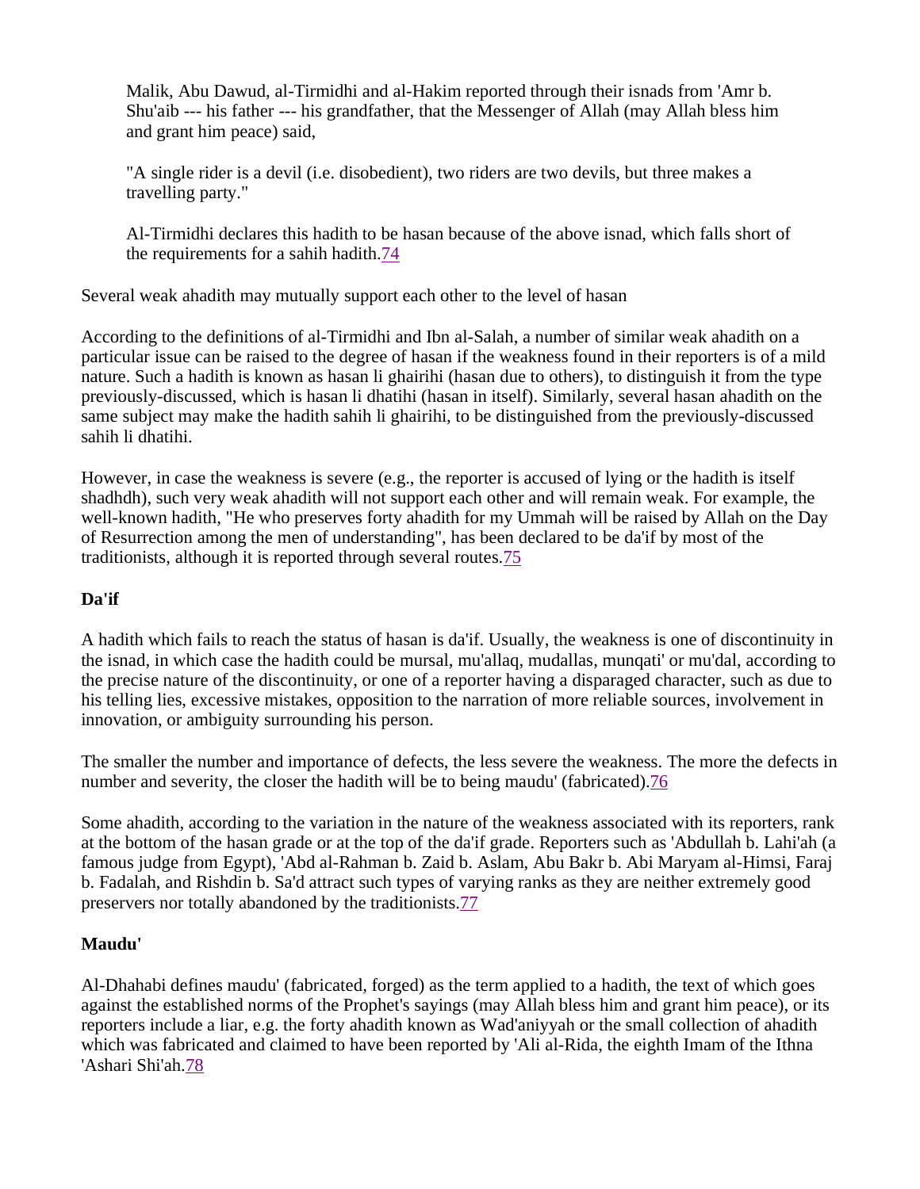Malik, Abu Dawud, al-Tirmidhi and al-Hakim reported through their isnads from 'Amr b. Shu'aib --- his father --- his grandfather, that the Messenger of Allah (may Allah bless him and grant him peace) said,

"A single rider is a devil (i.e. disobedient), two riders are two devils, but three makes a travelling party."

Al-Tirmidhi declares this hadith to be hasan because of the above isnad, which falls short of the requirements for a sahih hadith.[74]

Several weak ahadith may mutually support each other to the level of hasan

According to the definitions of al-Tirmidhi and Ibn al-Salah, a number of similar weak ahadith on a particular issue can be raised to the degree of hasan if the weakness found in their reporters is of a mild nature. Such a hadith is known as hasan li ghairihi (hasan due to others), to distinguish it from the type previously-discussed, which is hasan li dhatihi (hasan in itself). Similarly, several hasan ahadith on the same subject may make the hadith sahih li ghairihi, to be distinguished from the previously-discussed sahih li dhatihi.

However, in case the weakness is severe (e.g., the reporter is accused of lying or the hadith is itself shadhdh), such very weak ahadith will not support each other and will remain weak. For example, the well-known hadith, "He who preserves forty ahadith for my Ummah will be raised by Allah on the Day of Resurrection among the men of understanding", has been declared to be da'if by most of the traditionists, although it is reported through several routes.[75]

### Da'if

A hadith which fails to reach the status of hasan is da'if. Usually, the weakness is one of discontinuity in the isnad, in which case the hadith could be mursal, mu'allaq, mudallas, munqati' or mu'dal, according to the precise nature of the discontinuity, or one of a reporter having a disparaged character, such as due to his telling lies, excessive mistakes, opposition to the narration of more reliable sources, involvement in innovation, or ambiguity surrounding his person.

The smaller the number and importance of defects, the less severe the weakness. The more the defects in number and severity, the closer the hadith will be to being maudu' (fabricated).[76]

Some ahadith, according to the variation in the nature of the weakness associated with its reporters, rank at the bottom of the hasan grade or at the top of the da'if grade. Reporters such as 'Abdullah b. Lahi'ah (a famous judge from Egypt), 'Abd al-Rahman b. Zaid b. Aslam, Abu Bakr b. Abi Maryam al-Himsi, Faraj b. Fadalah, and Rishdin b. Sa'd attract such types of varying ranks as they are neither extremely good preservers nor totally abandoned by the traditionists.[77]

### Maudu'

Al-Dhahabi defines maudu' (fabricated, forged) as the term applied to a hadith, the text of which goes against the established norms of the Prophet's sayings (may Allah bless him and grant him peace), or its reporters include a liar, e.g. the forty ahadith known as Wad'aniyyah or the small collection of ahadith which was fabricated and claimed to have been reported by 'Ali al-Rida, the eighth Imam of the Ithna 'Ashari Shi'ah.[78]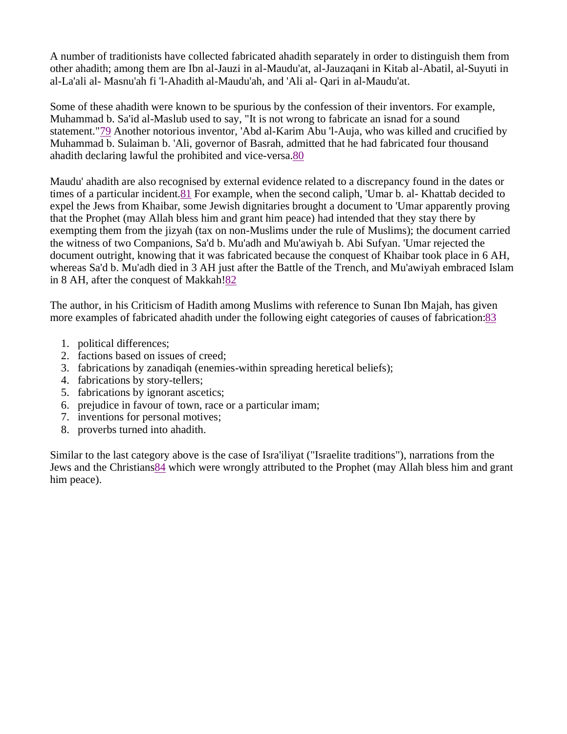A number of traditionists have collected fabricated ahadith separately in order to distinguish them from other ahadith; among them are Ibn al-Jauzi in al-Maudu'at, al-Jauzaqani in Kitab al-Abatil, al-Suyuti in al-La'ali al- Masnu'ah fi 'l-Ahadith al-Maudu'ah, and 'Ali al- Qari in al-Maudu'at.

Some of these ahadith were known to be spurious by the confession of their inventors. For example, Muhammad b. Sa'id al-Maslub used to say, "It is not wrong to fabricate an isnad for a sound statement."[79] Another notorious inventor, 'Abd al-Karim Abu 'l-Auja, who was killed and crucified by Muhammad b. Sulaiman b. 'Ali, governor of Basrah, admitted that he had fabricated four thousand ahadith declaring lawful the prohibited and vice-versa.[80]

Maudu' ahadith are also recognised by external evidence related to a discrepancy found in the dates or times of a particular incident.[81] For example, when the second caliph, 'Umar b. al- Khattab decided to expel the Jews from Khaibar, some Jewish dignitaries brought a document to 'Umar apparently proving that the Prophet (may Allah bless him and grant him peace) had intended that they stay there by exempting them from the jizyah (tax on non-Muslims under the rule of Muslims); the document carried the witness of two Companions, Sa'd b. Mu'adh and Mu'awiyah b. Abi Sufyan. 'Umar rejected the document outright, knowing that it was fabricated because the conquest of Khaibar took place in 6 AH, whereas Sa'd b. Mu'adh died in 3 AH just after the Battle of the Trench, and Mu'awiyah embraced Islam in 8 AH, after the conquest of Makkah![82]

The author, in his Criticism of Hadith among Muslims with reference to Sunan Ibn Majah, has given more examples of fabricated ahadith under the following eight categories of causes of fabrication:[83]

1. political differences;
2. factions based on issues of creed;
3. fabrications by zanadiqah (enemies-within spreading heretical beliefs);
4. fabrications by story-tellers;
5. fabrications by ignorant ascetics;
6. prejudice in favour of town, race or a particular imam;
7. inventions for personal motives;
8. proverbs turned into ahadith.

Similar to the last category above is the case of Isra'iliyat ("Israelite traditions"), narrations from the Jews and the Christians[84] which were wrongly attributed to the Prophet (may Allah bless him and grant him peace).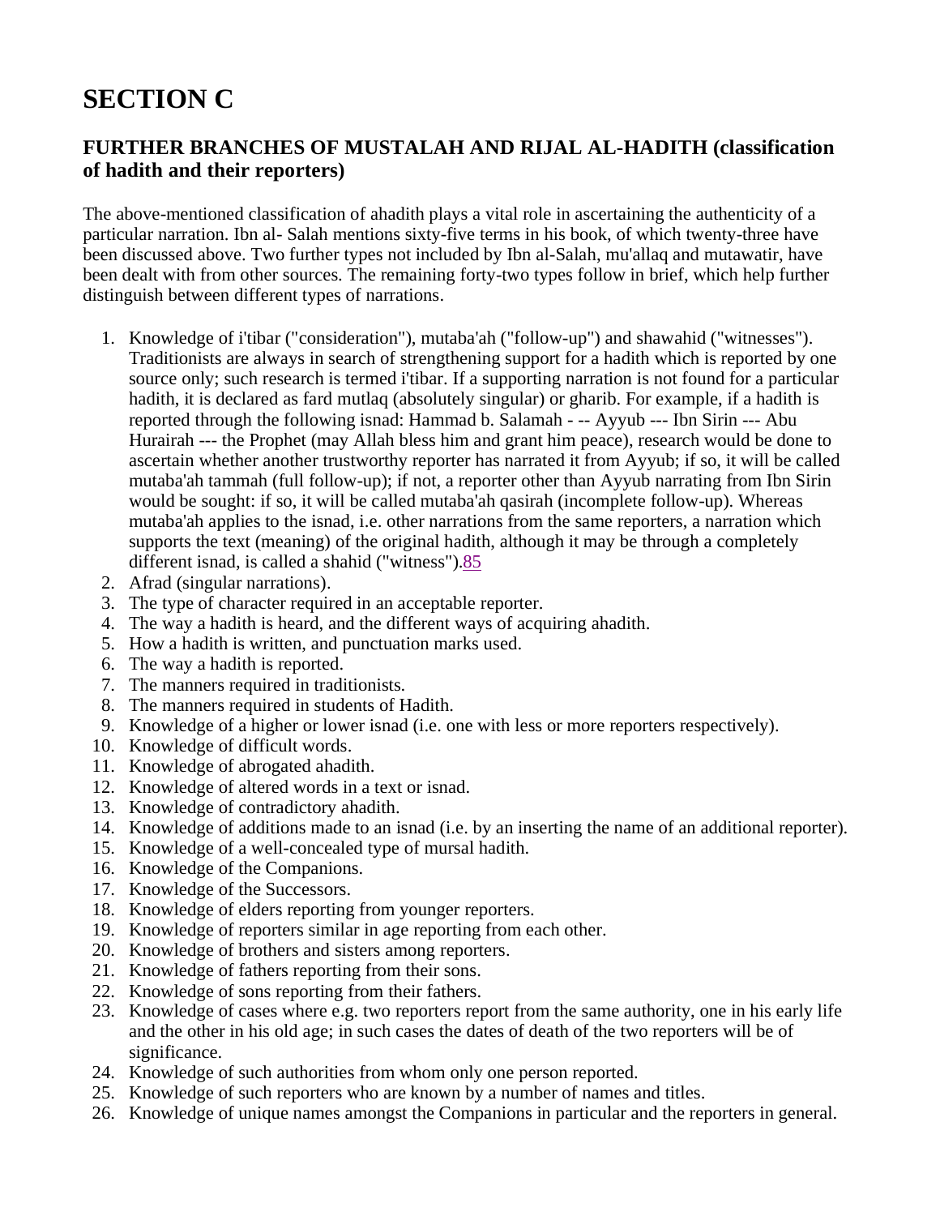# SECTION C

## FURTHER BRANCHES OF MUSTALAH AND RIJAL AL-HADITH (classification of hadith and their reporters)

The above-mentioned classification of ahadith plays a vital role in ascertaining the authenticity of a particular narration. Ibn al- Salah mentions sixty-five terms in his book, of which twenty-three have been discussed above. Two further types not included by Ibn al-Salah, mu'allaq and mutawatir, have been dealt with from other sources. The remaining forty-two types follow in brief, which help further distinguish between different types of narrations.

1. Knowledge of i'tibar ("consideration"), mutaba'ah ("follow-up") and shawahid ("witnesses"). Traditionists are always in search of strengthening support for a hadith which is reported by one source only; such research is termed i'tibar. If a supporting narration is not found for a particular hadith, it is declared as fard mutlaq (absolutely singular) or gharib. For example, if a hadith is reported through the following isnad: Hammad b. Salamah - -- Ayyub --- Ibn Sirin --- Abu Hurairah --- the Prophet (may Allah bless him and grant him peace), research would be done to ascertain whether another trustworthy reporter has narrated it from Ayyub; if so, it will be called mutaba'ah tammah (full follow-up); if not, a reporter other than Ayyub narrating from Ibn Sirin would be sought: if so, it will be called mutaba'ah qasirah (incomplete follow-up). Whereas mutaba'ah applies to the isnad, i.e. other narrations from the same reporters, a narration which supports the text (meaning) of the original hadith, although it may be through a completely different isnad, is called a shahid ("witness").85
2. Afrad (singular narrations).
3. The type of character required in an acceptable reporter.
4. The way a hadith is heard, and the different ways of acquiring ahadith.
5. How a hadith is written, and punctuation marks used.
6. The way a hadith is reported.
7. The manners required in traditionists.
8. The manners required in students of Hadith.
9. Knowledge of a higher or lower isnad (i.e. one with less or more reporters respectively).
10. Knowledge of difficult words.
11. Knowledge of abrogated ahadith.
12. Knowledge of altered words in a text or isnad.
13. Knowledge of contradictory ahadith.
14. Knowledge of additions made to an isnad (i.e. by an inserting the name of an additional reporter).
15. Knowledge of a well-concealed type of mursal hadith.
16. Knowledge of the Companions.
17. Knowledge of the Successors.
18. Knowledge of elders reporting from younger reporters.
19. Knowledge of reporters similar in age reporting from each other.
20. Knowledge of brothers and sisters among reporters.
21. Knowledge of fathers reporting from their sons.
22. Knowledge of sons reporting from their fathers.
23. Knowledge of cases where e.g. two reporters report from the same authority, one in his early life and the other in his old age; in such cases the dates of death of the two reporters will be of significance.
24. Knowledge of such authorities from whom only one person reported.
25. Knowledge of such reporters who are known by a number of names and titles.
26. Knowledge of unique names amongst the Companions in particular and the reporters in general.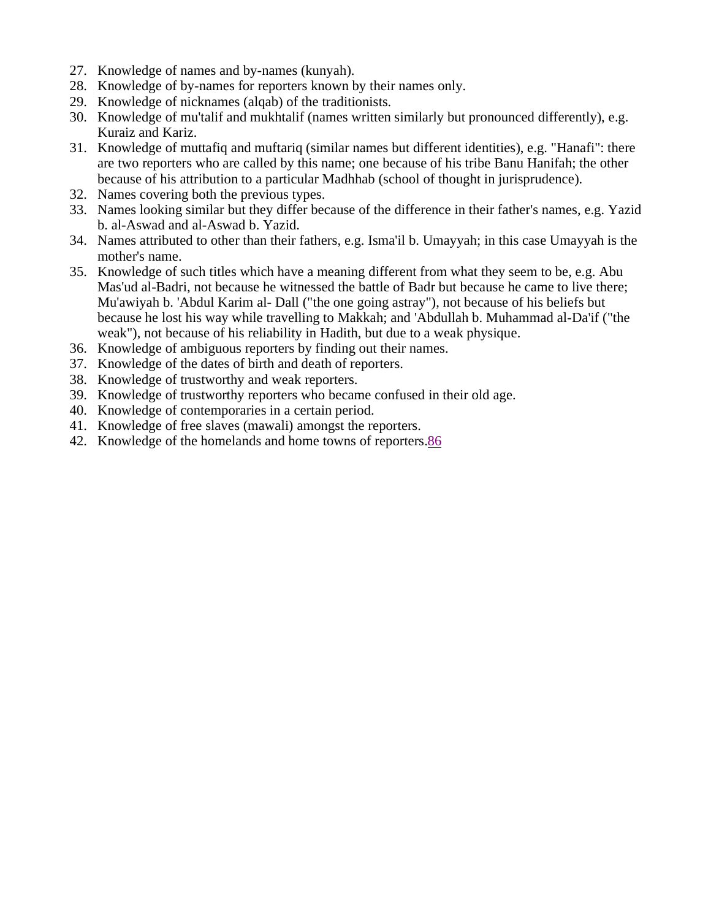27. Knowledge of names and by-names (kunyah).
28. Knowledge of by-names for reporters known by their names only.
29. Knowledge of nicknames (alqab) of the traditionists.
30. Knowledge of mu'talif and mukhtalif (names written similarly but pronounced differently), e.g. Kuraiz and Kariz.
31. Knowledge of muttafiq and muftariq (similar names but different identities), e.g. "Hanafi": there are two reporters who are called by this name; one because of his tribe Banu Hanifah; the other because of his attribution to a particular Madhhab (school of thought in jurisprudence).
32. Names covering both the previous types.
33. Names looking similar but they differ because of the difference in their father's names, e.g. Yazid b. al-Aswad and al-Aswad b. Yazid.
34. Names attributed to other than their fathers, e.g. Isma'il b. Umayyah; in this case Umayyah is the mother's name.
35. Knowledge of such titles which have a meaning different from what they seem to be, e.g. Abu Mas'ud al-Badri, not because he witnessed the battle of Badr but because he came to live there; Mu'awiyah b. 'Abdul Karim al- Dall ("the one going astray"), not because of his beliefs but because he lost his way while travelling to Makkah; and 'Abdullah b. Muhammad al-Da'if ("the weak"), not because of his reliability in Hadith, but due to a weak physique.
36. Knowledge of ambiguous reporters by finding out their names.
37. Knowledge of the dates of birth and death of reporters.
38. Knowledge of trustworthy and weak reporters.
39. Knowledge of trustworthy reporters who became confused in their old age.
40. Knowledge of contemporaries in a certain period.
41. Knowledge of free slaves (mawali) amongst the reporters.
42. Knowledge of the homelands and home towns of reporters.[86]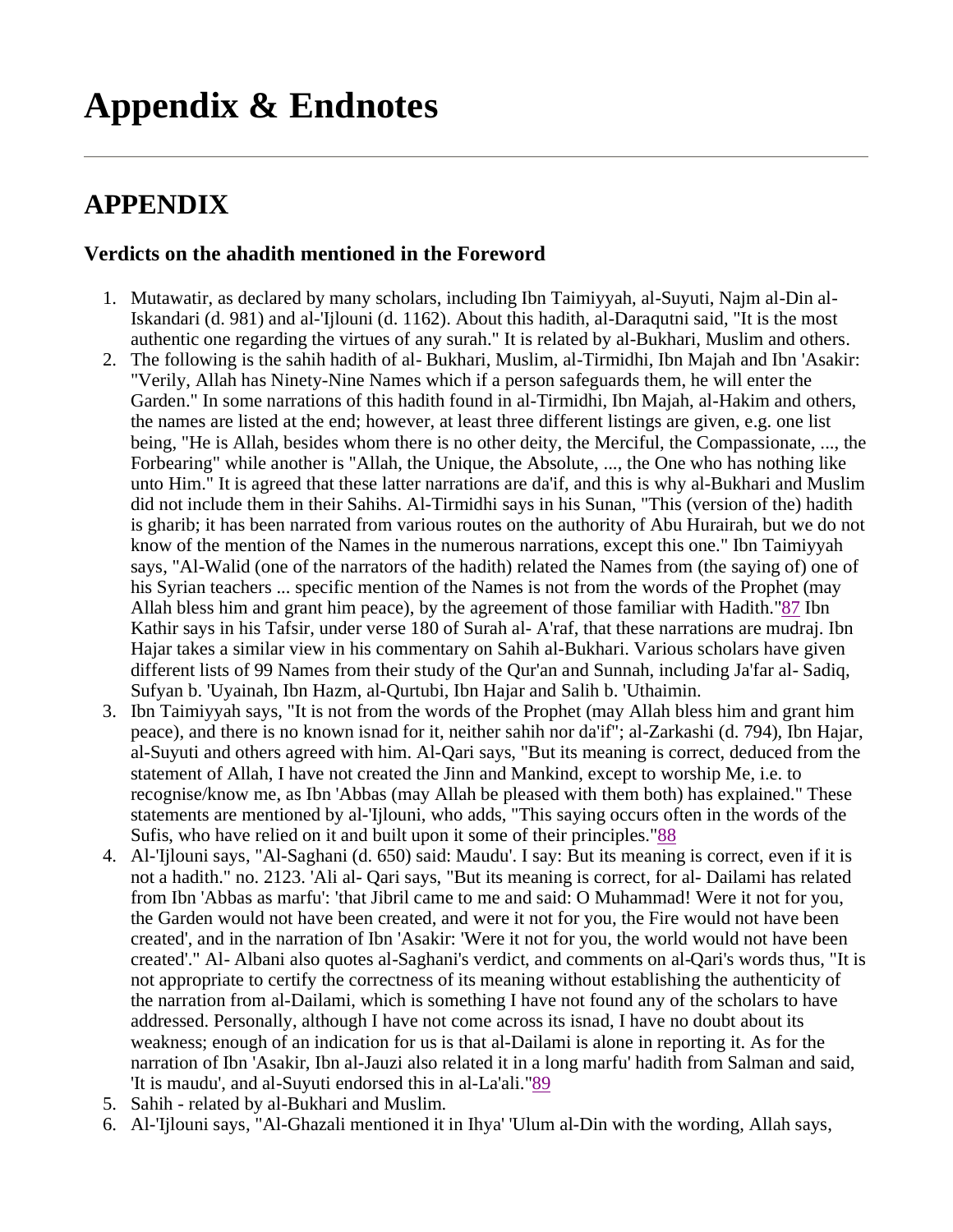# Appendix & Endnotes

---

## APPENDIX

### Verdicts on the ahadith mentioned in the Foreword

1. Mutawatir, as declared by many scholars, including Ibn Taimiyyah, al-Suyuti, Najm al-Din al-Iskandari (d. 981) and al-'Ijlouni (d. 1162). About this hadith, al-Daraqutni said, "It is the most authentic one regarding the virtues of any surah." It is related by al-Bukhari, Muslim and others.
2. The following is the sahih hadith of al- Bukhari, Muslim, al-Tirmidhi, Ibn Majah and Ibn 'Asakir: "Verily, Allah has Ninety-Nine Names which if a person safeguards them, he will enter the Garden." In some narrations of this hadith found in al-Tirmidhi, Ibn Majah, al-Hakim and others, the names are listed at the end; however, at least three different listings are given, e.g. one list being, "He is Allah, besides whom there is no other deity, the Merciful, the Compassionate, ..., the Forbearing" while another is "Allah, the Unique, the Absolute, ..., the One who has nothing like unto Him." It is agreed that these latter narrations are da'if, and this is why al-Bukhari and Muslim did not include them in their Sahihs. Al-Tirmidhi says in his Sunan, "This (version of the) hadith is gharib; it has been narrated from various routes on the authority of Abu Hurairah, but we do not know of the mention of the Names in the numerous narrations, except this one." Ibn Taimiyyah says, "Al-Walid (one of the narrators of the hadith) related the Names from (the saying of) one of his Syrian teachers ... specific mention of the Names is not from the words of the Prophet (may Allah bless him and grant him peace), by the agreement of those familiar with Hadith."[87] Ibn Kathir says in his Tafsir, under verse 180 of Surah al- A'raf, that these narrations are mudraj. Ibn Hajar takes a similar view in his commentary on Sahih al-Bukhari. Various scholars have given different lists of 99 Names from their study of the Qur'an and Sunnah, including Ja'far al- Sadiq, Sufyan b. 'Uyainah, Ibn Hazm, al-Qurtubi, Ibn Hajar and Salih b. 'Uthaimin.
3. Ibn Taimiyyah says, "It is not from the words of the Prophet (may Allah bless him and grant him peace), and there is no known isnad for it, neither sahih nor da'if"; al-Zarkashi (d. 794), Ibn Hajar, al-Suyuti and others agreed with him. Al-Qari says, "But its meaning is correct, deduced from the statement of Allah, I have not created the Jinn and Mankind, except to worship Me, i.e. to recognise/know me, as Ibn 'Abbas (may Allah be pleased with them both) has explained." These statements are mentioned by al-'Ijlouni, who adds, "This saying occurs often in the words of the Sufis, who have relied on it and built upon it some of their principles."[88]
4. Al-'Ijlouni says, "Al-Saghani (d. 650) said: Maudu'. I say: But its meaning is correct, even if it is not a hadith." no. 2123. 'Ali al- Qari says, "But its meaning is correct, for al- Dailami has related from Ibn 'Abbas as marfu': 'that Jibril came to me and said: O Muhammad! Were it not for you, the Garden would not have been created, and were it not for you, the Fire would not have been created', and in the narration of Ibn 'Asakir: 'Were it not for you, the world would not have been created'." Al- Albani also quotes al-Saghani's verdict, and comments on al-Qari's words thus, "It is not appropriate to certify the correctness of its meaning without establishing the authenticity of the narration from al-Dailami, which is something I have not found any of the scholars to have addressed. Personally, although I have not come across its isnad, I have no doubt about its weakness; enough of an indication for us is that al-Dailami is alone in reporting it. As for the narration of Ibn 'Asakir, Ibn al-Jauzi also related it in a long marfu' hadith from Salman and said, 'It is maudu', and al-Suyuti endorsed this in al-La'ali."[89]
5. Sahih - related by al-Bukhari and Muslim.
6. Al-'Ijlouni says, "Al-Ghazali mentioned it in Ihya' 'Ulum al-Din with the wording, Allah says,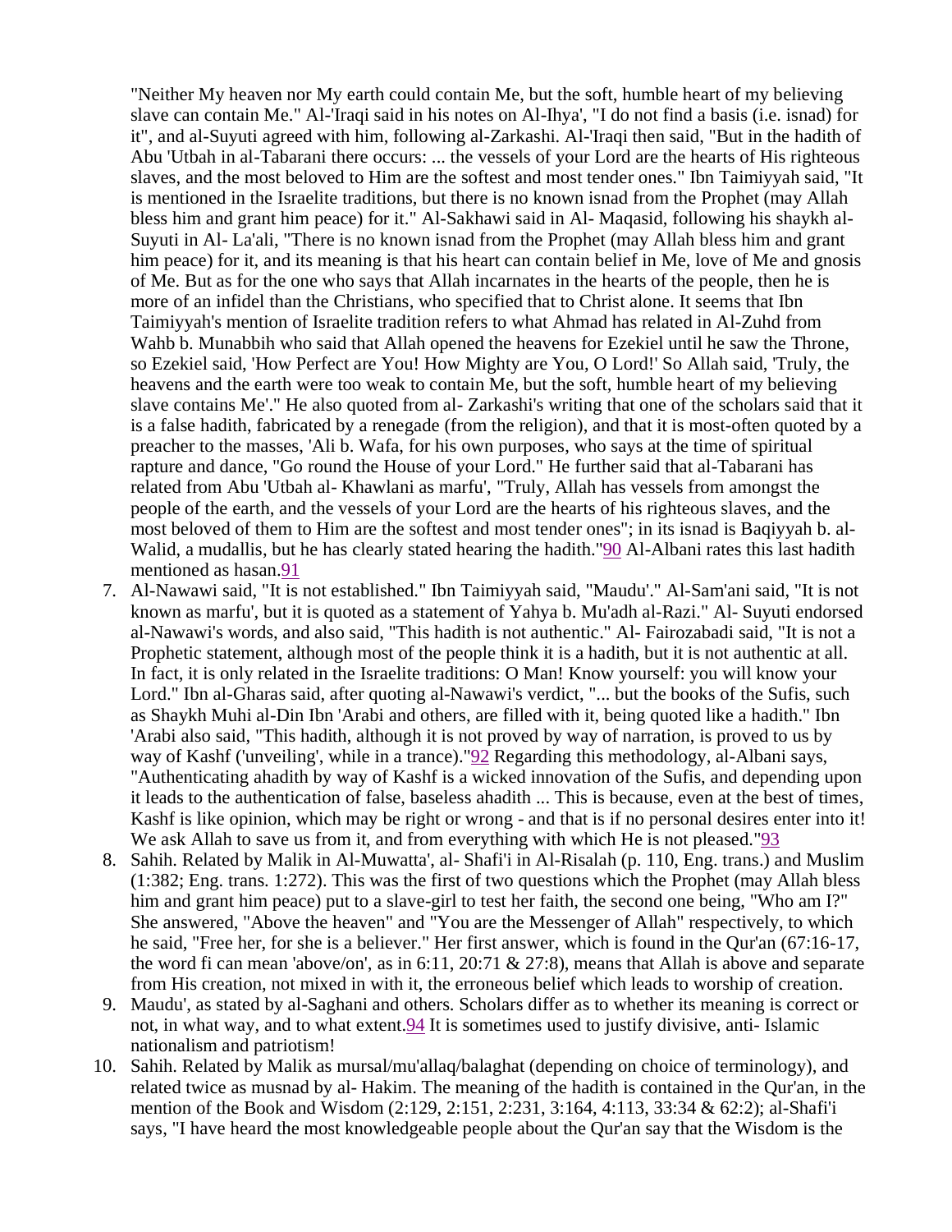"Neither My heaven nor My earth could contain Me, but the soft, humble heart of my believing slave can contain Me." Al-'Iraqi said in his notes on Al-Ihya', "I do not find a basis (i.e. isnad) for it", and al-Suyuti agreed with him, following al-Zarkashi. Al-'Iraqi then said, "But in the hadith of Abu 'Utbah in al-Tabarani there occurs: ... the vessels of your Lord are the hearts of His righteous slaves, and the most beloved to Him are the softest and most tender ones." Ibn Taimiyyah said, "It is mentioned in the Israelite traditions, but there is no known isnad from the Prophet (may Allah bless him and grant him peace) for it." Al-Sakhawi said in Al- Maqasid, following his shaykh al-Suyuti in Al- La'ali, "There is no known isnad from the Prophet (may Allah bless him and grant him peace) for it, and its meaning is that his heart can contain belief in Me, love of Me and gnosis of Me. But as for the one who says that Allah incarnates in the hearts of the people, then he is more of an infidel than the Christians, who specified that to Christ alone. It seems that Ibn Taimiyyah's mention of Israelite tradition refers to what Ahmad has related in Al-Zuhd from Wahb b. Munabbih who said that Allah opened the heavens for Ezekiel until he saw the Throne, so Ezekiel said, 'How Perfect are You! How Mighty are You, O Lord!' So Allah said, 'Truly, the heavens and the earth were too weak to contain Me, but the soft, humble heart of my believing slave contains Me'." He also quoted from al- Zarkashi's writing that one of the scholars said that it is a false hadith, fabricated by a renegade (from the religion), and that it is most-often quoted by a preacher to the masses, 'Ali b. Wafa, for his own purposes, who says at the time of spiritual rapture and dance, "Go round the House of your Lord." He further said that al-Tabarani has related from Abu 'Utbah al- Khawlani as marfu', "Truly, Allah has vessels from amongst the people of the earth, and the vessels of your Lord are the hearts of his righteous slaves, and the most beloved of them to Him are the softest and most tender ones"; in its isnad is Baqiyyah b. al-Walid, a mudallis, but he has clearly stated hearing the hadith."[90] Al-Albani rates this last hadith mentioned as hasan.[91]

7. Al-Nawawi said, "It is not established." Ibn Taimiyyah said, "Maudu'." Al-Sam'ani said, "It is not known as marfu', but it is quoted as a statement of Yahya b. Mu'adh al-Razi." Al- Suyuti endorsed al-Nawawi's words, and also said, "This hadith is not authentic." Al- Fairozabadi said, "It is not a Prophetic statement, although most of the people think it is a hadith, but it is not authentic at all. In fact, it is only related in the Israelite traditions: O Man! Know yourself: you will know your Lord." Ibn al-Gharas said, after quoting al-Nawawi's verdict, "... but the books of the Sufis, such as Shaykh Muhi al-Din Ibn 'Arabi and others, are filled with it, being quoted like a hadith." Ibn 'Arabi also said, "This hadith, although it is not proved by way of narration, is proved to us by way of Kashf ('unveiling', while in a trance)."[92] Regarding this methodology, al-Albani says, "Authenticating ahadith by way of Kashf is a wicked innovation of the Sufis, and depending upon it leads to the authentication of false, baseless ahadith ... This is because, even at the best of times, Kashf is like opinion, which may be right or wrong - and that is if no personal desires enter into it! We ask Allah to save us from it, and from everything with which He is not pleased."[93]
8. Sahih. Related by Malik in Al-Muwatta', al- Shafi'i in Al-Risalah (p. 110, Eng. trans.) and Muslim (1:382; Eng. trans. 1:272). This was the first of two questions which the Prophet (may Allah bless him and grant him peace) put to a slave-girl to test her faith, the second one being, "Who am I?" She answered, "Above the heaven" and "You are the Messenger of Allah" respectively, to which he said, "Free her, for she is a believer." Her first answer, which is found in the Qur'an (67:16-17, the word fi can mean 'above/on', as in 6:11, 20:71 & 27:8), means that Allah is above and separate from His creation, not mixed in with it, the erroneous belief which leads to worship of creation.
9. Maudu', as stated by al-Saghani and others. Scholars differ as to whether its meaning is correct or not, in what way, and to what extent.[94] It is sometimes used to justify divisive, anti- Islamic nationalism and patriotism!
10. Sahih. Related by Malik as mursal/mu'allaq/balaghat (depending on choice of terminology), and related twice as musnad by al- Hakim. The meaning of the hadith is contained in the Qur'an, in the mention of the Book and Wisdom (2:129, 2:151, 2:231, 3:164, 4:113, 33:34 & 62:2); al-Shafi'i says, "I have heard the most knowledgeable people about the Qur'an say that the Wisdom is the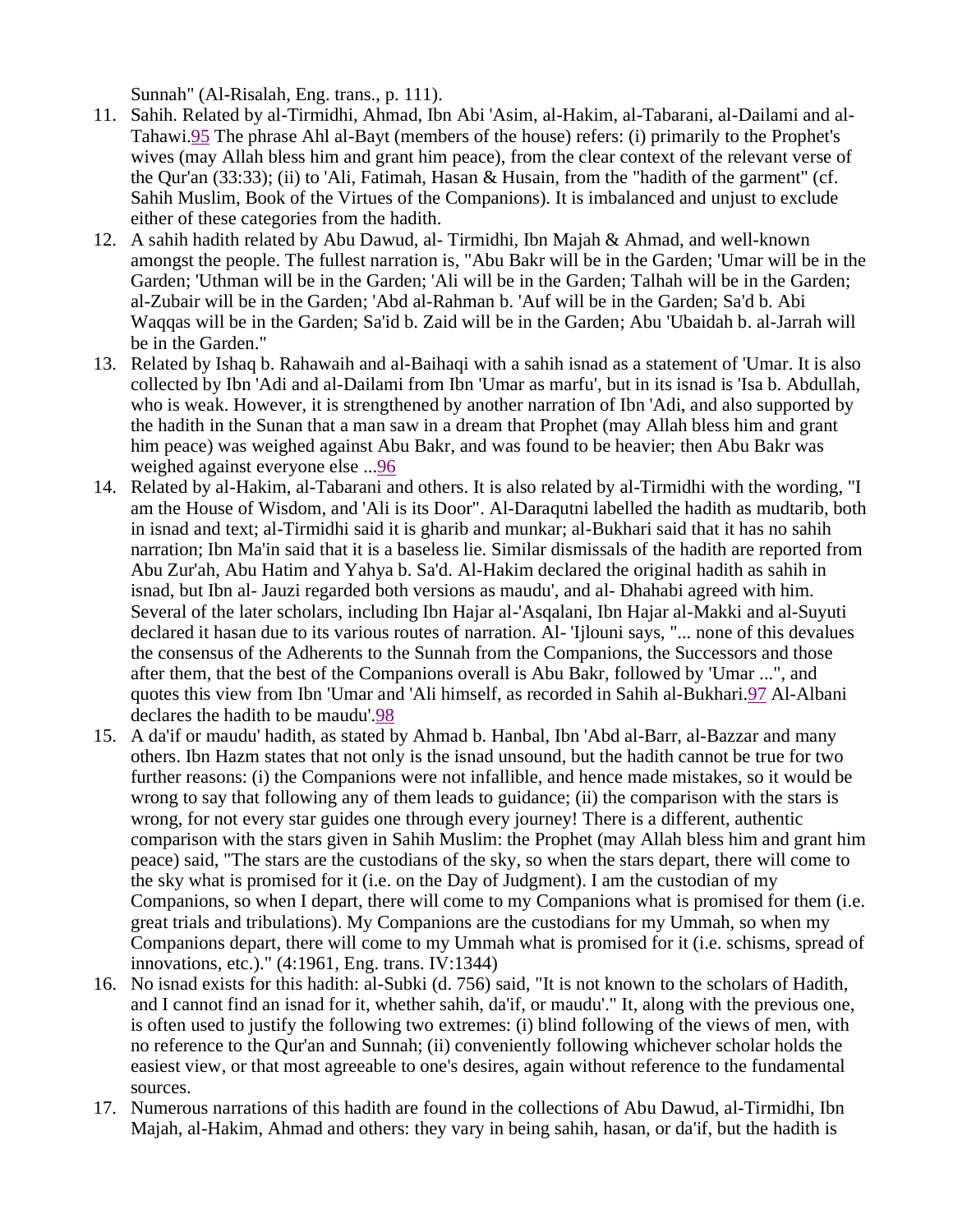Sunnah" (Al-Risalah, Eng. trans., p. 111).

11. Sahih. Related by al-Tirmidhi, Ahmad, Ibn Abi 'Asim, al-Hakim, al-Tabarani, al-Dailami and al-Tahawi.[95] The phrase Ahl al-Bayt (members of the house) refers: (i) primarily to the Prophet's wives (may Allah bless him and grant him peace), from the clear context of the relevant verse of the Qur'an (33:33); (ii) to 'Ali, Fatimah, Hasan & Husain, from the "hadith of the garment" (cf. Sahih Muslim, Book of the Virtues of the Companions). It is imbalanced and unjust to exclude either of these categories from the hadith.
12. A sahih hadith related by Abu Dawud, al- Tirmidhi, Ibn Majah & Ahmad, and well-known amongst the people. The fullest narration is, "Abu Bakr will be in the Garden; 'Umar will be in the Garden; 'Uthman will be in the Garden; 'Ali will be in the Garden; Talhah will be in the Garden; al-Zubair will be in the Garden; 'Abd al-Rahman b. 'Auf will be in the Garden; Sa'd b. Abi Waqqas will be in the Garden; Sa'id b. Zaid will be in the Garden; Abu 'Ubaidah b. al-Jarrah will be in the Garden."
13. Related by Ishaq b. Rahawaih and al-Baihaqi with a sahih isnad as a statement of 'Umar. It is also collected by Ibn 'Adi and al-Dailami from Ibn 'Umar as marfu', but in its isnad is 'Isa b. Abdullah, who is weak. However, it is strengthened by another narration of Ibn 'Adi, and also supported by the hadith in the Sunan that a man saw in a dream that Prophet (may Allah bless him and grant him peace) was weighed against Abu Bakr, and was found to be heavier; then Abu Bakr was weighed against everyone else ...[96]
14. Related by al-Hakim, al-Tabarani and others. It is also related by al-Tirmidhi with the wording, "I am the House of Wisdom, and 'Ali is its Door". Al-Daraqutni labelled the hadith as mudtarib, both in isnad and text; al-Tirmidhi said it is gharib and munkar; al-Bukhari said that it has no sahih narration; Ibn Ma'in said that it is a baseless lie. Similar dismissals of the hadith are reported from Abu Zur'ah, Abu Hatim and Yahya b. Sa'd. Al-Hakim declared the original hadith as sahih in isnad, but Ibn al- Jauzi regarded both versions as maudu', and al- Dhahabi agreed with him. Several of the later scholars, including Ibn Hajar al-'Asqalani, Ibn Hajar al-Makki and al-Suyuti declared it hasan due to its various routes of narration. Al- 'Ijlouni says, "... none of this devalues the consensus of the Adherents to the Sunnah from the Companions, the Successors and those after them, that the best of the Companions overall is Abu Bakr, followed by 'Umar ...", and quotes this view from Ibn 'Umar and 'Ali himself, as recorded in Sahih al-Bukhari.[97] Al-Albani declares the hadith to be maudu'.[98]
15. A da'if or maudu' hadith, as stated by Ahmad b. Hanbal, Ibn 'Abd al-Barr, al-Bazzar and many others. Ibn Hazm states that not only is the isnad unsound, but the hadith cannot be true for two further reasons: (i) the Companions were not infallible, and hence made mistakes, so it would be wrong to say that following any of them leads to guidance; (ii) the comparison with the stars is wrong, for not every star guides one through every journey! There is a different, authentic comparison with the stars given in Sahih Muslim: the Prophet (may Allah bless him and grant him peace) said, "The stars are the custodians of the sky, so when the stars depart, there will come to the sky what is promised for it (i.e. on the Day of Judgment). I am the custodian of my Companions, so when I depart, there will come to my Companions what is promised for them (i.e. great trials and tribulations). My Companions are the custodians for my Ummah, so when my Companions depart, there will come to my Ummah what is promised for it (i.e. schisms, spread of innovations, etc.)." (4:1961, Eng. trans. IV:1344)
16. No isnad exists for this hadith: al-Subki (d. 756) said, "It is not known to the scholars of Hadith, and I cannot find an isnad for it, whether sahih, da'if, or maudu'." It, along with the previous one, is often used to justify the following two extremes: (i) blind following of the views of men, with no reference to the Qur'an and Sunnah; (ii) conveniently following whichever scholar holds the easiest view, or that most agreeable to one's desires, again without reference to the fundamental sources.
17. Numerous narrations of this hadith are found in the collections of Abu Dawud, al-Tirmidhi, Ibn Majah, al-Hakim, Ahmad and others: they vary in being sahih, hasan, or da'if, but the hadith is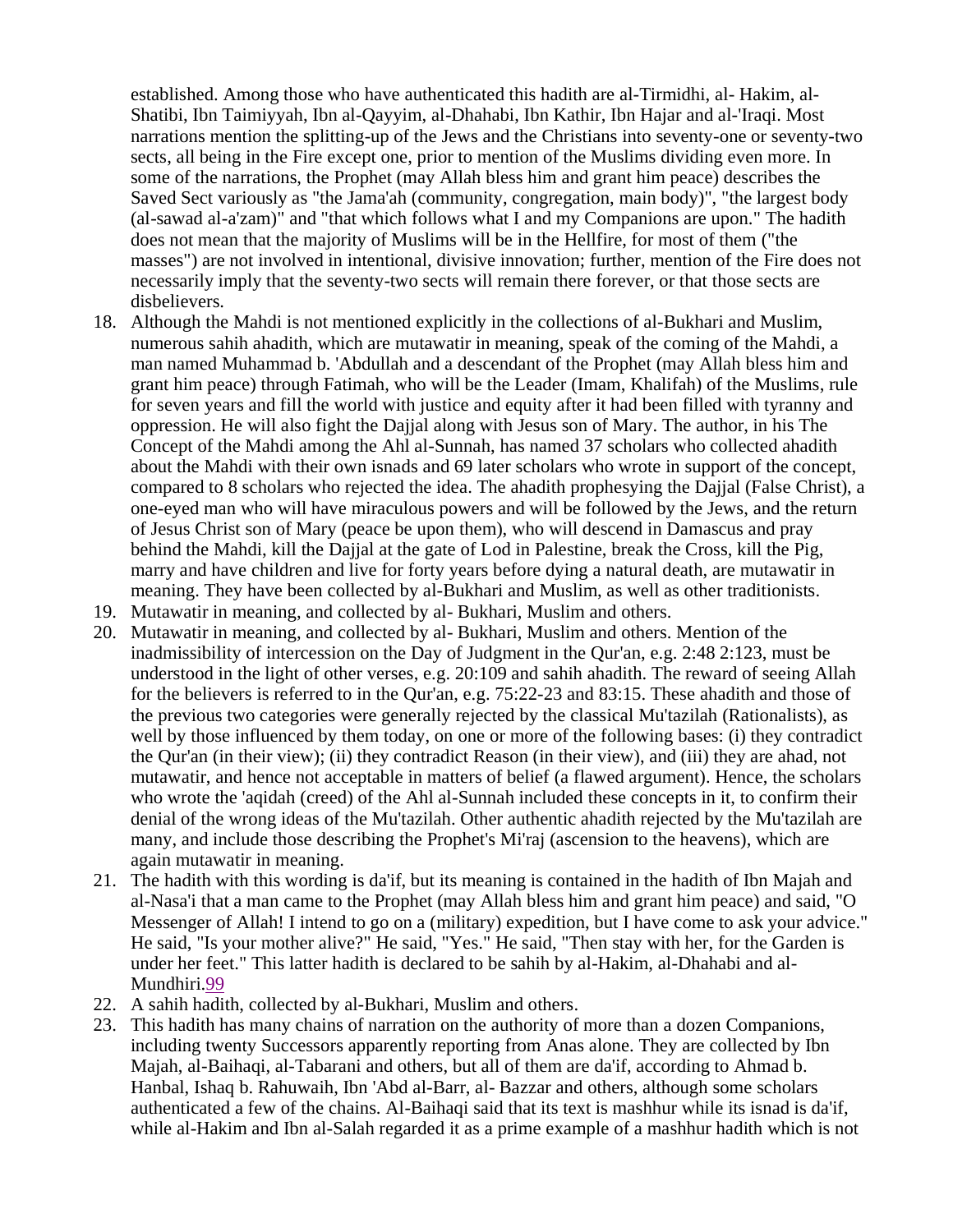established. Among those who have authenticated this hadith are al-Tirmidhi, al- Hakim, al-Shatibi, Ibn Taimiyyah, Ibn al-Qayyim, al-Dhahabi, Ibn Kathir, Ibn Hajar and al-'Iraqi. Most narrations mention the splitting-up of the Jews and the Christians into seventy-one or seventy-two sects, all being in the Fire except one, prior to mention of the Muslims dividing even more. In some of the narrations, the Prophet (may Allah bless him and grant him peace) describes the Saved Sect variously as "the Jama'ah (community, congregation, main body)", "the largest body (al-sawad al-a'zam)" and "that which follows what I and my Companions are upon." The hadith does not mean that the majority of Muslims will be in the Hellfire, for most of them ("the masses") are not involved in intentional, divisive innovation; further, mention of the Fire does not necessarily imply that the seventy-two sects will remain there forever, or that those sects are disbelievers.

18. Although the Mahdi is not mentioned explicitly in the collections of al-Bukhari and Muslim, numerous sahih ahadith, which are mutawatir in meaning, speak of the coming of the Mahdi, a man named Muhammad b. 'Abdullah and a descendant of the Prophet (may Allah bless him and grant him peace) through Fatimah, who will be the Leader (Imam, Khalifah) of the Muslims, rule for seven years and fill the world with justice and equity after it had been filled with tyranny and oppression. He will also fight the Dajjal along with Jesus son of Mary. The author, in his The Concept of the Mahdi among the Ahl al-Sunnah, has named 37 scholars who collected ahadith about the Mahdi with their own isnads and 69 later scholars who wrote in support of the concept, compared to 8 scholars who rejected the idea. The ahadith prophesying the Dajjal (False Christ), a one-eyed man who will have miraculous powers and will be followed by the Jews, and the return of Jesus Christ son of Mary (peace be upon them), who will descend in Damascus and pray behind the Mahdi, kill the Dajjal at the gate of Lod in Palestine, break the Cross, kill the Pig, marry and have children and live for forty years before dying a natural death, are mutawatir in meaning. They have been collected by al-Bukhari and Muslim, as well as other traditionists.
19. Mutawatir in meaning, and collected by al- Bukhari, Muslim and others.
20. Mutawatir in meaning, and collected by al- Bukhari, Muslim and others. Mention of the inadmissibility of intercession on the Day of Judgment in the Qur'an, e.g. 2:48 2:123, must be understood in the light of other verses, e.g. 20:109 and sahih ahadith. The reward of seeing Allah for the believers is referred to in the Qur'an, e.g. 75:22-23 and 83:15. These ahadith and those of the previous two categories were generally rejected by the classical Mu'tazilah (Rationalists), as well by those influenced by them today, on one or more of the following bases: (i) they contradict the Qur'an (in their view); (ii) they contradict Reason (in their view), and (iii) they are ahad, not mutawatir, and hence not acceptable in matters of belief (a flawed argument). Hence, the scholars who wrote the 'aqidah (creed) of the Ahl al-Sunnah included these concepts in it, to confirm their denial of the wrong ideas of the Mu'tazilah. Other authentic ahadith rejected by the Mu'tazilah are many, and include those describing the Prophet's Mi'raj (ascension to the heavens), which are again mutawatir in meaning.
21. The hadith with this wording is da'if, but its meaning is contained in the hadith of Ibn Majah and al-Nasa'i that a man came to the Prophet (may Allah bless him and grant him peace) and said, "O Messenger of Allah! I intend to go on a (military) expedition, but I have come to ask your advice." He said, "Is your mother alive?" He said, "Yes." He said, "Then stay with her, for the Garden is under her feet." This latter hadith is declared to be sahih by al-Hakim, al-Dhahabi and al-Mundhiri.99
22. A sahih hadith, collected by al-Bukhari, Muslim and others.
23. This hadith has many chains of narration on the authority of more than a dozen Companions, including twenty Successors apparently reporting from Anas alone. They are collected by Ibn Majah, al-Baihaqi, al-Tabarani and others, but all of them are da'if, according to Ahmad b. Hanbal, Ishaq b. Rahuwaih, Ibn 'Abd al-Barr, al- Bazzar and others, although some scholars authenticated a few of the chains. Al-Baihaqi said that its text is mashhur while its isnad is da'if, while al-Hakim and Ibn al-Salah regarded it as a prime example of a mashhur hadith which is not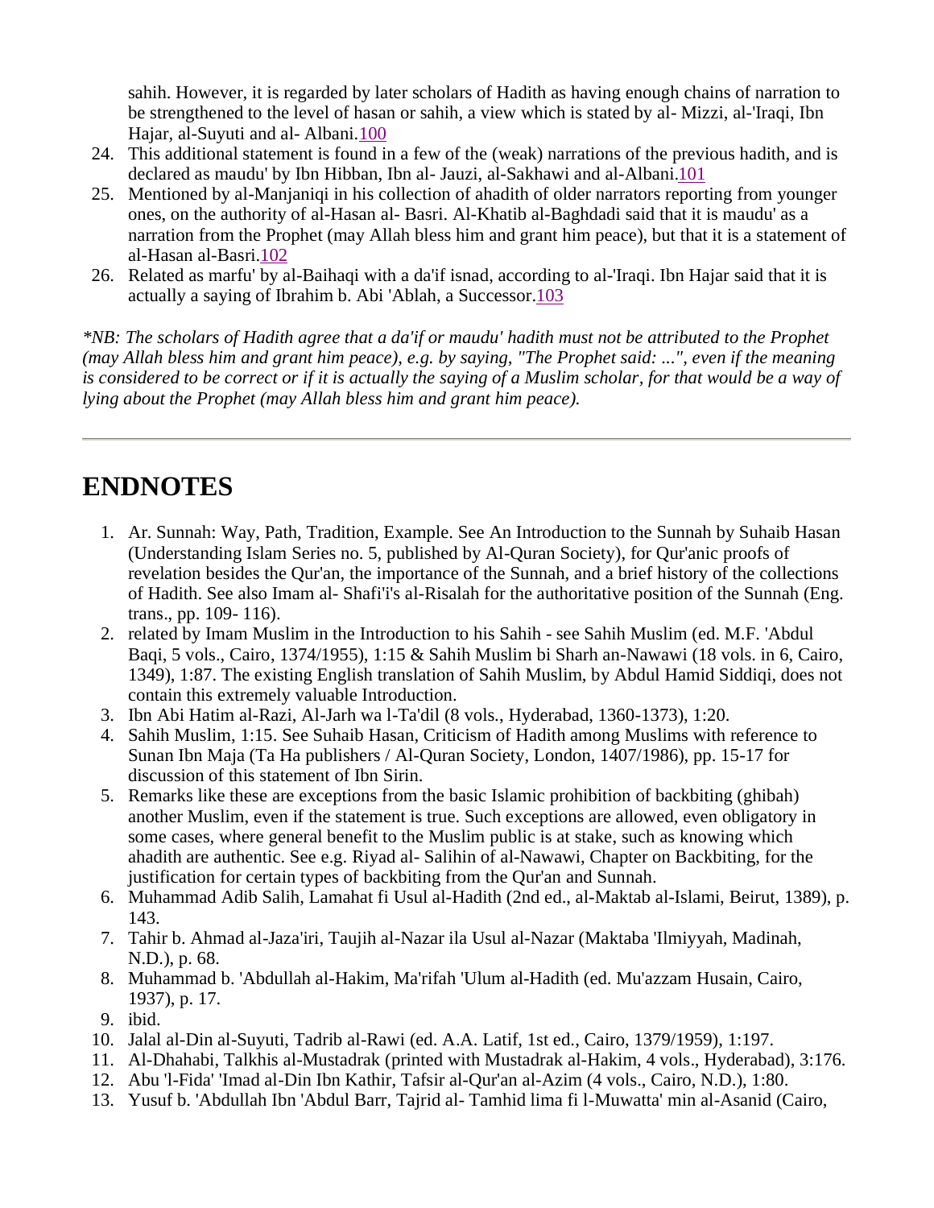sahih. However, it is regarded by later scholars of Hadith as having enough chains of narration to be strengthened to the level of hasan or sahih, a view which is stated by al- Mizzi, al-'Iraqi, Ibn Hajar, al-Suyuti and al- Albani.100

24. This additional statement is found in a few of the (weak) narrations of the previous hadith, and is declared as maudu' by Ibn Hibban, Ibn al- Jauzi, al-Sakhawi and al-Albani.101
25. Mentioned by al-Manjaniqi in his collection of ahadith of older narrators reporting from younger ones, on the authority of al-Hasan al- Basri. Al-Khatib al-Baghdadi said that it is maudu' as a narration from the Prophet (may Allah bless him and grant him peace), but that it is a statement of al-Hasan al-Basri.102
26. Related as marfu' by al-Baihaqi with a da'if isnad, according to al-'Iraqi. Ibn Hajar said that it is actually a saying of Ibrahim b. Abi 'Ablah, a Successor.103

*\*NB: The scholars of Hadith agree that a da'if or maudu' hadith must not be attributed to the Prophet (may Allah bless him and grant him peace), e.g. by saying, "The Prophet said: ...", even if the meaning is considered to be correct or if it is actually the saying of a Muslim scholar, for that would be a way of lying about the Prophet (may Allah bless him and grant him peace).*

---

## ENDNOTES

1. Ar. Sunnah: Way, Path, Tradition, Example. See An Introduction to the Sunnah by Suhaib Hasan (Understanding Islam Series no. 5, published by Al-Quran Society), for Qur'anic proofs of revelation besides the Qur'an, the importance of the Sunnah, and a brief history of the collections of Hadith. See also Imam al- Shafi'i's al-Risalah for the authoritative position of the Sunnah (Eng. trans., pp. 109- 116).
2. related by Imam Muslim in the Introduction to his Sahih - see Sahih Muslim (ed. M.F. 'Abdul Baqi, 5 vols., Cairo, 1374/1955), 1:15 & Sahih Muslim bi Sharh an-Nawawi (18 vols. in 6, Cairo, 1349), 1:87. The existing English translation of Sahih Muslim, by Abdul Hamid Siddiqi, does not contain this extremely valuable Introduction.
3. Ibn Abi Hatim al-Razi, Al-Jarh wa l-Ta'dil (8 vols., Hyderabad, 1360-1373), 1:20.
4. Sahih Muslim, 1:15. See Suhaib Hasan, Criticism of Hadith among Muslims with reference to Sunan Ibn Maja (Ta Ha publishers / Al-Quran Society, London, 1407/1986), pp. 15-17 for discussion of this statement of Ibn Sirin.
5. Remarks like these are exceptions from the basic Islamic prohibition of backbiting (ghibah) another Muslim, even if the statement is true. Such exceptions are allowed, even obligatory in some cases, where general benefit to the Muslim public is at stake, such as knowing which ahadith are authentic. See e.g. Riyad al- Salihin of al-Nawawi, Chapter on Backbiting, for the justification for certain types of backbiting from the Qur'an and Sunnah.
6. Muhammad Adib Salih, Lamahat fi Usul al-Hadith (2nd ed., al-Maktab al-Islami, Beirut, 1389), p. 143.
7. Tahir b. Ahmad al-Jaza'iri, Taujih al-Nazar ila Usul al-Nazar (Maktaba 'Ilmiyyah, Madinah, N.D.), p. 68.
8. Muhammad b. 'Abdullah al-Hakim, Ma'rifah 'Ulum al-Hadith (ed. Mu'azzam Husain, Cairo, 1937), p. 17.
9. ibid.
10. Jalal al-Din al-Suyuti, Tadrib al-Rawi (ed. A.A. Latif, 1st ed., Cairo, 1379/1959), 1:197.
11. Al-Dhahabi, Talkhis al-Mustadrak (printed with Mustadrak al-Hakim, 4 vols., Hyderabad), 3:176.
12. Abu 'l-Fida' 'Imad al-Din Ibn Kathir, Tafsir al-Qur'an al-Azim (4 vols., Cairo, N.D.), 1:80.
13. Yusuf b. 'Abdullah Ibn 'Abdul Barr, Tajrid al- Tamhid lima fi l-Muwatta' min al-Asanid (Cairo,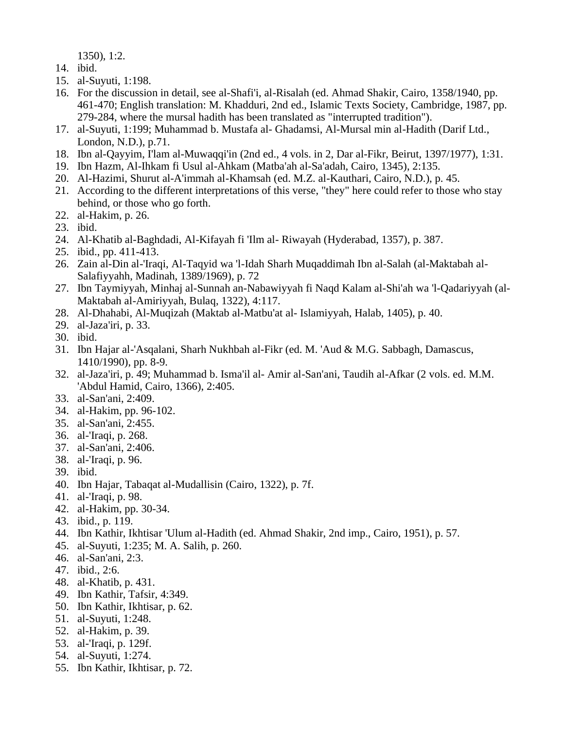1350), 1:2.

14. ibid.
15. al-Suyuti, 1:198.
16. For the discussion in detail, see al-Shafi'i, al-Risalah (ed. Ahmad Shakir, Cairo, 1358/1940, pp. 461-470; English translation: M. Khadduri, 2nd ed., Islamic Texts Society, Cambridge, 1987, pp. 279-284, where the mursal hadith has been translated as "interrupted tradition").
17. al-Suyuti, 1:199; Muhammad b. Mustafa al- Ghadamsi, Al-Mursal min al-Hadith (Darif Ltd., London, N.D.), p.71.
18. Ibn al-Qayyim, I'lam al-Muwaqqi'in (2nd ed., 4 vols. in 2, Dar al-Fikr, Beirut, 1397/1977), 1:31.
19. Ibn Hazm, Al-Ihkam fi Usul al-Ahkam (Matba'ah al-Sa'adah, Cairo, 1345), 2:135.
20. Al-Hazimi, Shurut al-A'immah al-Khamsah (ed. M.Z. al-Kauthari, Cairo, N.D.), p. 45.
21. According to the different interpretations of this verse, "they" here could refer to those who stay behind, or those who go forth.
22. al-Hakim, p. 26.
23. ibid.
24. Al-Khatib al-Baghdadi, Al-Kifayah fi 'Ilm al- Riwayah (Hyderabad, 1357), p. 387.
25. ibid., pp. 411-413.
26. Zain al-Din al-'Iraqi, Al-Taqyid wa 'l-Idah Sharh Muqaddimah Ibn al-Salah (al-Maktabah al-Salafiyyahh, Madinah, 1389/1969), p. 72
27. Ibn Taymiyyah, Minhaj al-Sunnah an-Nabawiyyah fi Naqd Kalam al-Shi'ah wa 'l-Qadariyyah (al-Maktabah al-Amiriyyah, Bulaq, 1322), 4:117.
28. Al-Dhahabi, Al-Muqizah (Maktab al-Matbu'at al- Islamiyyah, Halab, 1405), p. 40.
29. al-Jaza'iri, p. 33.
30. ibid.
31. Ibn Hajar al-'Asqalani, Sharh Nukhbah al-Fikr (ed. M. 'Aud & M.G. Sabbagh, Damascus, 1410/1990), pp. 8-9.
32. al-Jaza'iri, p. 49; Muhammad b. Isma'il al- Amir al-San'ani, Taudih al-Afkar (2 vols. ed. M.M. 'Abdul Hamid, Cairo, 1366), 2:405.
33. al-San'ani, 2:409.
34. al-Hakim, pp. 96-102.
35. al-San'ani, 2:455.
36. al-'Iraqi, p. 268.
37. al-San'ani, 2:406.
38. al-'Iraqi, p. 96.
39. ibid.
40. Ibn Hajar, Tabaqat al-Mudallisin (Cairo, 1322), p. 7f.
41. al-'Iraqi, p. 98.
42. al-Hakim, pp. 30-34.
43. ibid., p. 119.
44. Ibn Kathir, Ikhtisar 'Ulum al-Hadith (ed. Ahmad Shakir, 2nd imp., Cairo, 1951), p. 57.
45. al-Suyuti, 1:235; M. A. Salih, p. 260.
46. al-San'ani, 2:3.
47. ibid., 2:6.
48. al-Khatib, p. 431.
49. Ibn Kathir, Tafsir, 4:349.
50. Ibn Kathir, Ikhtisar, p. 62.
51. al-Suyuti, 1:248.
52. al-Hakim, p. 39.
53. al-'Iraqi, p. 129f.
54. al-Suyuti, 1:274.
55. Ibn Kathir, Ikhtisar, p. 72.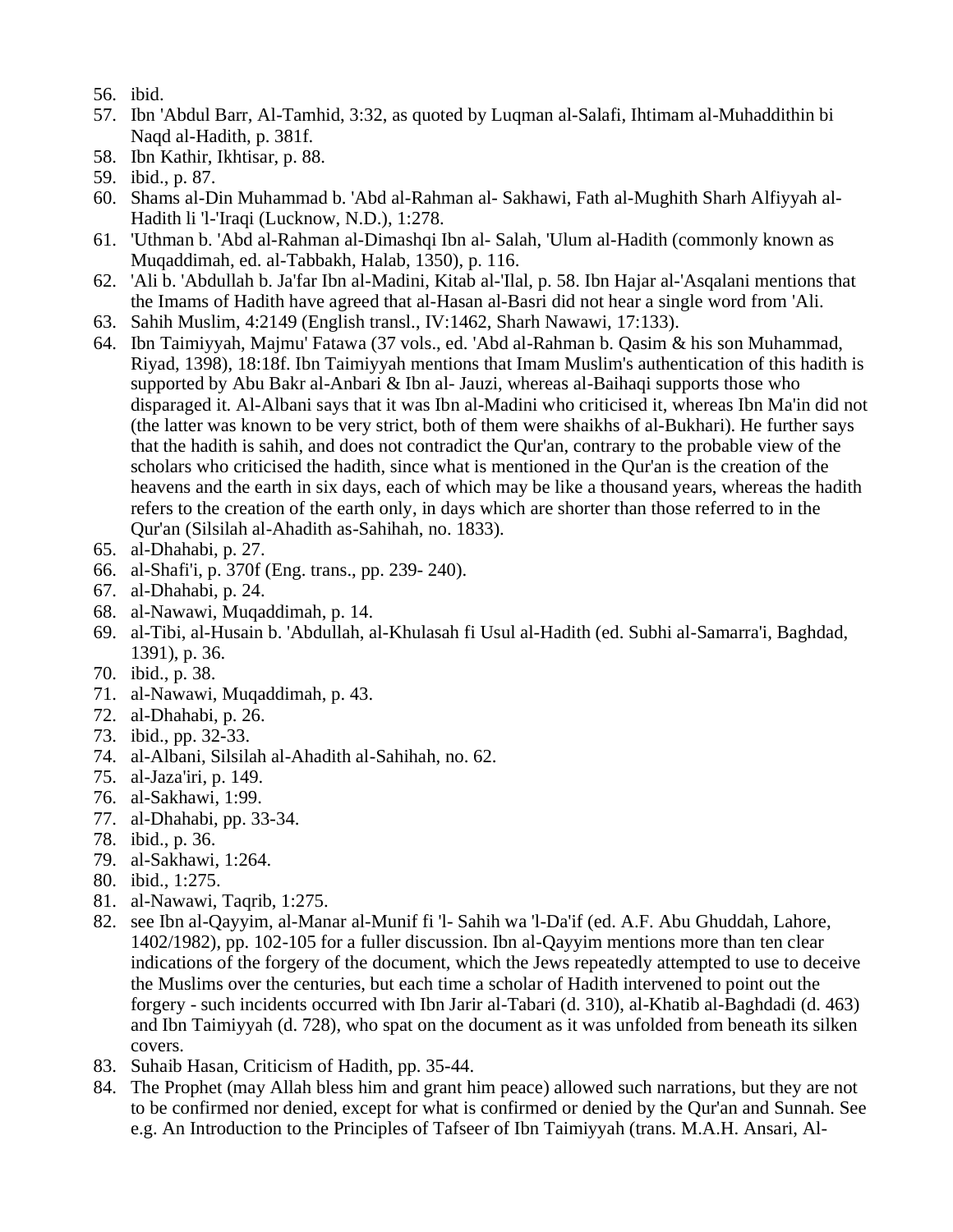56. ibid.
57. Ibn 'Abdul Barr, Al-Tamhid, 3:32, as quoted by Luqman al-Salafi, Ihtimam al-Muhaddithin bi Naqd al-Hadith, p. 381f.
58. Ibn Kathir, Ikhtisar, p. 88.
59. ibid., p. 87.
60. Shams al-Din Muhammad b. 'Abd al-Rahman al- Sakhawi, Fath al-Mughith Sharh Alfiyyah al-Hadith li 'l-'Iraqi (Lucknow, N.D.), 1:278.
61. 'Uthman b. 'Abd al-Rahman al-Dimashqi Ibn al- Salah, 'Ulum al-Hadith (commonly known as Muqaddimah, ed. al-Tabbakh, Halab, 1350), p. 116.
62. 'Ali b. 'Abdullah b. Ja'far Ibn al-Madini, Kitab al-'Ilal, p. 58. Ibn Hajar al-'Asqalani mentions that the Imams of Hadith have agreed that al-Hasan al-Basri did not hear a single word from 'Ali.
63. Sahih Muslim, 4:2149 (English transl., IV:1462, Sharh Nawawi, 17:133).
64. Ibn Taimiyyah, Majmu' Fatawa (37 vols., ed. 'Abd al-Rahman b. Qasim & his son Muhammad, Riyad, 1398), 18:18f. Ibn Taimiyyah mentions that Imam Muslim's authentication of this hadith is supported by Abu Bakr al-Anbari & Ibn al- Jauzi, whereas al-Baihaqi supports those who disparaged it. Al-Albani says that it was Ibn al-Madini who criticised it, whereas Ibn Ma'in did not (the latter was known to be very strict, both of them were shaikhs of al-Bukhari). He further says that the hadith is sahih, and does not contradict the Qur'an, contrary to the probable view of the scholars who criticised the hadith, since what is mentioned in the Qur'an is the creation of the heavens and the earth in six days, each of which may be like a thousand years, whereas the hadith refers to the creation of the earth only, in days which are shorter than those referred to in the Qur'an (Silsilah al-Ahadith as-Sahihah, no. 1833).
65. al-Dhahabi, p. 27.
66. al-Shafi'i, p. 370f (Eng. trans., pp. 239- 240).
67. al-Dhahabi, p. 24.
68. al-Nawawi, Muqaddimah, p. 14.
69. al-Tibi, al-Husain b. 'Abdullah, al-Khulasah fi Usul al-Hadith (ed. Subhi al-Samarra'i, Baghdad, 1391), p. 36.
70. ibid., p. 38.
71. al-Nawawi, Muqaddimah, p. 43.
72. al-Dhahabi, p. 26.
73. ibid., pp. 32-33.
74. al-Albani, Silsilah al-Ahadith al-Sahihah, no. 62.
75. al-Jaza'iri, p. 149.
76. al-Sakhawi, 1:99.
77. al-Dhahabi, pp. 33-34.
78. ibid., p. 36.
79. al-Sakhawi, 1:264.
80. ibid., 1:275.
81. al-Nawawi, Taqrib, 1:275.
82. see Ibn al-Qayyim, al-Manar al-Munif fi 'l- Sahih wa 'l-Da'if (ed. A.F. Abu Ghuddah, Lahore, 1402/1982), pp. 102-105 for a fuller discussion. Ibn al-Qayyim mentions more than ten clear indications of the forgery of the document, which the Jews repeatedly attempted to use to deceive the Muslims over the centuries, but each time a scholar of Hadith intervened to point out the forgery - such incidents occurred with Ibn Jarir al-Tabari (d. 310), al-Khatib al-Baghdadi (d. 463) and Ibn Taimiyyah (d. 728), who spat on the document as it was unfolded from beneath its silken covers.
83. Suhaib Hasan, Criticism of Hadith, pp. 35-44.
84. The Prophet (may Allah bless him and grant him peace) allowed such narrations, but they are not to be confirmed nor denied, except for what is confirmed or denied by the Qur'an and Sunnah. See e.g. An Introduction to the Principles of Tafseer of Ibn Taimiyyah (trans. M.A.H. Ansari, Al-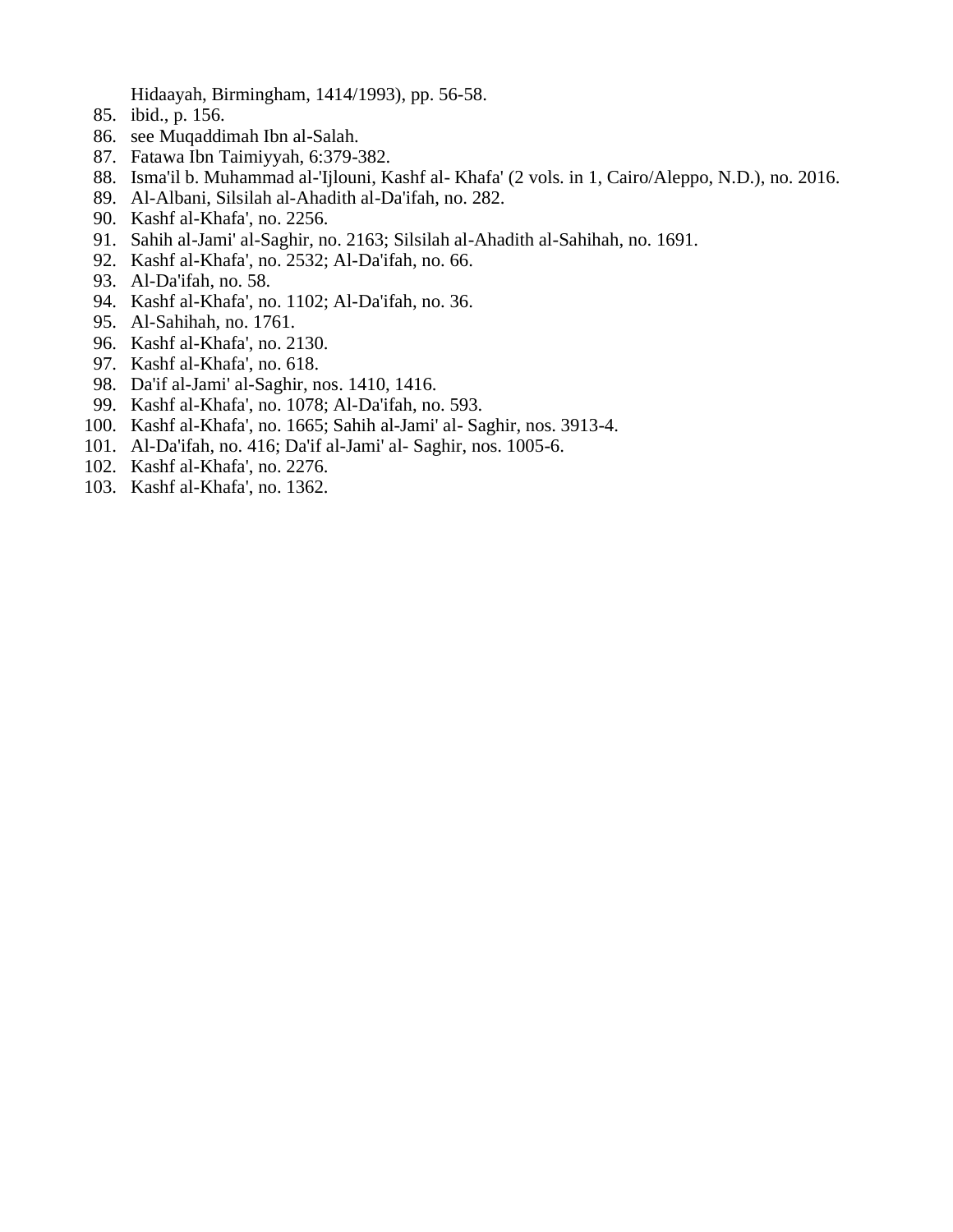Hidaayah, Birmingham, 1414/1993), pp. 56-58.

85. ibid., p. 156.
86. see Muqaddimah Ibn al-Salah.
87. Fatawa Ibn Taimiyyah, 6:379-382.
88. Isma'il b. Muhammad al-'Ijlouni, Kashf al- Khafa' (2 vols. in 1, Cairo/Aleppo, N.D.), no. 2016.
89. Al-Albani, Silsilah al-Ahadith al-Da'ifah, no. 282.
90. Kashf al-Khafa', no. 2256.
91. Sahih al-Jami' al-Saghir, no. 2163; Silsilah al-Ahadith al-Sahihah, no. 1691.
92. Kashf al-Khafa', no. 2532; Al-Da'ifah, no. 66.
93. Al-Da'ifah, no. 58.
94. Kashf al-Khafa', no. 1102; Al-Da'ifah, no. 36.
95. Al-Sahihah, no. 1761.
96. Kashf al-Khafa', no. 2130.
97. Kashf al-Khafa', no. 618.
98. Da'if al-Jami' al-Saghir, nos. 1410, 1416.
99. Kashf al-Khafa', no. 1078; Al-Da'ifah, no. 593.
100. Kashf al-Khafa', no. 1665; Sahih al-Jami' al- Saghir, nos. 3913-4.
101. Al-Da'ifah, no. 416; Da'if al-Jami' al- Saghir, nos. 1005-6.
102. Kashf al-Khafa', no. 2276.
103. Kashf al-Khafa', no. 1362.